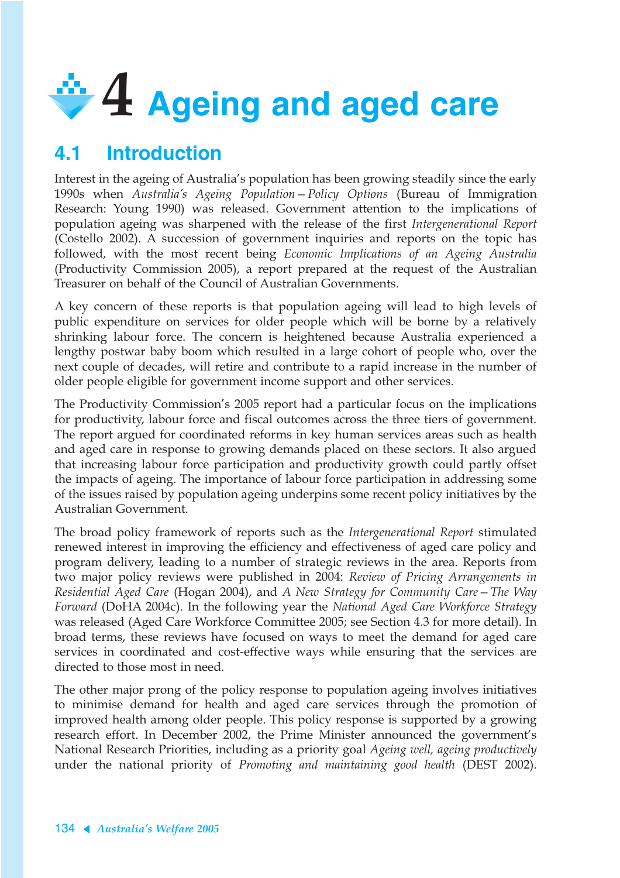# 4 Ageing and aged care

## 4.1 Introduction

Interest in the ageing of Australia's population has been growing steadily since the early 1990s when *Australia's Ageing Population – Policy Options* (Bureau of Immigration Research: Young 1990) was released. Government attention to the implications of population ageing was sharpened with the release of the first *Intergenerational Report* (Costello 2002). A succession of government inquiries and reports on the topic has followed, with the most recent being *Economic Implications of an Ageing Australia* (Productivity Commission 2005), a report prepared at the request of the Australian Treasurer on behalf of the Council of Australian Governments.

A key concern of these reports is that population ageing will lead to high levels of public expenditure on services for older people which will be borne by a relatively shrinking labour force. The concern is heightened because Australia experienced a lengthy postwar baby boom which resulted in a large cohort of people who, over the next couple of decades, will retire and contribute to a rapid increase in the number of older people eligible for government income support and other services.

The Productivity Commission's 2005 report had a particular focus on the implications for productivity, labour force and fiscal outcomes across the three tiers of government. The report argued for coordinated reforms in key human services areas such as health and aged care in response to growing demands placed on these sectors. It also argued that increasing labour force participation and productivity growth could partly offset the impacts of ageing. The importance of labour force participation in addressing some of the issues raised by population ageing underpins some recent policy initiatives by the Australian Government.

The broad policy framework of reports such as the *Intergenerational Report* stimulated renewed interest in improving the efficiency and effectiveness of aged care policy and program delivery, leading to a number of strategic reviews in the area. Reports from two major policy reviews were published in 2004: *Review of Pricing Arrangements in Residential Aged Care* (Hogan 2004), and *A New Strategy for Community Care – The Way Forward* (DoHA 2004c). In the following year the *National Aged Care Workforce Strategy* was released (Aged Care Workforce Committee 2005; see Section 4.3 for more detail). In broad terms, these reviews have focused on ways to meet the demand for aged care services in coordinated and cost-effective ways while ensuring that the services are directed to those most in need.

The other major prong of the policy response to population ageing involves initiatives to minimise demand for health and aged care services through the promotion of improved health among older people. This policy response is supported by a growing research effort. In December 2002, the Prime Minister announced the government's National Research Priorities, including as a priority goal *Ageing well, ageing productively* under the national priority of *Promoting and maintaining good health* (DEST 2002).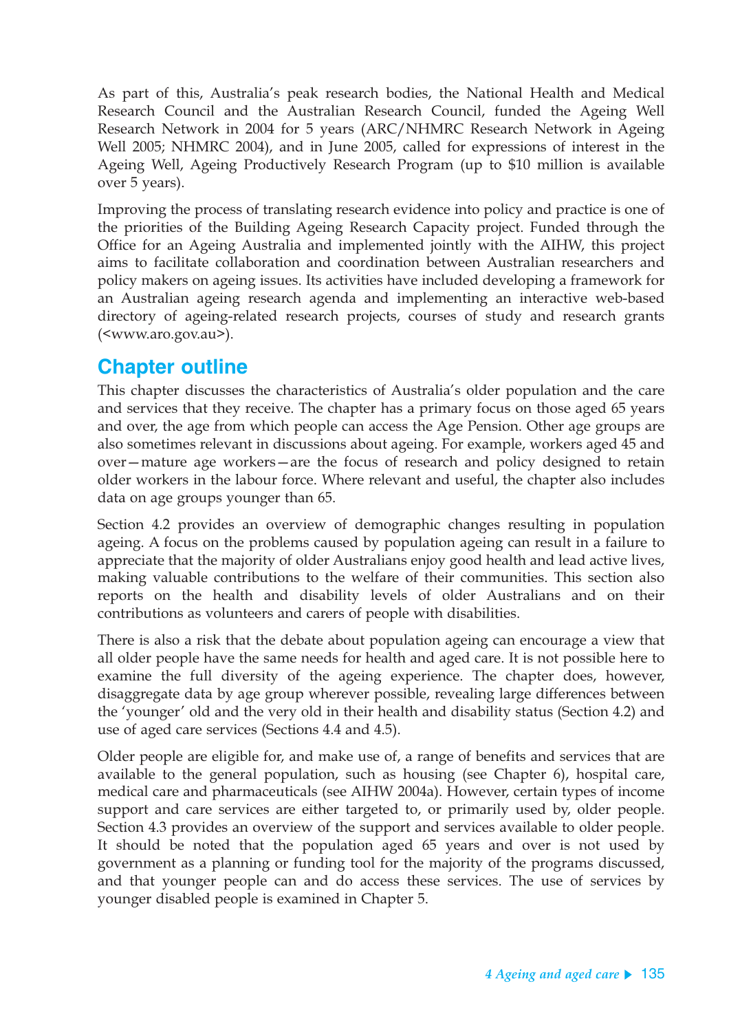As part of this, Australia's peak research bodies, the National Health and Medical Research Council and the Australian Research Council, funded the Ageing Well Research Network in 2004 for 5 years (ARC/NHMRC Research Network in Ageing Well 2005; NHMRC 2004), and in June 2005, called for expressions of interest in the Ageing Well, Ageing Productively Research Program (up to $10 million is available over 5 years).

Improving the process of translating research evidence into policy and practice is one of the priorities of the Building Ageing Research Capacity project. Funded through the Office for an Ageing Australia and implemented jointly with the AIHW, this project aims to facilitate collaboration and coordination between Australian researchers and policy makers on ageing issues. Its activities have included developing a framework for an Australian ageing research agenda and implementing an interactive web-based directory of ageing-related research projects, courses of study and research grants (<www.aro.gov.au>).

## Chapter outline

This chapter discusses the characteristics of Australia's older population and the care and services that they receive. The chapter has a primary focus on those aged 65 years and over, the age from which people can access the Age Pension. Other age groups are also sometimes relevant in discussions about ageing. For example, workers aged 45 and over—mature age workers—are the focus of research and policy designed to retain older workers in the labour force. Where relevant and useful, the chapter also includes data on age groups younger than 65.

Section 4.2 provides an overview of demographic changes resulting in population ageing. A focus on the problems caused by population ageing can result in a failure to appreciate that the majority of older Australians enjoy good health and lead active lives, making valuable contributions to the welfare of their communities. This section also reports on the health and disability levels of older Australians and on their contributions as volunteers and carers of people with disabilities.

There is also a risk that the debate about population ageing can encourage a view that all older people have the same needs for health and aged care. It is not possible here to examine the full diversity of the ageing experience. The chapter does, however, disaggregate data by age group wherever possible, revealing large differences between the 'younger' old and the very old in their health and disability status (Section 4.2) and use of aged care services (Sections 4.4 and 4.5).

Older people are eligible for, and make use of, a range of benefits and services that are available to the general population, such as housing (see Chapter 6), hospital care, medical care and pharmaceuticals (see AIHW 2004a). However, certain types of income support and care services are either targeted to, or primarily used by, older people. Section 4.3 provides an overview of the support and services available to older people. It should be noted that the population aged 65 years and over is not used by government as a planning or funding tool for the majority of the programs discussed, and that younger people can and do access these services. The use of services by younger disabled people is examined in Chapter 5.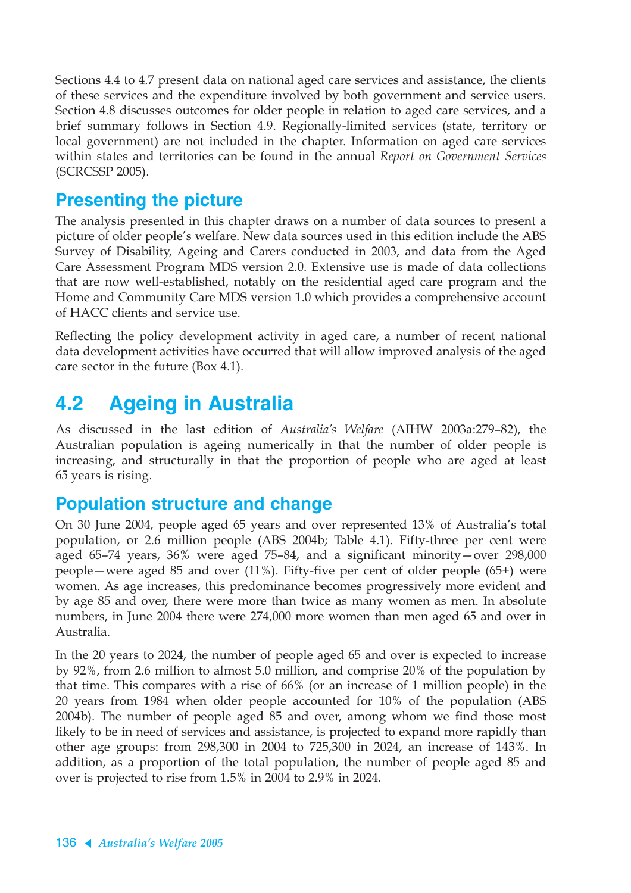Sections 4.4 to 4.7 present data on national aged care services and assistance, the clients of these services and the expenditure involved by both government and service users. Section 4.8 discusses outcomes for older people in relation to aged care services, and a brief summary follows in Section 4.9. Regionally-limited services (state, territory or local government) are not included in the chapter. Information on aged care services within states and territories can be found in the annual *Report on Government Services* (SCRCSSP 2005).

### Presenting the picture

The analysis presented in this chapter draws on a number of data sources to present a picture of older people's welfare. New data sources used in this edition include the ABS Survey of Disability, Ageing and Carers conducted in 2003, and data from the Aged Care Assessment Program MDS version 2.0. Extensive use is made of data collections that are now well-established, notably on the residential aged care program and the Home and Community Care MDS version 1.0 which provides a comprehensive account of HACC clients and service use.

Reflecting the policy development activity in aged care, a number of recent national data development activities have occurred that will allow improved analysis of the aged care sector in the future (Box 4.1).

## 4.2 Ageing in Australia

As discussed in the last edition of *Australia's Welfare* (AIHW 2003a:279–82), the Australian population is ageing numerically in that the number of older people is increasing, and structurally in that the proportion of people who are aged at least 65 years is rising.

### Population structure and change

On 30 June 2004, people aged 65 years and over represented 13% of Australia's total population, or 2.6 million people (ABS 2004b; Table 4.1). Fifty-three per cent were aged 65–74 years, 36% were aged 75–84, and a significant minority—over 298,000 people—were aged 85 and over (11%). Fifty-five per cent of older people (65+) were women. As age increases, this predominance becomes progressively more evident and by age 85 and over, there were more than twice as many women as men. In absolute numbers, in June 2004 there were 274,000 more women than men aged 65 and over in Australia.

In the 20 years to 2024, the number of people aged 65 and over is expected to increase by 92%, from 2.6 million to almost 5.0 million, and comprise 20% of the population by that time. This compares with a rise of 66% (or an increase of 1 million people) in the 20 years from 1984 when older people accounted for 10% of the population (ABS 2004b). The number of people aged 85 and over, among whom we find those most likely to be in need of services and assistance, is projected to expand more rapidly than other age groups: from 298,300 in 2004 to 725,300 in 2024, an increase of 143%. In addition, as a proportion of the total population, the number of people aged 85 and over is projected to rise from 1.5% in 2004 to 2.9% in 2024.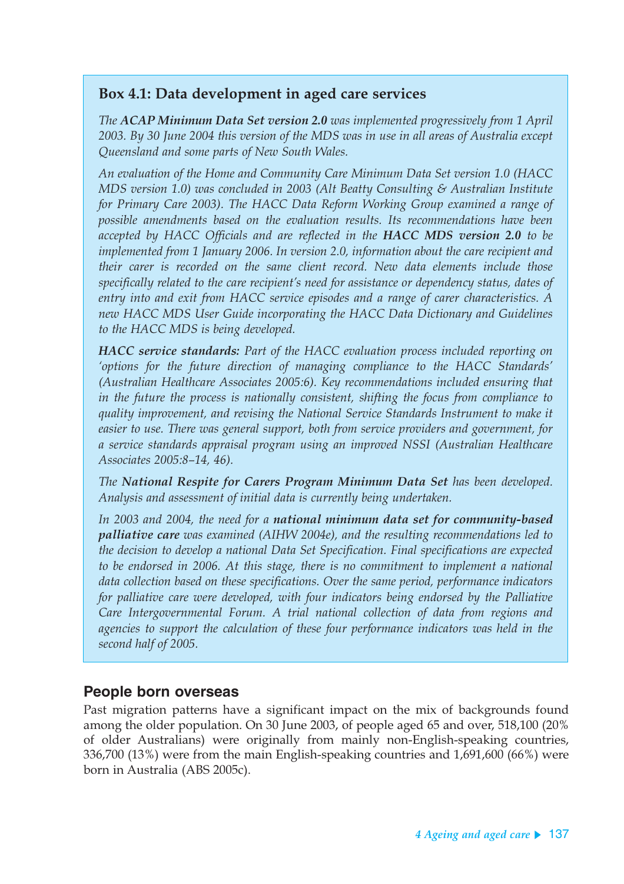### Box 4.1: Data development in aged care services

*The **ACAP Minimum Data Set version 2.0** was implemented progressively from 1 April 2003. By 30 June 2004 this version of the MDS was in use in all areas of Australia except Queensland and some parts of New South Wales.*

*An evaluation of the Home and Community Care Minimum Data Set version 1.0 (HACC MDS version 1.0) was concluded in 2003 (Alt Beatty Consulting & Australian Institute for Primary Care 2003). The HACC Data Reform Working Group examined a range of possible amendments based on the evaluation results. Its recommendations have been accepted by HACC Officials and are reflected in the **HACC MDS version 2.0** to be implemented from 1 January 2006. In version 2.0, information about the care recipient and their carer is recorded on the same client record. New data elements include those specifically related to the care recipient's need for assistance or dependency status, dates of entry into and exit from HACC service episodes and a range of carer characteristics. A new HACC MDS User Guide incorporating the HACC Data Dictionary and Guidelines to the HACC MDS is being developed.*

***HACC service standards:** Part of the HACC evaluation process included reporting on 'options for the future direction of managing compliance to the HACC Standards' (Australian Healthcare Associates 2005:6). Key recommendations included ensuring that in the future the process is nationally consistent, shifting the focus from compliance to quality improvement, and revising the National Service Standards Instrument to make it easier to use. There was general support, both from service providers and government, for a service standards appraisal program using an improved NSSI (Australian Healthcare Associates 2005:8–14, 46).*

*The **National Respite for Carers Program Minimum Data Set** has been developed. Analysis and assessment of initial data is currently being undertaken.*

*In 2003 and 2004, the need for a **national minimum data set for community-based palliative care** was examined (AIHW 2004e), and the resulting recommendations led to the decision to develop a national Data Set Specification. Final specifications are expected to be endorsed in 2006. At this stage, there is no commitment to implement a national data collection based on these specifications. Over the same period, performance indicators for palliative care were developed, with four indicators being endorsed by the Palliative Care Intergovernmental Forum. A trial national collection of data from regions and agencies to support the calculation of these four performance indicators was held in the second half of 2005.*

## People born overseas

Past migration patterns have a significant impact on the mix of backgrounds found among the older population. On 30 June 2003, of people aged 65 and over, 518,100 (20% of older Australians) were originally from mainly non-English-speaking countries, 336,700 (13%) were from the main English-speaking countries and 1,691,600 (66%) were born in Australia (ABS 2005c).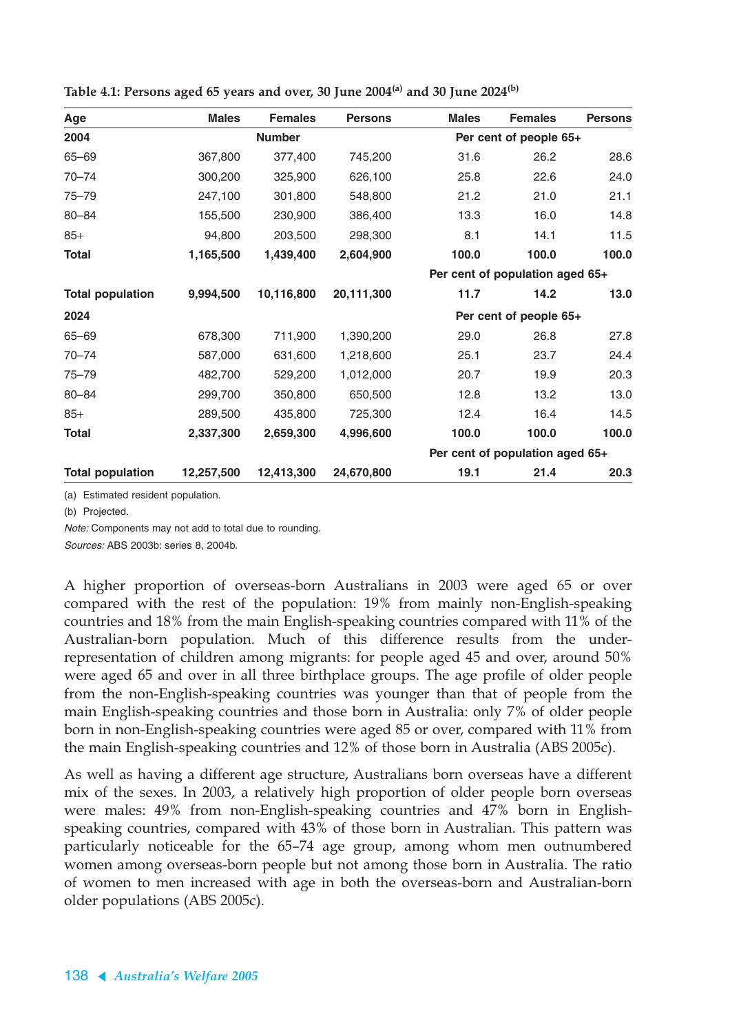**Table 4.1: Persons aged 65 years and over, 30 June 2004[(a)] and 30 June 2024[(b)]**

| Age | Males | Females | Persons | Males | Females | Persons |
|---|---|---|---|---|---|---|
| **2004** | | **Number** | | | **Per cent of people 65+** | |
| 65–69 | 367,800 | 377,400 | 745,200 | 31.6 | 26.2 | 28.6 |
| 70–74 | 300,200 | 325,900 | 626,100 | 25.8 | 22.6 | 24.0 |
| 75–79 | 247,100 | 301,800 | 548,800 | 21.2 | 21.0 | 21.1 |
| 80–84 | 155,500 | 230,900 | 386,400 | 13.3 | 16.0 | 14.8 |
| 85+ | 94,800 | 203,500 | 298,300 | 8.1 | 14.1 | 11.5 |
| **Total** | **1,165,500** | **1,439,400** | **2,604,900** | **100.0** | **100.0** | **100.0** |
| | | | | | **Per cent of population aged 65+** | |
| **Total population** | **9,994,500** | **10,116,800** | **20,111,300** | **11.7** | **14.2** | **13.0** |
| **2024** | | | | | **Per cent of people 65+** | |
| 65–69 | 678,300 | 711,900 | 1,390,200 | 29.0 | 26.8 | 27.8 |
| 70–74 | 587,000 | 631,600 | 1,218,600 | 25.1 | 23.7 | 24.4 |
| 75–79 | 482,700 | 529,200 | 1,012,000 | 20.7 | 19.9 | 20.3 |
| 80–84 | 299,700 | 350,800 | 650,500 | 12.8 | 13.2 | 13.0 |
| 85+ | 289,500 | 435,800 | 725,300 | 12.4 | 16.4 | 14.5 |
| **Total** | **2,337,300** | **2,659,300** | **4,996,600** | **100.0** | **100.0** | **100.0** |
| | | | | | **Per cent of population aged 65+** | |
| **Total population** | **12,257,500** | **12,413,300** | **24,670,800** | **19.1** | **21.4** | **20.3** |

(a) Estimated resident population.

(b) Projected.

*Note:* Components may not add to total due to rounding.

*Sources:* ABS 2003b: series 8, 2004b.

A higher proportion of overseas-born Australians in 2003 were aged 65 or over compared with the rest of the population: 19% from mainly non-English-speaking countries and 18% from the main English-speaking countries compared with 11% of the Australian-born population. Much of this difference results from the under-representation of children among migrants: for people aged 45 and over, around 50% were aged 65 and over in all three birthplace groups. The age profile of older people from the non-English-speaking countries was younger than that of people from the main English-speaking countries and those born in Australia: only 7% of older people born in non-English-speaking countries were aged 85 or over, compared with 11% from the main English-speaking countries and 12% of those born in Australia (ABS 2005c).

As well as having a different age structure, Australians born overseas have a different mix of the sexes. In 2003, a relatively high proportion of older people born overseas were males: 49% from non-English-speaking countries and 47% born in English-speaking countries, compared with 43% of those born in Australian. This pattern was particularly noticeable for the 65–74 age group, among whom men outnumbered women among overseas-born people but not among those born in Australia. The ratio of women to men increased with age in both the overseas-born and Australian-born older populations (ABS 2005c).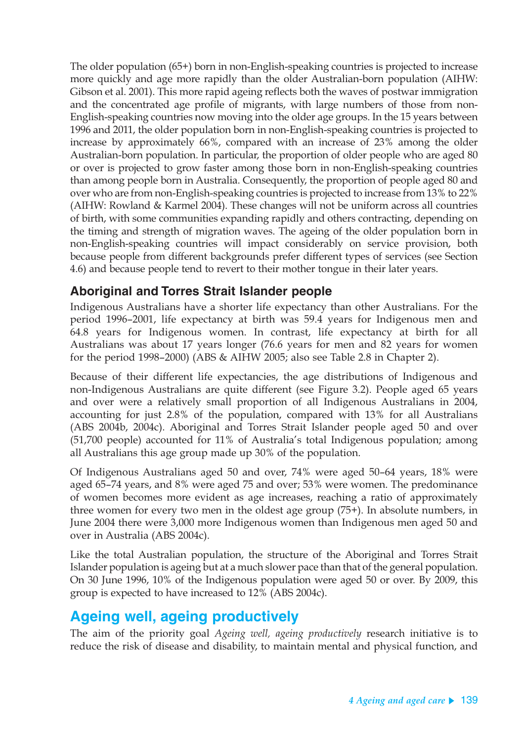The older population (65+) born in non-English-speaking countries is projected to increase more quickly and age more rapidly than the older Australian-born population (AIHW: Gibson et al. 2001). This more rapid ageing reflects both the waves of postwar immigration and the concentrated age profile of migrants, with large numbers of those from non-English-speaking countries now moving into the older age groups. In the 15 years between 1996 and 2011, the older population born in non-English-speaking countries is projected to increase by approximately 66%, compared with an increase of 23% among the older Australian-born population. In particular, the proportion of older people who are aged 80 or over is projected to grow faster among those born in non-English-speaking countries than among people born in Australia. Consequently, the proportion of people aged 80 and over who are from non-English-speaking countries is projected to increase from 13% to 22% (AIHW: Rowland & Karmel 2004). These changes will not be uniform across all countries of birth, with some communities expanding rapidly and others contracting, depending on the timing and strength of migration waves. The ageing of the older population born in non-English-speaking countries will impact considerably on service provision, both because people from different backgrounds prefer different types of services (see Section 4.6) and because people tend to revert to their mother tongue in their later years.

### Aboriginal and Torres Strait Islander people

Indigenous Australians have a shorter life expectancy than other Australians. For the period 1996–2001, life expectancy at birth was 59.4 years for Indigenous men and 64.8 years for Indigenous women. In contrast, life expectancy at birth for all Australians was about 17 years longer (76.6 years for men and 82 years for women for the period 1998–2000) (ABS & AIHW 2005; also see Table 2.8 in Chapter 2).

Because of their different life expectancies, the age distributions of Indigenous and non-Indigenous Australians are quite different (see Figure 3.2). People aged 65 years and over were a relatively small proportion of all Indigenous Australians in 2004, accounting for just 2.8% of the population, compared with 13% for all Australians (ABS 2004b, 2004c). Aboriginal and Torres Strait Islander people aged 50 and over (51,700 people) accounted for 11% of Australia's total Indigenous population; among all Australians this age group made up 30% of the population.

Of Indigenous Australians aged 50 and over, 74% were aged 50–64 years, 18% were aged 65–74 years, and 8% were aged 75 and over; 53% were women. The predominance of women becomes more evident as age increases, reaching a ratio of approximately three women for every two men in the oldest age group (75+). In absolute numbers, in June 2004 there were 3,000 more Indigenous women than Indigenous men aged 50 and over in Australia (ABS 2004c).

Like the total Australian population, the structure of the Aboriginal and Torres Strait Islander population is ageing but at a much slower pace than that of the general population. On 30 June 1996, 10% of the Indigenous population were aged 50 or over. By 2009, this group is expected to have increased to 12% (ABS 2004c).

## Ageing well, ageing productively

The aim of the priority goal *Ageing well, ageing productively* research initiative is to reduce the risk of disease and disability, to maintain mental and physical function, and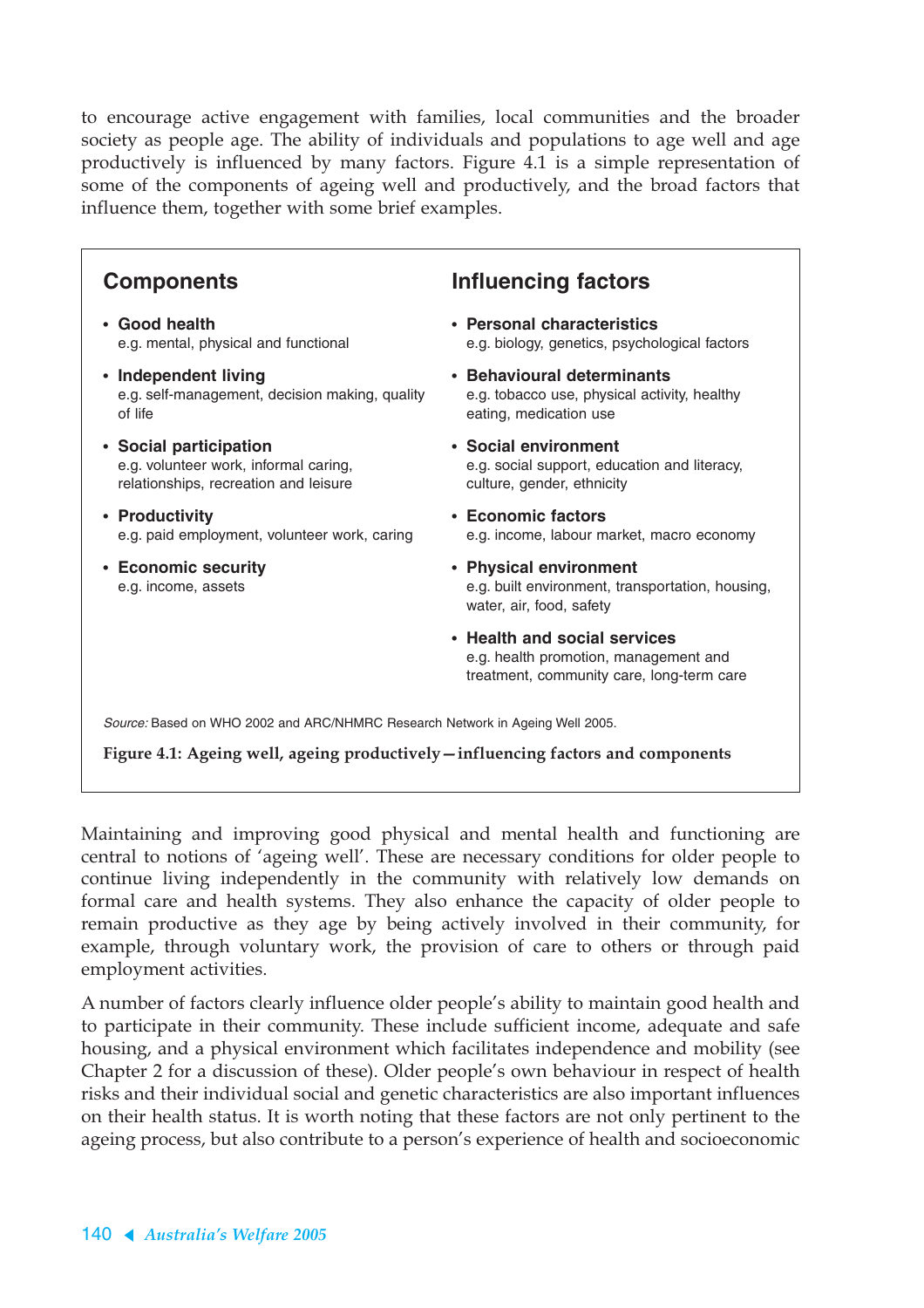to encourage active engagement with families, local communities and the broader society as people age. The ability of individuals and populations to age well and age productively is influenced by many factors. Figure 4.1 is a simple representation of some of the components of ageing well and productively, and the broad factors that influence them, together with some brief examples.

### Components

- **Good health**
  e.g. mental, physical and functional
- **Independent living**
  e.g. self-management, decision making, quality of life
- **Social participation**
  e.g. volunteer work, informal caring, relationships, recreation and leisure
- **Productivity**
  e.g. paid employment, volunteer work, caring
- **Economic security**
  e.g. income, assets

### Influencing factors

- **Personal characteristics**
  e.g. biology, genetics, psychological factors
- **Behavioural determinants**
  e.g. tobacco use, physical activity, healthy eating, medication use
- **Social environment**
  e.g. social support, education and literacy, culture, gender, ethnicity
- **Economic factors**
  e.g. income, labour market, macro economy
- **Physical environment**
  e.g. built environment, transportation, housing, water, air, food, safety
- **Health and social services**
  e.g. health promotion, management and treatment, community care, long-term care

*Source:* Based on WHO 2002 and ARC/NHMRC Research Network in Ageing Well 2005.

**Figure 4.1: Ageing well, ageing productively—influencing factors and components**

Maintaining and improving good physical and mental health and functioning are central to notions of 'ageing well'. These are necessary conditions for older people to continue living independently in the community with relatively low demands on formal care and health systems. They also enhance the capacity of older people to remain productive as they age by being actively involved in their community, for example, through voluntary work, the provision of care to others or through paid employment activities.

A number of factors clearly influence older people's ability to maintain good health and to participate in their community. These include sufficient income, adequate and safe housing, and a physical environment which facilitates independence and mobility (see Chapter 2 for a discussion of these). Older people's own behaviour in respect of health risks and their individual social and genetic characteristics are also important influences on their health status. It is worth noting that these factors are not only pertinent to the ageing process, but also contribute to a person's experience of health and socioeconomic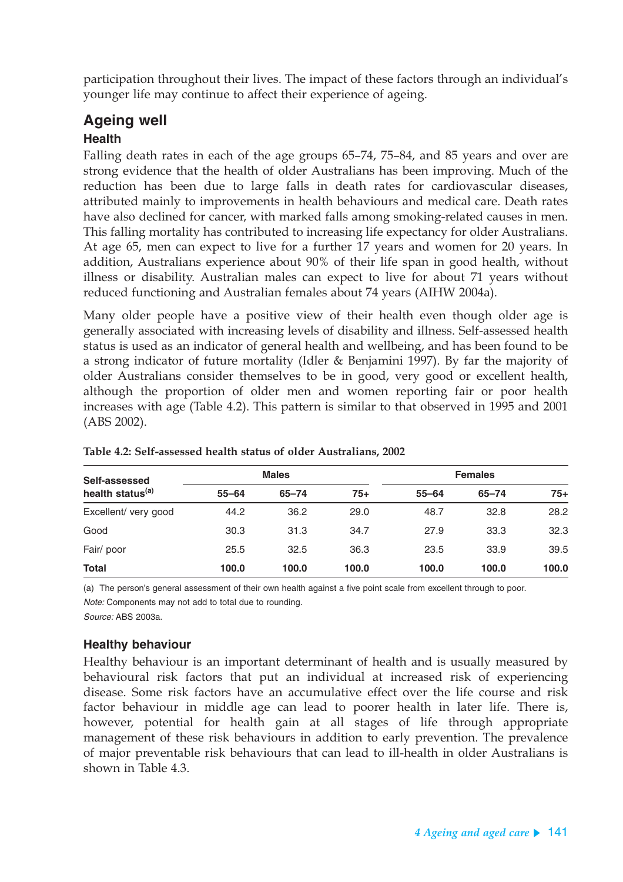participation throughout their lives. The impact of these factors through an individual's younger life may continue to affect their experience of ageing.

## Ageing well

### Health

Falling death rates in each of the age groups 65–74, 75–84, and 85 years and over are strong evidence that the health of older Australians has been improving. Much of the reduction has been due to large falls in death rates for cardiovascular diseases, attributed mainly to improvements in health behaviours and medical care. Death rates have also declined for cancer, with marked falls among smoking-related causes in men. This falling mortality has contributed to increasing life expectancy for older Australians. At age 65, men can expect to live for a further 17 years and women for 20 years. In addition, Australians experience about 90% of their life span in good health, without illness or disability. Australian males can expect to live for about 71 years without reduced functioning and Australian females about 74 years (AIHW 2004a).

Many older people have a positive view of their health even though older age is generally associated with increasing levels of disability and illness. Self-assessed health status is used as an indicator of general health and wellbeing, and has been found to be a strong indicator of future mortality (Idler & Benjamini 1997). By far the majority of older Australians consider themselves to be in good, very good or excellent health, although the proportion of older men and women reporting fair or poor health increases with age (Table 4.2). This pattern is similar to that observed in 1995 and 2001 (ABS 2002).

**Table 4.2: Self-assessed health status of older Australians, 2002**

| Self-assessed health status[(a)] | Males | | | Females | | |
|---|---|---|---|---|---|---|
| | 55–64 | 65–74 | 75+ | 55–64 | 65–74 | 75+ |
| Excellent/ very good | 44.2 | 36.2 | 29.0 | 48.7 | 32.8 | 28.2 |
| Good | 30.3 | 31.3 | 34.7 | 27.9 | 33.3 | 32.3 |
| Fair/ poor | 25.5 | 32.5 | 36.3 | 23.5 | 33.9 | 39.5 |
| **Total** | **100.0** | **100.0** | **100.0** | **100.0** | **100.0** | **100.0** |

(a) The person's general assessment of their own health against a five point scale from excellent through to poor.

*Note:* Components may not add to total due to rounding.

*Source:* ABS 2003a.

### Healthy behaviour

Healthy behaviour is an important determinant of health and is usually measured by behavioural risk factors that put an individual at increased risk of experiencing disease. Some risk factors have an accumulative effect over the life course and risk factor behaviour in middle age can lead to poorer health in later life. There is, however, potential for health gain at all stages of life through appropriate management of these risk behaviours in addition to early prevention. The prevalence of major preventable risk behaviours that can lead to ill-health in older Australians is shown in Table 4.3.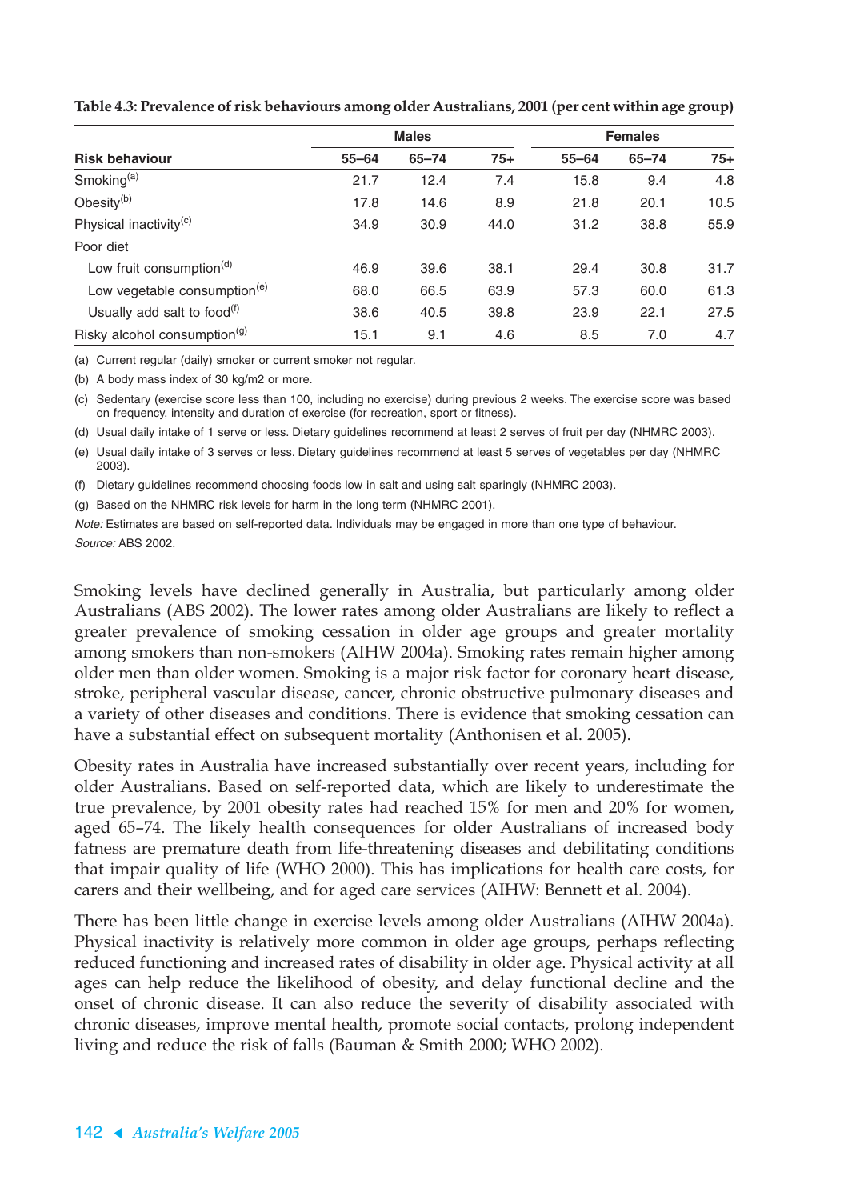**Table 4.3: Prevalence of risk behaviours among older Australians, 2001 (per cent within age group)**

| | Males | | | Females | | |
|---|---|---|---|---|---|---|
| **Risk behaviour** | **55–64** | **65–74** | **75+** | **55–64** | **65–74** | **75+** |
| Smoking[(a)] | 21.7 | 12.4 | 7.4 | 15.8 | 9.4 | 4.8 |
| Obesity[(b)] | 17.8 | 14.6 | 8.9 | 21.8 | 20.1 | 10.5 |
| Physical inactivity[(c)] | 34.9 | 30.9 | 44.0 | 31.2 | 38.8 | 55.9 |
| Poor diet | | | | | | |
| Low fruit consumption[(d)] | 46.9 | 39.6 | 38.1 | 29.4 | 30.8 | 31.7 |
| Low vegetable consumption[(e)] | 68.0 | 66.5 | 63.9 | 57.3 | 60.0 | 61.3 |
| Usually add salt to food[(f)] | 38.6 | 40.5 | 39.8 | 23.9 | 22.1 | 27.5 |
| Risky alcohol consumption[(g)] | 15.1 | 9.1 | 4.6 | 8.5 | 7.0 | 4.7 |

(a) Current regular (daily) smoker or current smoker not regular.

(b) A body mass index of 30 kg/m2 or more.

(c) Sedentary (exercise score less than 100, including no exercise) during previous 2 weeks. The exercise score was based on frequency, intensity and duration of exercise (for recreation, sport or fitness).

(d) Usual daily intake of 1 serve or less. Dietary guidelines recommend at least 2 serves of fruit per day (NHMRC 2003).

(e) Usual daily intake of 3 serves or less. Dietary guidelines recommend at least 5 serves of vegetables per day (NHMRC 2003).

(f) Dietary guidelines recommend choosing foods low in salt and using salt sparingly (NHMRC 2003).

(g) Based on the NHMRC risk levels for harm in the long term (NHMRC 2001).

*Note:* Estimates are based on self-reported data. Individuals may be engaged in more than one type of behaviour.

*Source:* ABS 2002.

Smoking levels have declined generally in Australia, but particularly among older Australians (ABS 2002). The lower rates among older Australians are likely to reflect a greater prevalence of smoking cessation in older age groups and greater mortality among smokers than non-smokers (AIHW 2004a). Smoking rates remain higher among older men than older women. Smoking is a major risk factor for coronary heart disease, stroke, peripheral vascular disease, cancer, chronic obstructive pulmonary diseases and a variety of other diseases and conditions. There is evidence that smoking cessation can have a substantial effect on subsequent mortality (Anthonisen et al. 2005).

Obesity rates in Australia have increased substantially over recent years, including for older Australians. Based on self-reported data, which are likely to underestimate the true prevalence, by 2001 obesity rates had reached 15% for men and 20% for women, aged 65–74. The likely health consequences for older Australians of increased body fatness are premature death from life-threatening diseases and debilitating conditions that impair quality of life (WHO 2000). This has implications for health care costs, for carers and their wellbeing, and for aged care services (AIHW: Bennett et al. 2004).

There has been little change in exercise levels among older Australians (AIHW 2004a). Physical inactivity is relatively more common in older age groups, perhaps reflecting reduced functioning and increased rates of disability in older age. Physical activity at all ages can help reduce the likelihood of obesity, and delay functional decline and the onset of chronic disease. It can also reduce the severity of disability associated with chronic diseases, improve mental health, promote social contacts, prolong independent living and reduce the risk of falls (Bauman & Smith 2000; WHO 2002).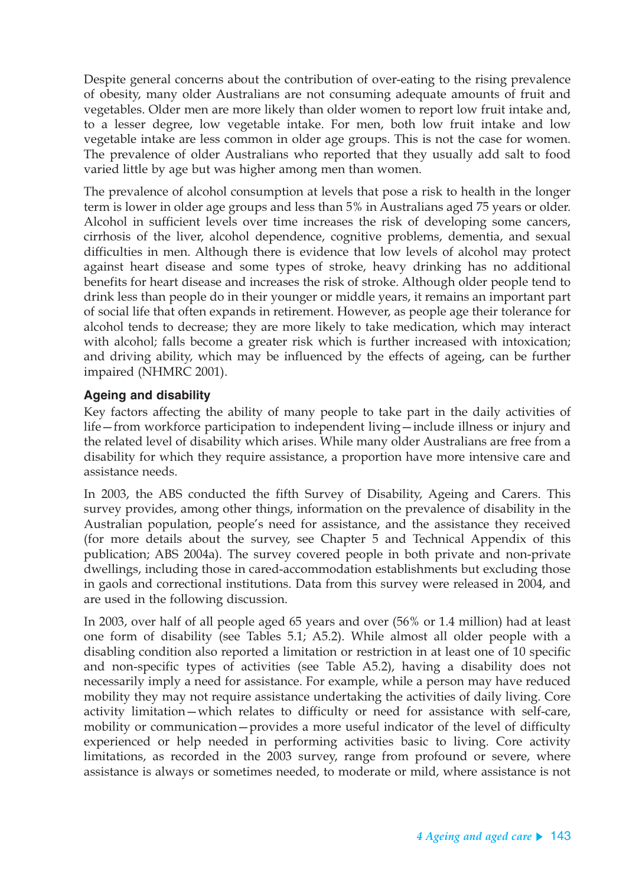Despite general concerns about the contribution of over-eating to the rising prevalence of obesity, many older Australians are not consuming adequate amounts of fruit and vegetables. Older men are more likely than older women to report low fruit intake and, to a lesser degree, low vegetable intake. For men, both low fruit intake and low vegetable intake are less common in older age groups. This is not the case for women. The prevalence of older Australians who reported that they usually add salt to food varied little by age but was higher among men than women.

The prevalence of alcohol consumption at levels that pose a risk to health in the longer term is lower in older age groups and less than 5% in Australians aged 75 years or older. Alcohol in sufficient levels over time increases the risk of developing some cancers, cirrhosis of the liver, alcohol dependence, cognitive problems, dementia, and sexual difficulties in men. Although there is evidence that low levels of alcohol may protect against heart disease and some types of stroke, heavy drinking has no additional benefits for heart disease and increases the risk of stroke. Although older people tend to drink less than people do in their younger or middle years, it remains an important part of social life that often expands in retirement. However, as people age their tolerance for alcohol tends to decrease; they are more likely to take medication, which may interact with alcohol; falls become a greater risk which is further increased with intoxication; and driving ability, which may be influenced by the effects of ageing, can be further impaired (NHMRC 2001).

### Ageing and disability

Key factors affecting the ability of many people to take part in the daily activities of life—from workforce participation to independent living—include illness or injury and the related level of disability which arises. While many older Australians are free from a disability for which they require assistance, a proportion have more intensive care and assistance needs.

In 2003, the ABS conducted the fifth Survey of Disability, Ageing and Carers. This survey provides, among other things, information on the prevalence of disability in the Australian population, people's need for assistance, and the assistance they received (for more details about the survey, see Chapter 5 and Technical Appendix of this publication; ABS 2004a). The survey covered people in both private and non-private dwellings, including those in cared-accommodation establishments but excluding those in gaols and correctional institutions. Data from this survey were released in 2004, and are used in the following discussion.

In 2003, over half of all people aged 65 years and over (56% or 1.4 million) had at least one form of disability (see Tables 5.1; A5.2). While almost all older people with a disabling condition also reported a limitation or restriction in at least one of 10 specific and non-specific types of activities (see Table A5.2), having a disability does not necessarily imply a need for assistance. For example, while a person may have reduced mobility they may not require assistance undertaking the activities of daily living. Core activity limitation—which relates to difficulty or need for assistance with self-care, mobility or communication—provides a more useful indicator of the level of difficulty experienced or help needed in performing activities basic to living. Core activity limitations, as recorded in the 2003 survey, range from profound or severe, where assistance is always or sometimes needed, to moderate or mild, where assistance is not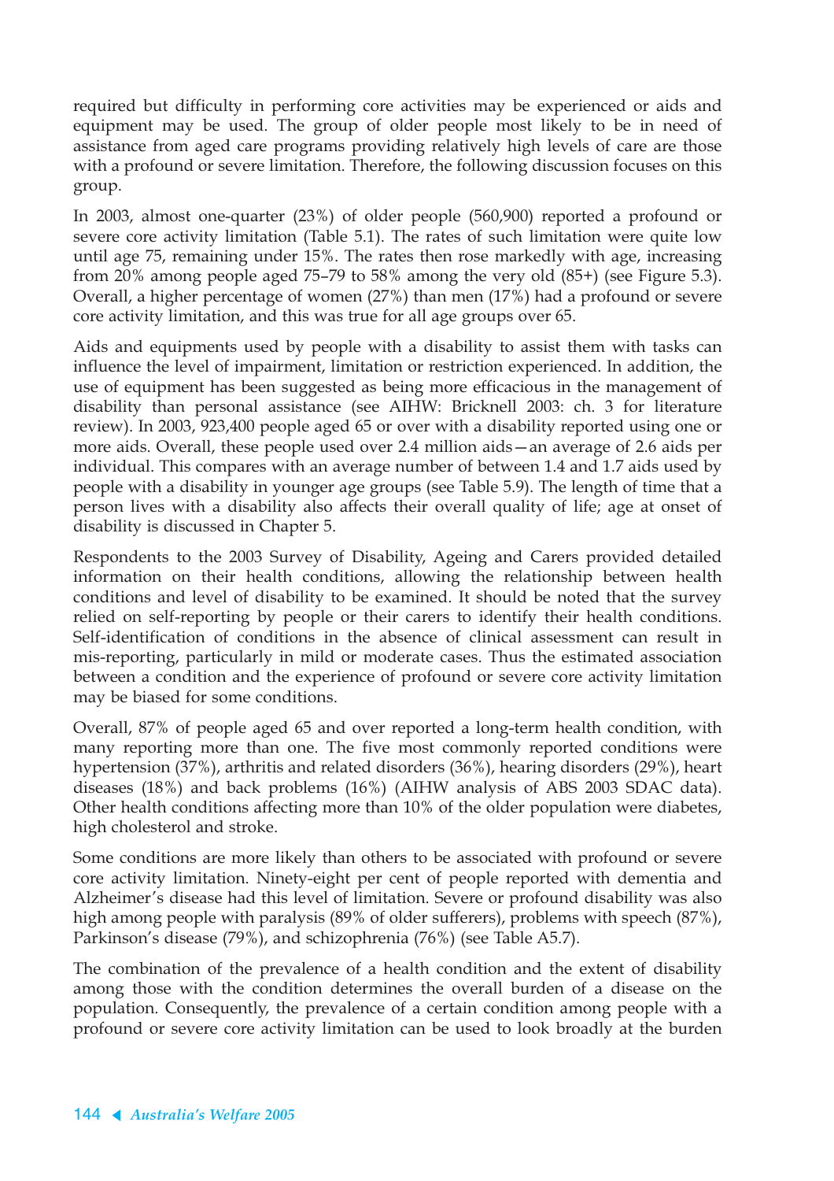required but difficulty in performing core activities may be experienced or aids and equipment may be used. The group of older people most likely to be in need of assistance from aged care programs providing relatively high levels of care are those with a profound or severe limitation. Therefore, the following discussion focuses on this group.

In 2003, almost one-quarter (23%) of older people (560,900) reported a profound or severe core activity limitation (Table 5.1). The rates of such limitation were quite low until age 75, remaining under 15%. The rates then rose markedly with age, increasing from 20% among people aged 75–79 to 58% among the very old (85+) (see Figure 5.3). Overall, a higher percentage of women (27%) than men (17%) had a profound or severe core activity limitation, and this was true for all age groups over 65.

Aids and equipments used by people with a disability to assist them with tasks can influence the level of impairment, limitation or restriction experienced. In addition, the use of equipment has been suggested as being more efficacious in the management of disability than personal assistance (see AIHW: Bricknell 2003: ch. 3 for literature review). In 2003, 923,400 people aged 65 or over with a disability reported using one or more aids. Overall, these people used over 2.4 million aids—an average of 2.6 aids per individual. This compares with an average number of between 1.4 and 1.7 aids used by people with a disability in younger age groups (see Table 5.9). The length of time that a person lives with a disability also affects their overall quality of life; age at onset of disability is discussed in Chapter 5.

Respondents to the 2003 Survey of Disability, Ageing and Carers provided detailed information on their health conditions, allowing the relationship between health conditions and level of disability to be examined. It should be noted that the survey relied on self-reporting by people or their carers to identify their health conditions. Self-identification of conditions in the absence of clinical assessment can result in mis-reporting, particularly in mild or moderate cases. Thus the estimated association between a condition and the experience of profound or severe core activity limitation may be biased for some conditions.

Overall, 87% of people aged 65 and over reported a long-term health condition, with many reporting more than one. The five most commonly reported conditions were hypertension (37%), arthritis and related disorders (36%), hearing disorders (29%), heart diseases (18%) and back problems (16%) (AIHW analysis of ABS 2003 SDAC data). Other health conditions affecting more than 10% of the older population were diabetes, high cholesterol and stroke.

Some conditions are more likely than others to be associated with profound or severe core activity limitation. Ninety-eight per cent of people reported with dementia and Alzheimer's disease had this level of limitation. Severe or profound disability was also high among people with paralysis (89% of older sufferers), problems with speech (87%), Parkinson's disease (79%), and schizophrenia (76%) (see Table A5.7).

The combination of the prevalence of a health condition and the extent of disability among those with the condition determines the overall burden of a disease on the population. Consequently, the prevalence of a certain condition among people with a profound or severe core activity limitation can be used to look broadly at the burden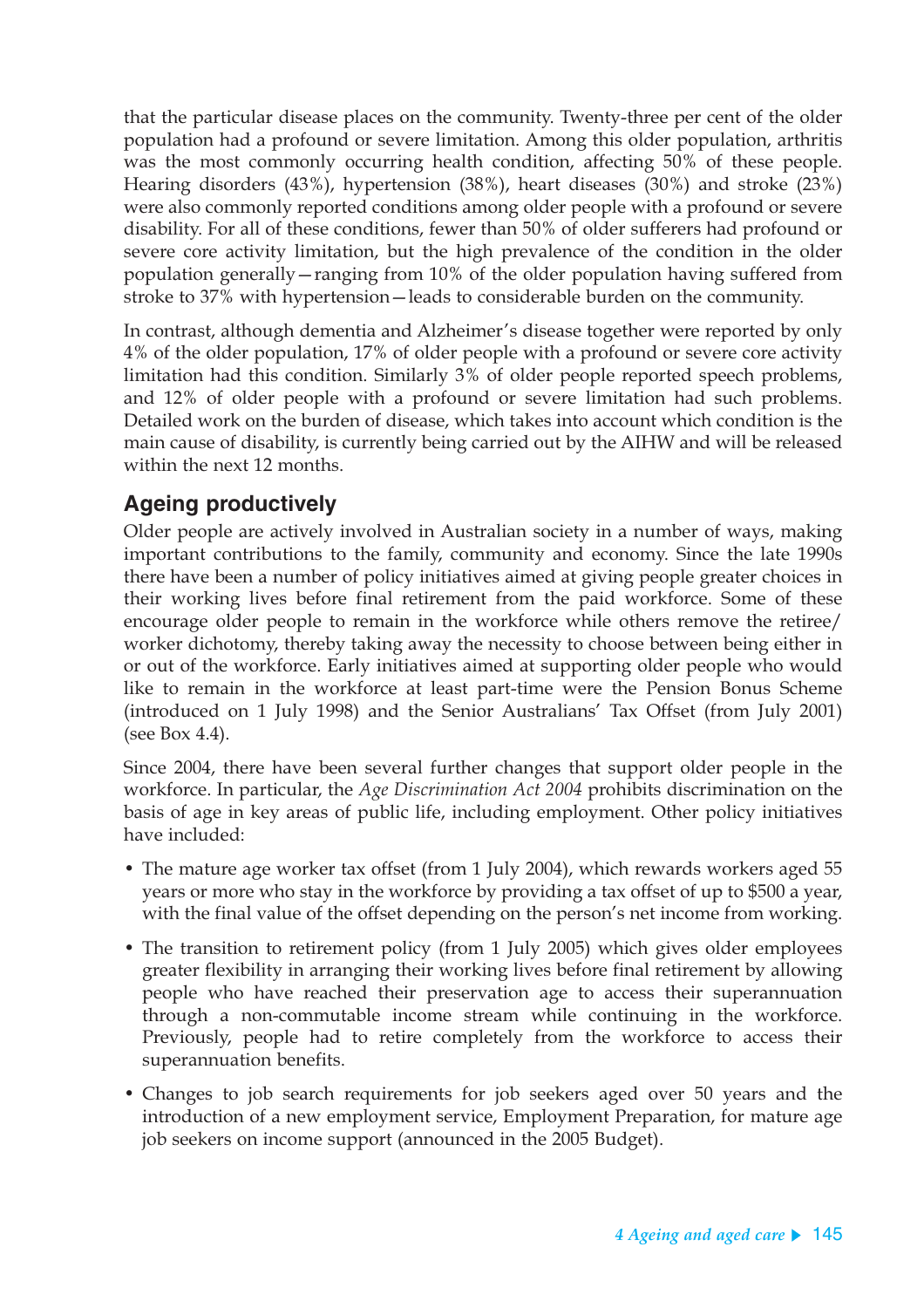that the particular disease places on the community. Twenty-three per cent of the older population had a profound or severe limitation. Among this older population, arthritis was the most commonly occurring health condition, affecting 50% of these people. Hearing disorders (43%), hypertension (38%), heart diseases (30%) and stroke (23%) were also commonly reported conditions among older people with a profound or severe disability. For all of these conditions, fewer than 50% of older sufferers had profound or severe core activity limitation, but the high prevalence of the condition in the older population generally—ranging from 10% of the older population having suffered from stroke to 37% with hypertension—leads to considerable burden on the community.

In contrast, although dementia and Alzheimer's disease together were reported by only 4% of the older population, 17% of older people with a profound or severe core activity limitation had this condition. Similarly 3% of older people reported speech problems, and 12% of older people with a profound or severe limitation had such problems. Detailed work on the burden of disease, which takes into account which condition is the main cause of disability, is currently being carried out by the AIHW and will be released within the next 12 months.

## Ageing productively

Older people are actively involved in Australian society in a number of ways, making important contributions to the family, community and economy. Since the late 1990s there have been a number of policy initiatives aimed at giving people greater choices in their working lives before final retirement from the paid workforce. Some of these encourage older people to remain in the workforce while others remove the retiree/worker dichotomy, thereby taking away the necessity to choose between being either in or out of the workforce. Early initiatives aimed at supporting older people who would like to remain in the workforce at least part-time were the Pension Bonus Scheme (introduced on 1 July 1998) and the Senior Australians' Tax Offset (from July 2001) (see Box 4.4).

Since 2004, there have been several further changes that support older people in the workforce. In particular, the *Age Discrimination Act 2004* prohibits discrimination on the basis of age in key areas of public life, including employment. Other policy initiatives have included:

- The mature age worker tax offset (from 1 July 2004), which rewards workers aged 55 years or more who stay in the workforce by providing a tax offset of up to $500 a year, with the final value of the offset depending on the person's net income from working.
- The transition to retirement policy (from 1 July 2005) which gives older employees greater flexibility in arranging their working lives before final retirement by allowing people who have reached their preservation age to access their superannuation through a non-commutable income stream while continuing in the workforce. Previously, people had to retire completely from the workforce to access their superannuation benefits.
- Changes to job search requirements for job seekers aged over 50 years and the introduction of a new employment service, Employment Preparation, for mature age job seekers on income support (announced in the 2005 Budget).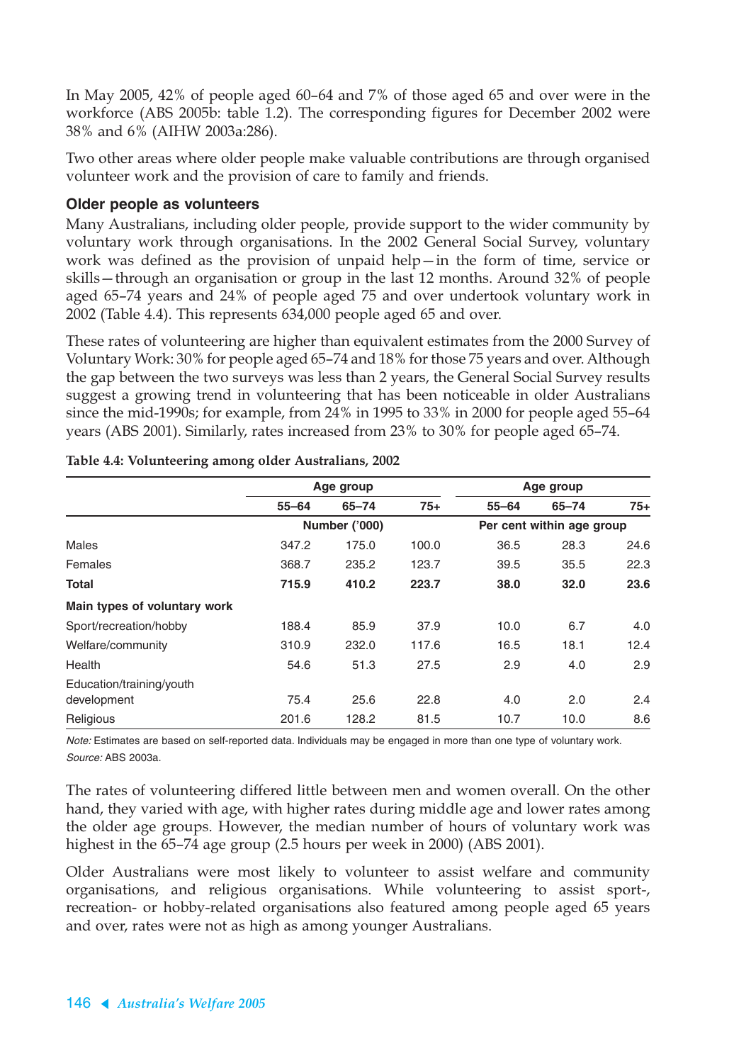In May 2005, 42% of people aged 60–64 and 7% of those aged 65 and over were in the workforce (ABS 2005b: table 1.2). The corresponding figures for December 2002 were 38% and 6% (AIHW 2003a:286).

Two other areas where older people make valuable contributions are through organised volunteer work and the provision of care to family and friends.

### Older people as volunteers

Many Australians, including older people, provide support to the wider community by voluntary work through organisations. In the 2002 General Social Survey, voluntary work was defined as the provision of unpaid help—in the form of time, service or skills—through an organisation or group in the last 12 months. Around 32% of people aged 65–74 years and 24% of people aged 75 and over undertook voluntary work in 2002 (Table 4.4). This represents 634,000 people aged 65 and over.

These rates of volunteering are higher than equivalent estimates from the 2000 Survey of Voluntary Work: 30% for people aged 65–74 and 18% for those 75 years and over. Although the gap between the two surveys was less than 2 years, the General Social Survey results suggest a growing trend in volunteering that has been noticeable in older Australians since the mid-1990s; for example, from 24% in 1995 to 33% in 2000 for people aged 55–64 years (ABS 2001). Similarly, rates increased from 23% to 30% for people aged 65–74.

**Table 4.4: Volunteering among older Australians, 2002**

| | Age group | | | Age group | | |
|---|---|---|---|---|---|---|
| | 55–64 | 65–74 | 75+ | 55–64 | 65–74 | 75+ |
| | Number ('000) | | | Per cent within age group | | |
| Males | 347.2 | 175.0 | 100.0 | 36.5 | 28.3 | 24.6 |
| Females | 368.7 | 235.2 | 123.7 | 39.5 | 35.5 | 22.3 |
| **Total** | **715.9** | **410.2** | **223.7** | **38.0** | **32.0** | **23.6** |
| **Main types of voluntary work** | | | | | | |
| Sport/recreation/hobby | 188.4 | 85.9 | 37.9 | 10.0 | 6.7 | 4.0 |
| Welfare/community | 310.9 | 232.0 | 117.6 | 16.5 | 18.1 | 12.4 |
| Health | 54.6 | 51.3 | 27.5 | 2.9 | 4.0 | 2.9 |
| Education/training/youth development | 75.4 | 25.6 | 22.8 | 4.0 | 2.0 | 2.4 |
| Religious | 201.6 | 128.2 | 81.5 | 10.7 | 10.0 | 8.6 |

*Note:* Estimates are based on self-reported data. Individuals may be engaged in more than one type of voluntary work.
*Source:* ABS 2003a.

The rates of volunteering differed little between men and women overall. On the other hand, they varied with age, with higher rates during middle age and lower rates among the older age groups. However, the median number of hours of voluntary work was highest in the 65–74 age group (2.5 hours per week in 2000) (ABS 2001).

Older Australians were most likely to volunteer to assist welfare and community organisations, and religious organisations. While volunteering to assist sport-, recreation- or hobby-related organisations also featured among people aged 65 years and over, rates were not as high as among younger Australians.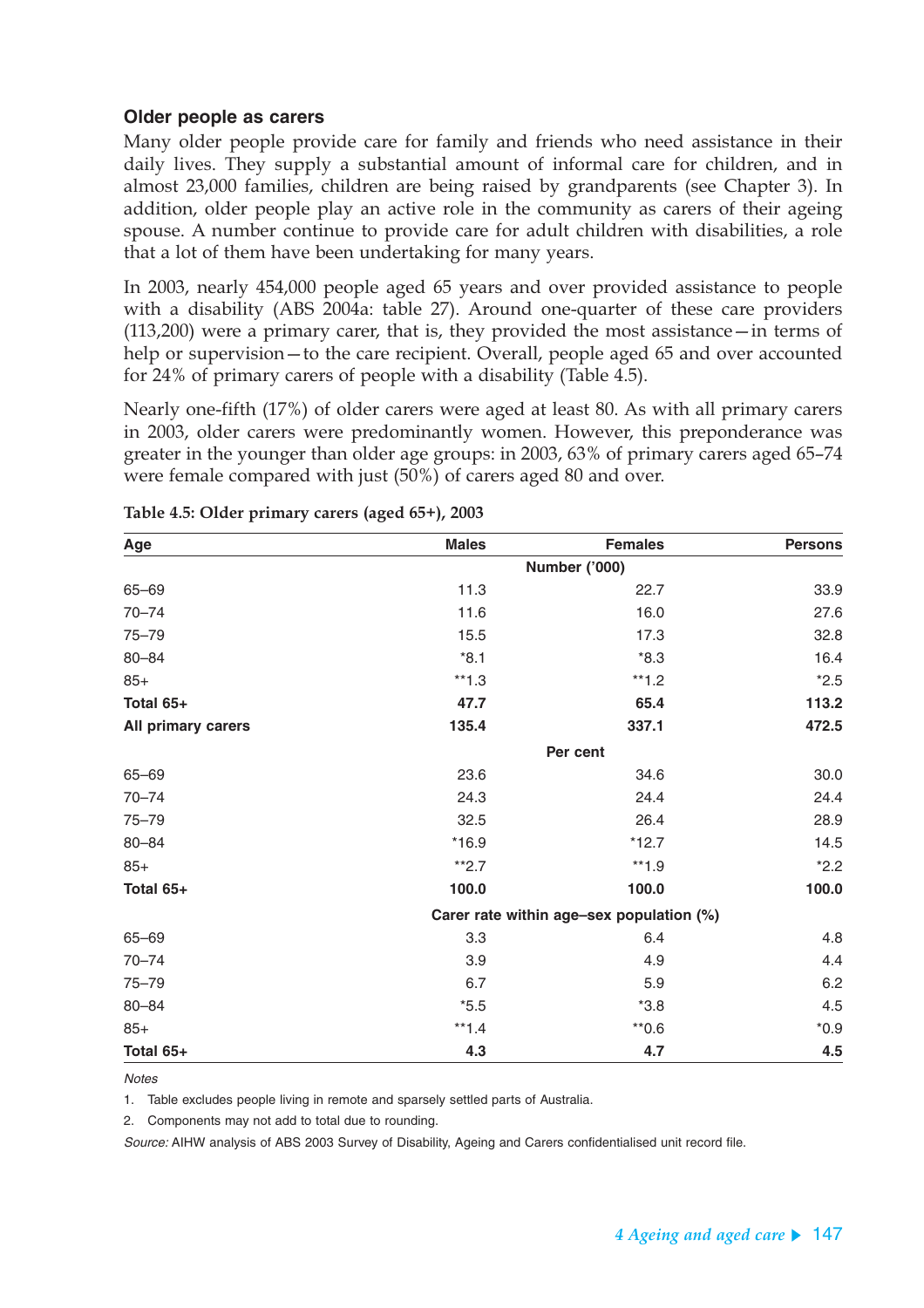### Older people as carers

Many older people provide care for family and friends who need assistance in their daily lives. They supply a substantial amount of informal care for children, and in almost 23,000 families, children are being raised by grandparents (see Chapter 3). In addition, older people play an active role in the community as carers of their ageing spouse. A number continue to provide care for adult children with disabilities, a role that a lot of them have been undertaking for many years.

In 2003, nearly 454,000 people aged 65 years and over provided assistance to people with a disability (ABS 2004a: table 27). Around one-quarter of these care providers (113,200) were a primary carer, that is, they provided the most assistance—in terms of help or supervision—to the care recipient. Overall, people aged 65 and over accounted for 24% of primary carers of people with a disability (Table 4.5).

Nearly one-fifth (17%) of older carers were aged at least 80. As with all primary carers in 2003, older carers were predominantly women. However, this preponderance was greater in the younger than older age groups: in 2003, 63% of primary carers aged 65–74 were female compared with just (50%) of carers aged 80 and over.

**Table 4.5: Older primary carers (aged 65+), 2003**

| Age | Males | Females | Persons |
|---|---|---|---|
| | | Number ('000) | |
| 65–69 | 11.3 | 22.7 | 33.9 |
| 70–74 | 11.6 | 16.0 | 27.6 |
| 75–79 | 15.5 | 17.3 | 32.8 |
| 80–84 | *8.1 | *8.3 | 16.4 |
| 85+ | **1.3 | **1.2 | *2.5 |
| **Total 65+** | **47.7** | **65.4** | **113.2** |
| **All primary carers** | **135.4** | **337.1** | **472.5** |
| | | Per cent | |
| 65–69 | 23.6 | 34.6 | 30.0 |
| 70–74 | 24.3 | 24.4 | 24.4 |
| 75–79 | 32.5 | 26.4 | 28.9 |
| 80–84 | *16.9 | *12.7 | 14.5 |
| 85+ | **2.7 | **1.9 | *2.2 |
| **Total 65+** | **100.0** | **100.0** | **100.0** |
| | | Carer rate within age–sex population (%) | |
| 65–69 | 3.3 | 6.4 | 4.8 |
| 70–74 | 3.9 | 4.9 | 4.4 |
| 75–79 | 6.7 | 5.9 | 6.2 |
| 80–84 | *5.5 | *3.8 | 4.5 |
| 85+ | **1.4 | **0.6 | *0.9 |
| **Total 65+** | **4.3** | **4.7** | **4.5** |

*Notes*

1. Table excludes people living in remote and sparsely settled parts of Australia.
2. Components may not add to total due to rounding.

*Source:* AIHW analysis of ABS 2003 Survey of Disability, Ageing and Carers confidentialised unit record file.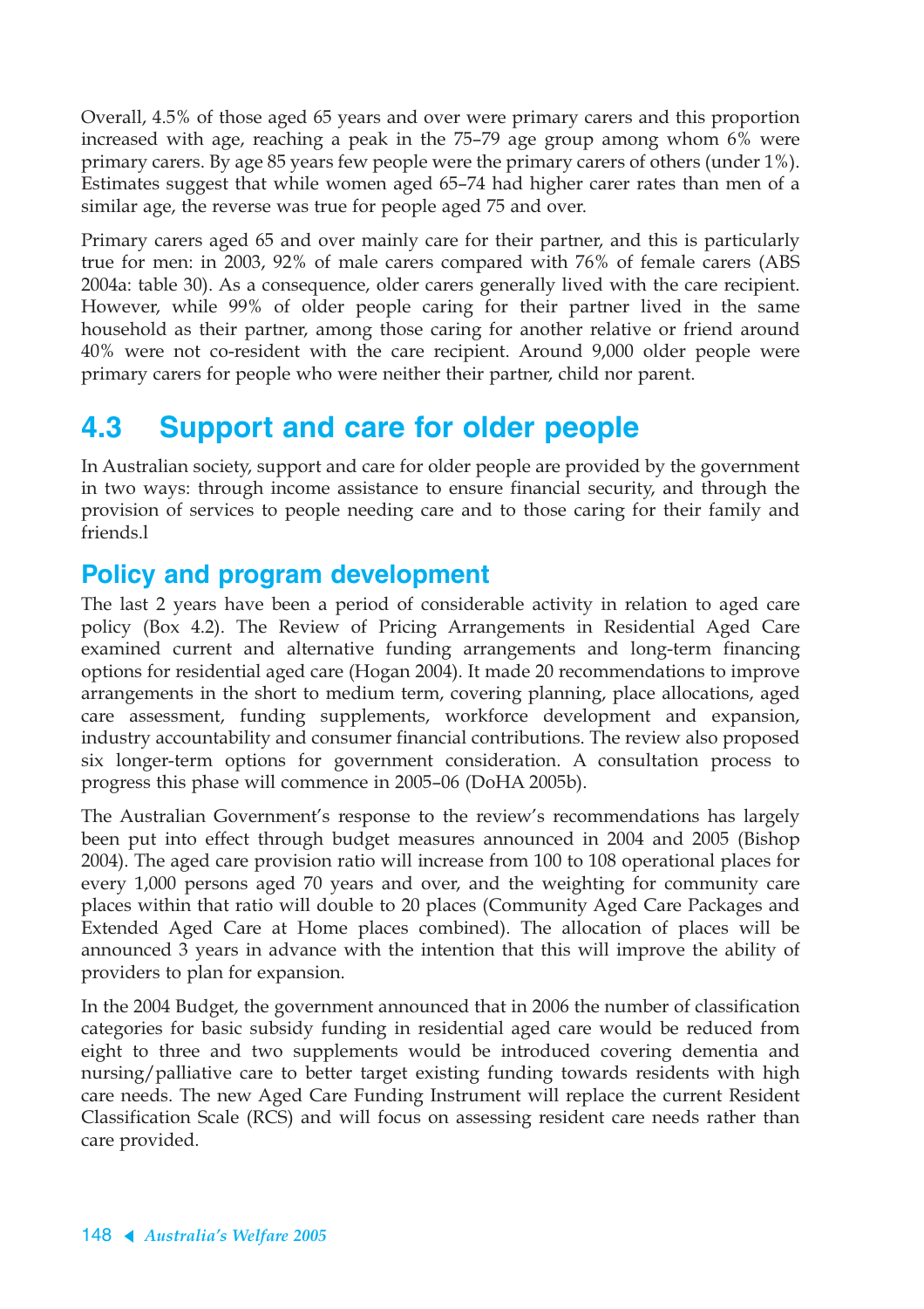Overall, 4.5% of those aged 65 years and over were primary carers and this proportion increased with age, reaching a peak in the 75–79 age group among whom 6% were primary carers. By age 85 years few people were the primary carers of others (under 1%). Estimates suggest that while women aged 65–74 had higher carer rates than men of a similar age, the reverse was true for people aged 75 and over.

Primary carers aged 65 and over mainly care for their partner, and this is particularly true for men: in 2003, 92% of male carers compared with 76% of female carers (ABS 2004a: table 30). As a consequence, older carers generally lived with the care recipient. However, while 99% of older people caring for their partner lived in the same household as their partner, among those caring for another relative or friend around 40% were not co-resident with the care recipient. Around 9,000 older people were primary carers for people who were neither their partner, child nor parent.

# 4.3 Support and care for older people

In Australian society, support and care for older people are provided by the government in two ways: through income assistance to ensure financial security, and through the provision of services to people needing care and to those caring for their family and friends.l

## Policy and program development

The last 2 years have been a period of considerable activity in relation to aged care policy (Box 4.2). The Review of Pricing Arrangements in Residential Aged Care examined current and alternative funding arrangements and long-term financing options for residential aged care (Hogan 2004). It made 20 recommendations to improve arrangements in the short to medium term, covering planning, place allocations, aged care assessment, funding supplements, workforce development and expansion, industry accountability and consumer financial contributions. The review also proposed six longer-term options for government consideration. A consultation process to progress this phase will commence in 2005–06 (DoHA 2005b).

The Australian Government's response to the review's recommendations has largely been put into effect through budget measures announced in 2004 and 2005 (Bishop 2004). The aged care provision ratio will increase from 100 to 108 operational places for every 1,000 persons aged 70 years and over, and the weighting for community care places within that ratio will double to 20 places (Community Aged Care Packages and Extended Aged Care at Home places combined). The allocation of places will be announced 3 years in advance with the intention that this will improve the ability of providers to plan for expansion.

In the 2004 Budget, the government announced that in 2006 the number of classification categories for basic subsidy funding in residential aged care would be reduced from eight to three and two supplements would be introduced covering dementia and nursing/palliative care to better target existing funding towards residents with high care needs. The new Aged Care Funding Instrument will replace the current Resident Classification Scale (RCS) and will focus on assessing resident care needs rather than care provided.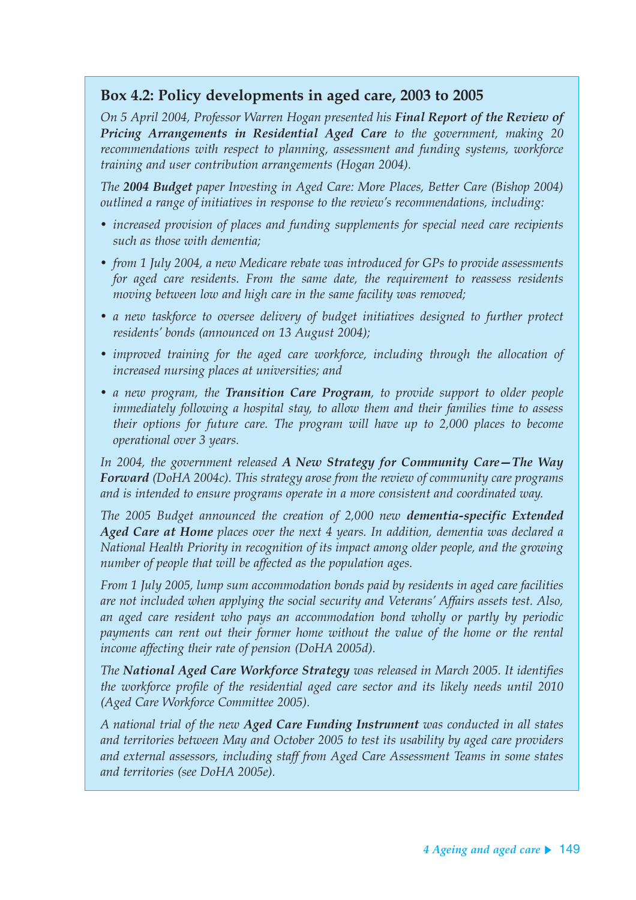### Box 4.2: Policy developments in aged care, 2003 to 2005

*On 5 April 2004, Professor Warren Hogan presented his* ***Final Report of the Review of Pricing Arrangements in Residential Aged Care*** *to the government, making 20 recommendations with respect to planning, assessment and funding systems, workforce training and user contribution arrangements (Hogan 2004).*

*The* ***2004 Budget*** *paper Investing in Aged Care: More Places, Better Care (Bishop 2004) outlined a range of initiatives in response to the review's recommendations, including:*

- *increased provision of places and funding supplements for special need care recipients such as those with dementia;*
- *from 1 July 2004, a new Medicare rebate was introduced for GPs to provide assessments for aged care residents. From the same date, the requirement to reassess residents moving between low and high care in the same facility was removed;*
- *a new taskforce to oversee delivery of budget initiatives designed to further protect residents' bonds (announced on 13 August 2004);*
- *improved training for the aged care workforce, including through the allocation of increased nursing places at universities; and*
- *a new program, the* ***Transition Care Program****, to provide support to older people immediately following a hospital stay, to allow them and their families time to assess their options for future care. The program will have up to 2,000 places to become operational over 3 years.*

*In 2004, the government released* ***A New Strategy for Community Care—The Way Forward*** *(DoHA 2004c). This strategy arose from the review of community care programs and is intended to ensure programs operate in a more consistent and coordinated way.*

*The 2005 Budget announced the creation of 2,000 new* ***dementia-specific Extended Aged Care at Home*** *places over the next 4 years. In addition, dementia was declared a National Health Priority in recognition of its impact among older people, and the growing number of people that will be affected as the population ages.*

*From 1 July 2005, lump sum accommodation bonds paid by residents in aged care facilities are not included when applying the social security and Veterans' Affairs assets test. Also, an aged care resident who pays an accommodation bond wholly or partly by periodic payments can rent out their former home without the value of the home or the rental income affecting their rate of pension (DoHA 2005d).*

*The* ***National Aged Care Workforce Strategy*** *was released in March 2005. It identifies the workforce profile of the residential aged care sector and its likely needs until 2010 (Aged Care Workforce Committee 2005).*

*A national trial of the new* ***Aged Care Funding Instrument*** *was conducted in all states and territories between May and October 2005 to test its usability by aged care providers and external assessors, including staff from Aged Care Assessment Teams in some states and territories (see DoHA 2005e).*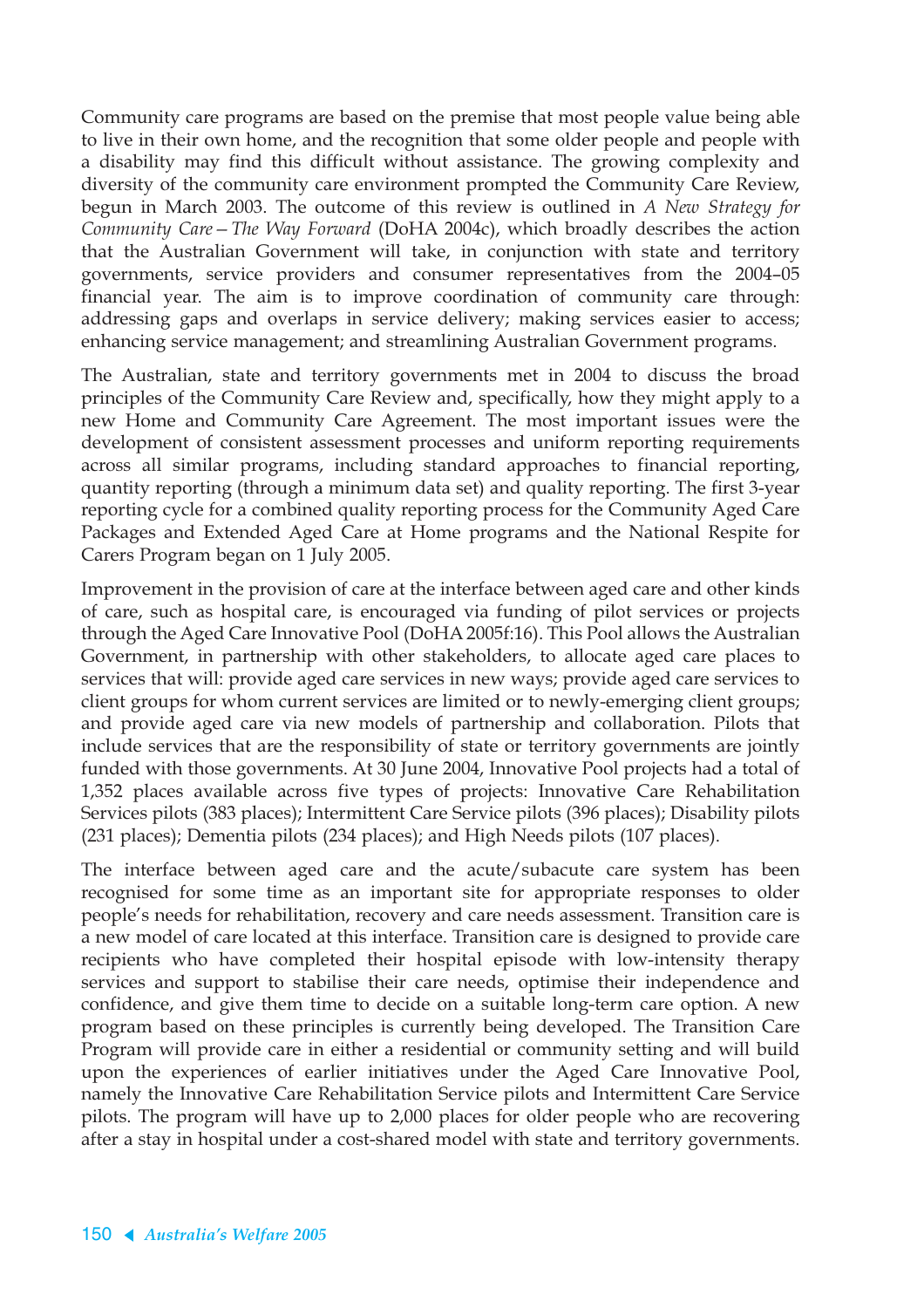Community care programs are based on the premise that most people value being able to live in their own home, and the recognition that some older people and people with a disability may find this difficult without assistance. The growing complexity and diversity of the community care environment prompted the Community Care Review, begun in March 2003. The outcome of this review is outlined in *A New Strategy for Community Care – The Way Forward* (DoHA 2004c), which broadly describes the action that the Australian Government will take, in conjunction with state and territory governments, service providers and consumer representatives from the 2004–05 financial year. The aim is to improve coordination of community care through: addressing gaps and overlaps in service delivery; making services easier to access; enhancing service management; and streamlining Australian Government programs.

The Australian, state and territory governments met in 2004 to discuss the broad principles of the Community Care Review and, specifically, how they might apply to a new Home and Community Care Agreement. The most important issues were the development of consistent assessment processes and uniform reporting requirements across all similar programs, including standard approaches to financial reporting, quantity reporting (through a minimum data set) and quality reporting. The first 3-year reporting cycle for a combined quality reporting process for the Community Aged Care Packages and Extended Aged Care at Home programs and the National Respite for Carers Program began on 1 July 2005.

Improvement in the provision of care at the interface between aged care and other kinds of care, such as hospital care, is encouraged via funding of pilot services or projects through the Aged Care Innovative Pool (DoHA 2005f:16). This Pool allows the Australian Government, in partnership with other stakeholders, to allocate aged care places to services that will: provide aged care services in new ways; provide aged care services to client groups for whom current services are limited or to newly-emerging client groups; and provide aged care via new models of partnership and collaboration. Pilots that include services that are the responsibility of state or territory governments are jointly funded with those governments. At 30 June 2004, Innovative Pool projects had a total of 1,352 places available across five types of projects: Innovative Care Rehabilitation Services pilots (383 places); Intermittent Care Service pilots (396 places); Disability pilots (231 places); Dementia pilots (234 places); and High Needs pilots (107 places).

The interface between aged care and the acute/subacute care system has been recognised for some time as an important site for appropriate responses to older people's needs for rehabilitation, recovery and care needs assessment. Transition care is a new model of care located at this interface. Transition care is designed to provide care recipients who have completed their hospital episode with low-intensity therapy services and support to stabilise their care needs, optimise their independence and confidence, and give them time to decide on a suitable long-term care option. A new program based on these principles is currently being developed. The Transition Care Program will provide care in either a residential or community setting and will build upon the experiences of earlier initiatives under the Aged Care Innovative Pool, namely the Innovative Care Rehabilitation Service pilots and Intermittent Care Service pilots. The program will have up to 2,000 places for older people who are recovering after a stay in hospital under a cost-shared model with state and territory governments.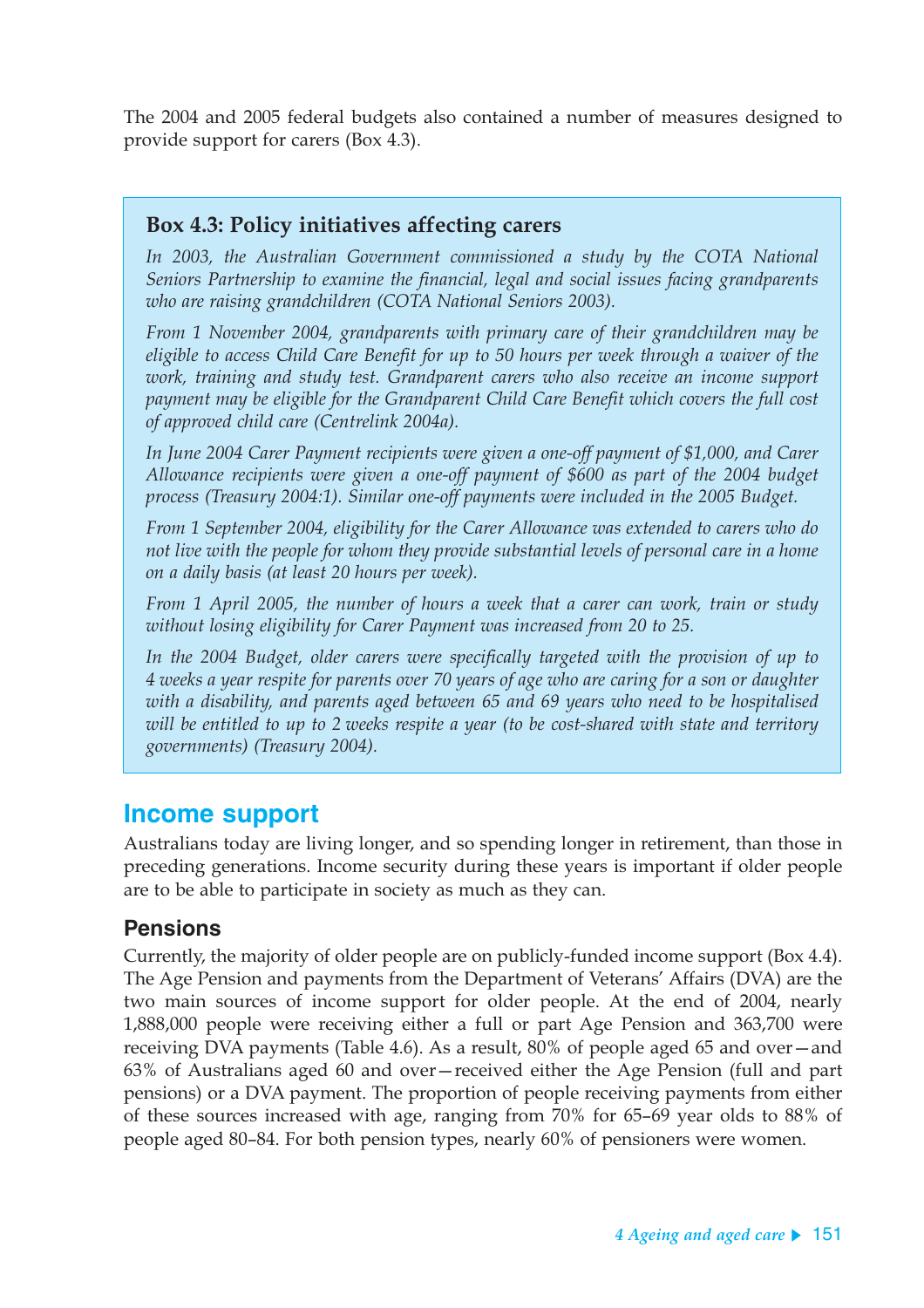The 2004 and 2005 federal budgets also contained a number of measures designed to provide support for carers (Box 4.3).

> **Box 4.3: Policy initiatives affecting carers**
>
> *In 2003, the Australian Government commissioned a study by the COTA National Seniors Partnership to examine the financial, legal and social issues facing grandparents who are raising grandchildren (COTA National Seniors 2003).*
>
> *From 1 November 2004, grandparents with primary care of their grandchildren may be eligible to access Child Care Benefit for up to 50 hours per week through a waiver of the work, training and study test. Grandparent carers who also receive an income support payment may be eligible for the Grandparent Child Care Benefit which covers the full cost of approved child care (Centrelink 2004a).*
>
> *In June 2004 Carer Payment recipients were given a one-off payment of $1,000, and Carer Allowance recipients were given a one-off payment of $600 as part of the 2004 budget process (Treasury 2004:1). Similar one-off payments were included in the 2005 Budget.*
>
> *From 1 September 2004, eligibility for the Carer Allowance was extended to carers who do not live with the people for whom they provide substantial levels of personal care in a home on a daily basis (at least 20 hours per week).*
>
> *From 1 April 2005, the number of hours a week that a carer can work, train or study without losing eligibility for Carer Payment was increased from 20 to 25.*
>
> *In the 2004 Budget, older carers were specifically targeted with the provision of up to 4 weeks a year respite for parents over 70 years of age who are caring for a son or daughter with a disability, and parents aged between 65 and 69 years who need to be hospitalised will be entitled to up to 2 weeks respite a year (to be cost-shared with state and territory governments) (Treasury 2004).*

## Income support

Australians today are living longer, and so spending longer in retirement, than those in preceding generations. Income security during these years is important if older people are to be able to participate in society as much as they can.

### Pensions

Currently, the majority of older people are on publicly-funded income support (Box 4.4). The Age Pension and payments from the Department of Veterans' Affairs (DVA) are the two main sources of income support for older people. At the end of 2004, nearly 1,888,000 people were receiving either a full or part Age Pension and 363,700 were receiving DVA payments (Table 4.6). As a result, 80% of people aged 65 and over—and 63% of Australians aged 60 and over—received either the Age Pension (full and part pensions) or a DVA payment. The proportion of people receiving payments from either of these sources increased with age, ranging from 70% for 65–69 year olds to 88% of people aged 80–84. For both pension types, nearly 60% of pensioners were women.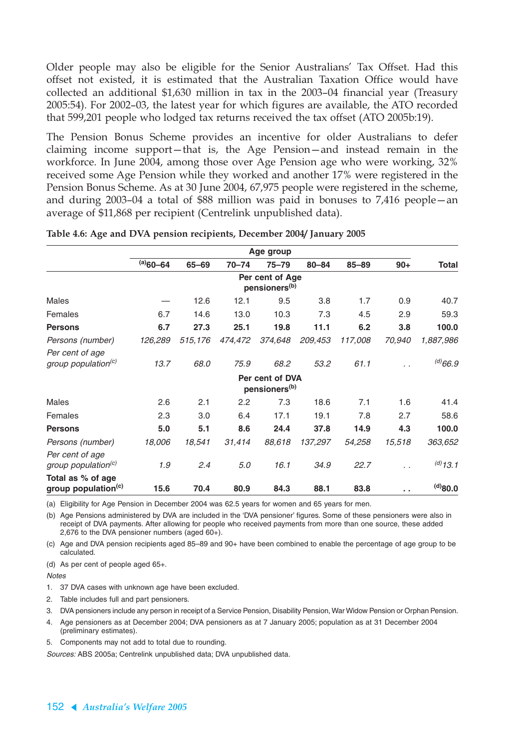Older people may also be eligible for the Senior Australians' Tax Offset. Had this offset not existed, it is estimated that the Australian Taxation Office would have collected an additional $1,630 million in tax in the 2003–04 financial year (Treasury 2005:54). For 2002–03, the latest year for which figures are available, the ATO recorded that 599,201 people who lodged tax returns received the tax offset (ATO 2005b:19).

The Pension Bonus Scheme provides an incentive for older Australians to defer claiming income support—that is, the Age Pension—and instead remain in the workforce. In June 2004, among those over Age Pension age who were working, 32% received some Age Pension while they worked and another 17% were registered in the Pension Bonus Scheme. As at 30 June 2004, 67,975 people were registered in the scheme, and during 2003–04 a total of $88 million was paid in bonuses to 7,416 people—an average of $11,868 per recipient (Centrelink unpublished data).

**Table 4.6: Age and DVA pension recipients, December 2004/ January 2005**

| | Age group | | | | | | | |
|---|---|---|---|---|---|---|---|---|
| | [(a)]60–64 | 65–69 | 70–74 | 75–79 | 80–84 | 85–89 | 90+ | Total |
| | **Per cent of Age pensioners[(b)]** | | | | | | | |
| Males | — | 12.6 | 12.1 | 9.5 | 3.8 | 1.7 | 0.9 | 40.7 |
| Females | 6.7 | 14.6 | 13.0 | 10.3 | 7.3 | 4.5 | 2.9 | 59.3 |
| **Persons** | **6.7** | **27.3** | **25.1** | **19.8** | **11.1** | **6.2** | **3.8** | **100.0** |
| *Persons (number)* | *126,289* | *515,176* | *474,472* | *374,648* | *209,453* | *117,008* | *70,940* | *1,887,986* |
| *Per cent of age group population[(c)]* | *13.7* | *68.0* | *75.9* | *68.2* | *53.2* | *61.1* | . . | *[(d)]66.9* |
| | **Per cent of DVA pensioners[(b)]** | | | | | | | |
| Males | 2.6 | 2.1 | 2.2 | 7.3 | 18.6 | 7.1 | 1.6 | 41.4 |
| Females | 2.3 | 3.0 | 6.4 | 17.1 | 19.1 | 7.8 | 2.7 | 58.6 |
| **Persons** | **5.0** | **5.1** | **8.6** | **24.4** | **37.8** | **14.9** | **4.3** | **100.0** |
| *Persons (number)* | *18,006* | *18,541* | *31,414* | *88,618* | *137,297* | *54,258* | *15,518* | *363,652* |
| *Per cent of age group population[(c)]* | *1.9* | *2.4* | *5.0* | *16.1* | *34.9* | *22.7* | . . | *[(d)]13.1* |
| **Total as % of age group population[(c)]** | **15.6** | **70.4** | **80.9** | **84.3** | **88.1** | **83.8** | **. .** | **[(d)]80.0** |

(a) Eligibility for Age Pension in December 2004 was 62.5 years for women and 65 years for men.

(b) Age Pensions administered by DVA are included in the 'DVA pensioner' figures. Some of these pensioners were also in receipt of DVA payments. After allowing for people who received payments from more than one source, these added 2,676 to the DVA pensioner numbers (aged 60+).

(c) Age and DVA pension recipients aged 85–89 and 90+ have been combined to enable the percentage of age group to be calculated.

(d) As per cent of people aged 65+.

*Notes*

1. 37 DVA cases with unknown age have been excluded.
2. Table includes full and part pensioners.
3. DVA pensioners include any person in receipt of a Service Pension, Disability Pension, War Widow Pension or Orphan Pension.
4. Age pensioners as at December 2004; DVA pensioners as at 7 January 2005; population as at 31 December 2004 (preliminary estimates).
5. Components may not add to total due to rounding.

*Sources:* ABS 2005a; Centrelink unpublished data; DVA unpublished data.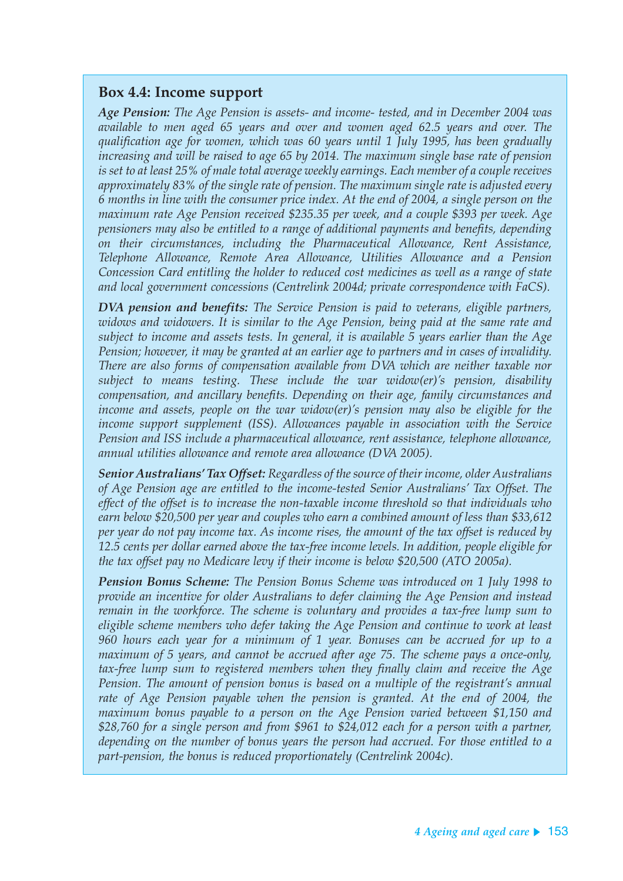### Box 4.4: Income support

***Age Pension:*** *The Age Pension is assets- and income- tested, and in December 2004 was available to men aged 65 years and over and women aged 62.5 years and over. The qualification age for women, which was 60 years until 1 July 1995, has been gradually increasing and will be raised to age 65 by 2014. The maximum single base rate of pension is set to at least 25% of male total average weekly earnings. Each member of a couple receives approximately 83% of the single rate of pension. The maximum single rate is adjusted every 6 months in line with the consumer price index. At the end of 2004, a single person on the maximum rate Age Pension received $235.35 per week, and a couple $393 per week. Age pensioners may also be entitled to a range of additional payments and benefits, depending on their circumstances, including the Pharmaceutical Allowance, Rent Assistance, Telephone Allowance, Remote Area Allowance, Utilities Allowance and a Pension Concession Card entitling the holder to reduced cost medicines as well as a range of state and local government concessions (Centrelink 2004d; private correspondence with FaCS).*

***DVA pension and benefits:*** *The Service Pension is paid to veterans, eligible partners, widows and widowers. It is similar to the Age Pension, being paid at the same rate and subject to income and assets tests. In general, it is available 5 years earlier than the Age Pension; however, it may be granted at an earlier age to partners and in cases of invalidity. There are also forms of compensation available from DVA which are neither taxable nor subject to means testing. These include the war widow(er)'s pension, disability compensation, and ancillary benefits. Depending on their age, family circumstances and income and assets, people on the war widow(er)'s pension may also be eligible for the income support supplement (ISS). Allowances payable in association with the Service Pension and ISS include a pharmaceutical allowance, rent assistance, telephone allowance, annual utilities allowance and remote area allowance (DVA 2005).*

***Senior Australians' Tax Offset:*** *Regardless of the source of their income, older Australians of Age Pension age are entitled to the income-tested Senior Australians' Tax Offset. The effect of the offset is to increase the non-taxable income threshold so that individuals who earn below $20,500 per year and couples who earn a combined amount of less than $33,612 per year do not pay income tax. As income rises, the amount of the tax offset is reduced by 12.5 cents per dollar earned above the tax-free income levels. In addition, people eligible for the tax offset pay no Medicare levy if their income is below $20,500 (ATO 2005a).*

***Pension Bonus Scheme:*** *The Pension Bonus Scheme was introduced on 1 July 1998 to provide an incentive for older Australians to defer claiming the Age Pension and instead remain in the workforce. The scheme is voluntary and provides a tax-free lump sum to eligible scheme members who defer taking the Age Pension and continue to work at least 960 hours each year for a minimum of 1 year. Bonuses can be accrued for up to a maximum of 5 years, and cannot be accrued after age 75. The scheme pays a once-only, tax-free lump sum to registered members when they finally claim and receive the Age Pension. The amount of pension bonus is based on a multiple of the registrant's annual rate of Age Pension payable when the pension is granted. At the end of 2004, the maximum bonus payable to a person on the Age Pension varied between $1,150 and $28,760 for a single person and from $961 to $24,012 each for a person with a partner, depending on the number of bonus years the person had accrued. For those entitled to a part-pension, the bonus is reduced proportionately (Centrelink 2004c).*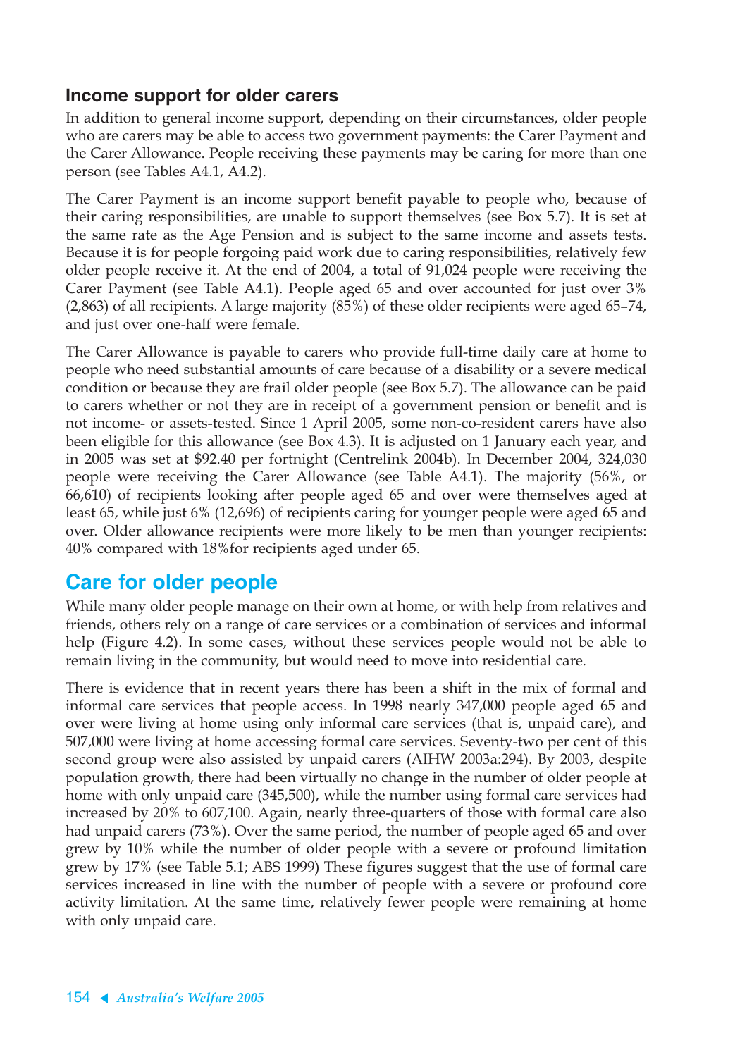### Income support for older carers

In addition to general income support, depending on their circumstances, older people who are carers may be able to access two government payments: the Carer Payment and the Carer Allowance. People receiving these payments may be caring for more than one person (see Tables A4.1, A4.2).

The Carer Payment is an income support benefit payable to people who, because of their caring responsibilities, are unable to support themselves (see Box 5.7). It is set at the same rate as the Age Pension and is subject to the same income and assets tests. Because it is for people forgoing paid work due to caring responsibilities, relatively few older people receive it. At the end of 2004, a total of 91,024 people were receiving the Carer Payment (see Table A4.1). People aged 65 and over accounted for just over 3% (2,863) of all recipients. A large majority (85%) of these older recipients were aged 65–74, and just over one-half were female.

The Carer Allowance is payable to carers who provide full-time daily care at home to people who need substantial amounts of care because of a disability or a severe medical condition or because they are frail older people (see Box 5.7). The allowance can be paid to carers whether or not they are in receipt of a government pension or benefit and is not income- or assets-tested. Since 1 April 2005, some non-co-resident carers have also been eligible for this allowance (see Box 4.3). It is adjusted on 1 January each year, and in 2005 was set at $92.40 per fortnight (Centrelink 2004b). In December 2004, 324,030 people were receiving the Carer Allowance (see Table A4.1). The majority (56%, or 66,610) of recipients looking after people aged 65 and over were themselves aged at least 65, while just 6% (12,696) of recipients caring for younger people were aged 65 and over. Older allowance recipients were more likely to be men than younger recipients: 40% compared with 18%for recipients aged under 65.

## Care for older people

While many older people manage on their own at home, or with help from relatives and friends, others rely on a range of care services or a combination of services and informal help (Figure 4.2). In some cases, without these services people would not be able to remain living in the community, but would need to move into residential care.

There is evidence that in recent years there has been a shift in the mix of formal and informal care services that people access. In 1998 nearly 347,000 people aged 65 and over were living at home using only informal care services (that is, unpaid care), and 507,000 were living at home accessing formal care services. Seventy-two per cent of this second group were also assisted by unpaid carers (AIHW 2003a:294). By 2003, despite population growth, there had been virtually no change in the number of older people at home with only unpaid care (345,500), while the number using formal care services had increased by 20% to 607,100. Again, nearly three-quarters of those with formal care also had unpaid carers (73%). Over the same period, the number of people aged 65 and over grew by 10% while the number of older people with a severe or profound limitation grew by 17% (see Table 5.1; ABS 1999) These figures suggest that the use of formal care services increased in line with the number of people with a severe or profound core activity limitation. At the same time, relatively fewer people were remaining at home with only unpaid care.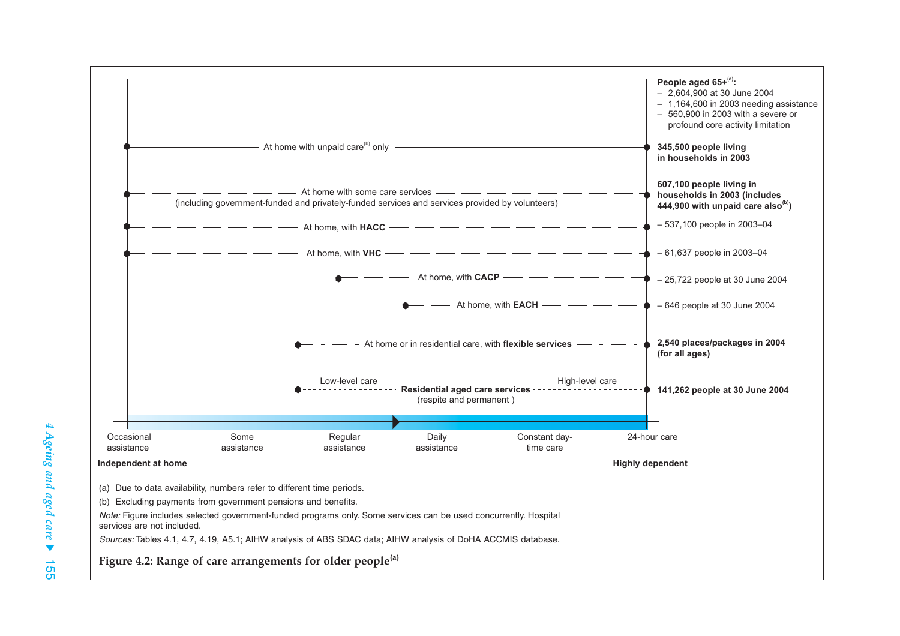People aged 65+[a]:
- 2,604,900 at 30 June 2004
- 1,164,600 in 2003 needing assistance
- 560,900 in 2003 with a severe or profound core activity limitation

| Care arrangement | Number |
|---|---|
| At home with unpaid care[b] only | **345,500 people living in households in 2003** |
| At home with some care services (including government-funded and privately-funded services and services provided by volunteers) | **607,100 people living in households in 2003 (includes 444,900 with unpaid care also[b])** |
| At home, with **HACC** | – 537,100 people in 2003–04 |
| At home, with **VHC** | – 61,637 people in 2003–04 |
| At home, with **CACP** | – 25,722 people at 30 June 2004 |
| At home, with **EACH** | – 646 people at 30 June 2004 |
| At home or in residential care, with **flexible services** | **2,540 places/packages in 2004 (for all ages)** |
| **Residential aged care services** (respite and permanent) — Low-level care to High-level care | **141,262 people at 30 June 2004** |

Scale: Occasional assistance — Some assistance — Regular assistance — Daily assistance — Constant day-time care — 24-hour care

**Independent at home** → **Highly dependent**

(a) Due to data availability, numbers refer to different time periods.

(b) Excluding payments from government pensions and benefits.

*Note:* Figure includes selected government-funded programs only. Some services can be used concurrently. Hospital services are not included.

*Sources:* Tables 4.1, 4.7, 4.19, A5.1; AIHW analysis of ABS SDAC data; AIHW analysis of DoHA ACCMIS database.

**Figure 4.2: Range of care arrangements for older people[a]**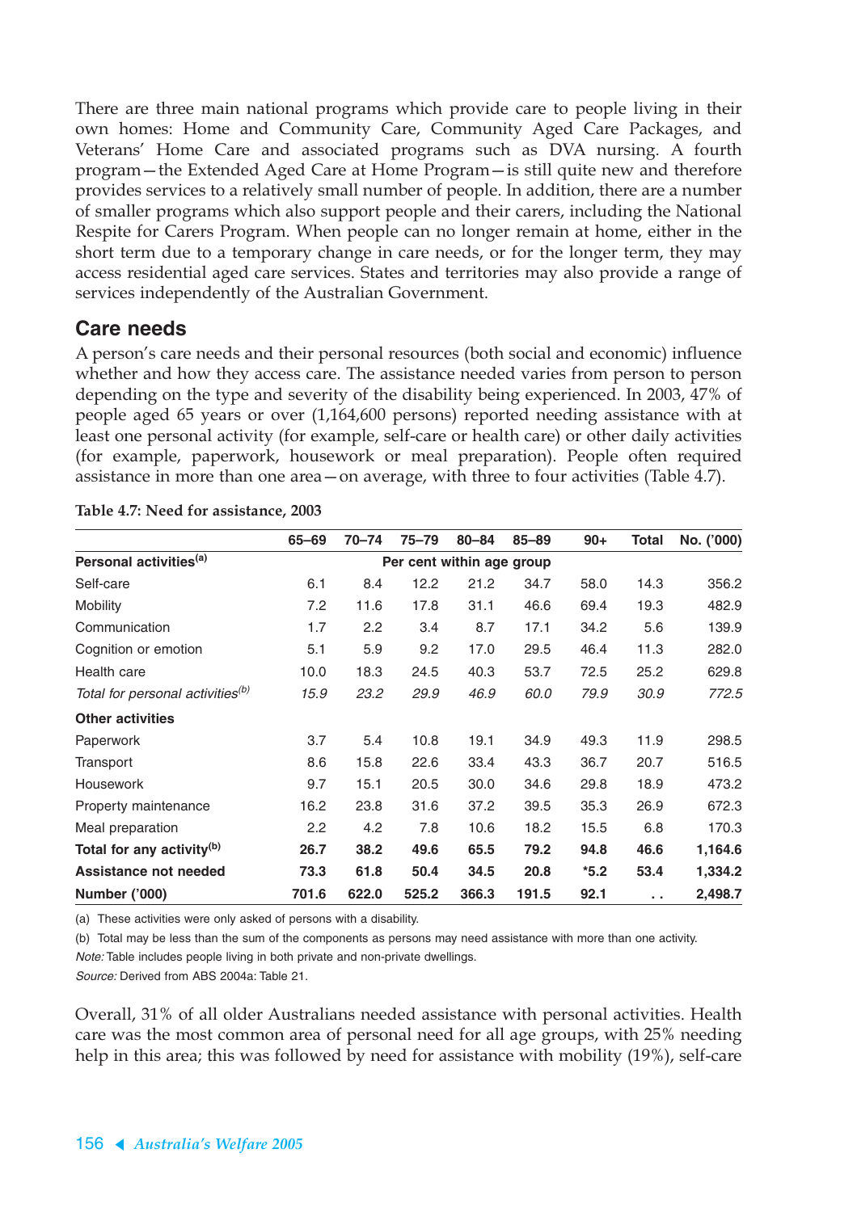There are three main national programs which provide care to people living in their own homes: Home and Community Care, Community Aged Care Packages, and Veterans' Home Care and associated programs such as DVA nursing. A fourth program—the Extended Aged Care at Home Program—is still quite new and therefore provides services to a relatively small number of people. In addition, there are a number of smaller programs which also support people and their carers, including the National Respite for Carers Program. When people can no longer remain at home, either in the short term due to a temporary change in care needs, or for the longer term, they may access residential aged care services. States and territories may also provide a range of services independently of the Australian Government.

## Care needs

A person's care needs and their personal resources (both social and economic) influence whether and how they access care. The assistance needed varies from person to person depending on the type and severity of the disability being experienced. In 2003, 47% of people aged 65 years or over (1,164,600 persons) reported needing assistance with at least one personal activity (for example, self-care or health care) or other daily activities (for example, paperwork, housework or meal preparation). People often required assistance in more than one area—on average, with three to four activities (Table 4.7).

**Table 4.7: Need for assistance, 2003**

| | 65–69 | 70–74 | 75–79 | 80–84 | 85–89 | 90+ | Total | No. ('000) |
|---|---|---|---|---|---|---|---|---|
| **Personal activities[(a)]** | | | Per cent within age group | | | | | |
| Self-care | 6.1 | 8.4 | 12.2 | 21.2 | 34.7 | 58.0 | 14.3 | 356.2 |
| Mobility | 7.2 | 11.6 | 17.8 | 31.1 | 46.6 | 69.4 | 19.3 | 482.9 |
| Communication | 1.7 | 2.2 | 3.4 | 8.7 | 17.1 | 34.2 | 5.6 | 139.9 |
| Cognition or emotion | 5.1 | 5.9 | 9.2 | 17.0 | 29.5 | 46.4 | 11.3 | 282.0 |
| Health care | 10.0 | 18.3 | 24.5 | 40.3 | 53.7 | 72.5 | 25.2 | 629.8 |
| *Total for personal activities[(b)]* | *15.9* | *23.2* | *29.9* | *46.9* | *60.0* | *79.9* | *30.9* | *772.5* |
| **Other activities** | | | | | | | | |
| Paperwork | 3.7 | 5.4 | 10.8 | 19.1 | 34.9 | 49.3 | 11.9 | 298.5 |
| Transport | 8.6 | 15.8 | 22.6 | 33.4 | 43.3 | 36.7 | 20.7 | 516.5 |
| Housework | 9.7 | 15.1 | 20.5 | 30.0 | 34.6 | 29.8 | 18.9 | 473.2 |
| Property maintenance | 16.2 | 23.8 | 31.6 | 37.2 | 39.5 | 35.3 | 26.9 | 672.3 |
| Meal preparation | 2.2 | 4.2 | 7.8 | 10.6 | 18.2 | 15.5 | 6.8 | 170.3 |
| **Total for any activity[(b)]** | **26.7** | **38.2** | **49.6** | **65.5** | **79.2** | **94.8** | **46.6** | **1,164.6** |
| **Assistance not needed** | **73.3** | **61.8** | **50.4** | **34.5** | **20.8** | ***5.2** | **53.4** | **1,334.2** |
| **Number ('000)** | **701.6** | **622.0** | **525.2** | **366.3** | **191.5** | **92.1** | **. .** | **2,498.7** |

(a) These activities were only asked of persons with a disability.

(b) Total may be less than the sum of the components as persons may need assistance with more than one activity.

*Note:* Table includes people living in both private and non-private dwellings.

*Source:* Derived from ABS 2004a: Table 21.

Overall, 31% of all older Australians needed assistance with personal activities. Health care was the most common area of personal need for all age groups, with 25% needing help in this area; this was followed by need for assistance with mobility (19%), self-care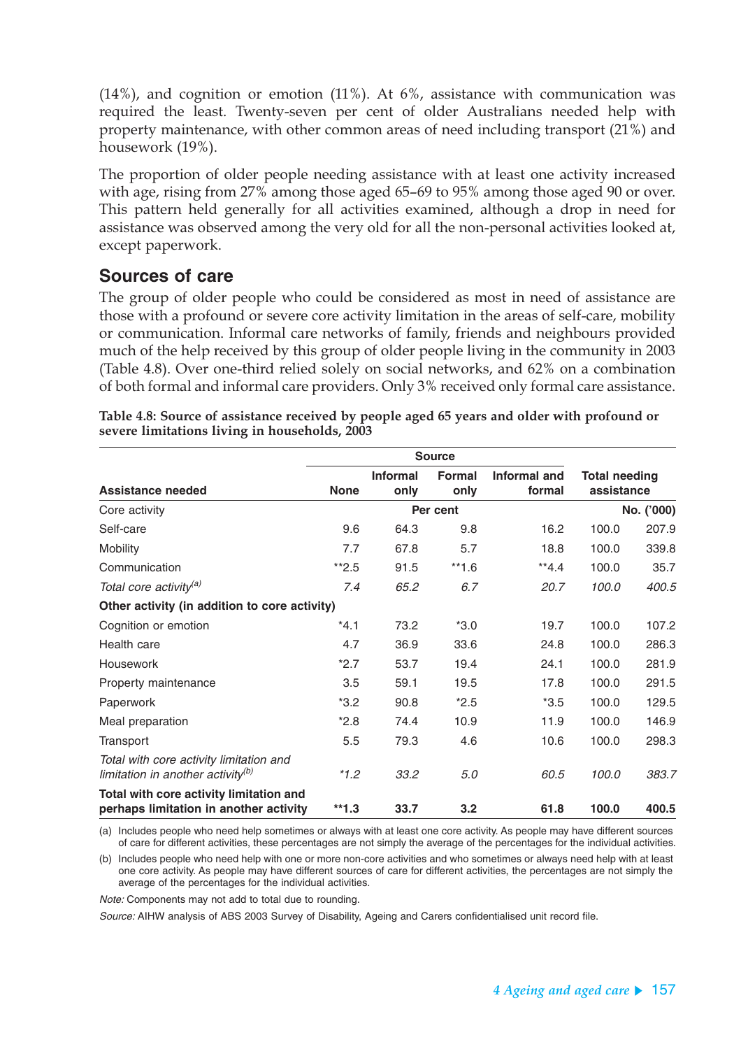(14%), and cognition or emotion (11%). At 6%, assistance with communication was required the least. Twenty-seven per cent of older Australians needed help with property maintenance, with other common areas of need including transport (21%) and housework (19%).

The proportion of older people needing assistance with at least one activity increased with age, rising from 27% among those aged 65–69 to 95% among those aged 90 or over. This pattern held generally for all activities examined, although a drop in need for assistance was observed among the very old for all the non-personal activities looked at, except paperwork.

## Sources of care

The group of older people who could be considered as most in need of assistance are those with a profound or severe core activity limitation in the areas of self-care, mobility or communication. Informal care networks of family, friends and neighbours provided much of the help received by this group of older people living in the community in 2003 (Table 4.8). Over one-third relied solely on social networks, and 62% on a combination of both formal and informal care providers. Only 3% received only formal care assistance.

**Table 4.8: Source of assistance received by people aged 65 years and older with profound or severe limitations living in households, 2003**

| | Source | | | | | |
|---|---|---|---|---|---|---|
| Assistance needed | None | Informal only | Formal only | Informal and formal | Total needing assistance | |
| Core activity | Per cent | | | | | No. ('000) |
| Self-care | 9.6 | 64.3 | 9.8 | 16.2 | 100.0 | 207.9 |
| Mobility | 7.7 | 67.8 | 5.7 | 18.8 | 100.0 | 339.8 |
| Communication | **2.5 | 91.5 | **1.6 | **4.4 | 100.0 | 35.7 |
| *Total core activity(a)* | *7.4* | *65.2* | *6.7* | *20.7* | *100.0* | *400.5* |
| **Other activity (in addition to core activity)** | | | | | | |
| Cognition or emotion | *4.1 | 73.2 | *3.0 | 19.7 | 100.0 | 107.2 |
| Health care | 4.7 | 36.9 | 33.6 | 24.8 | 100.0 | 286.3 |
| Housework | *2.7 | 53.7 | 19.4 | 24.1 | 100.0 | 281.9 |
| Property maintenance | 3.5 | 59.1 | 19.5 | 17.8 | 100.0 | 291.5 |
| Paperwork | *3.2 | 90.8 | *2.5 | *3.5 | 100.0 | 129.5 |
| Meal preparation | *2.8 | 74.4 | 10.9 | 11.9 | 100.0 | 146.9 |
| Transport | 5.5 | 79.3 | 4.6 | 10.6 | 100.0 | 298.3 |
| *Total with core activity limitation and limitation in another activity(b)* | *\*1.2* | *33.2* | *5.0* | *60.5* | *100.0* | *383.7* |
| **Total with core activity limitation and perhaps limitation in another activity** | **\*\*1.3** | **33.7** | **3.2** | **61.8** | **100.0** | **400.5** |

(a) Includes people who need help sometimes or always with at least one core activity. As people may have different sources of care for different activities, these percentages are not simply the average of the percentages for the individual activities.

(b) Includes people who need help with one or more non-core activities and who sometimes or always need help with at least one core activity. As people may have different sources of care for different activities, the percentages are not simply the average of the percentages for the individual activities.

*Note:* Components may not add to total due to rounding.

*Source:* AIHW analysis of ABS 2003 Survey of Disability, Ageing and Carers confidentialised unit record file.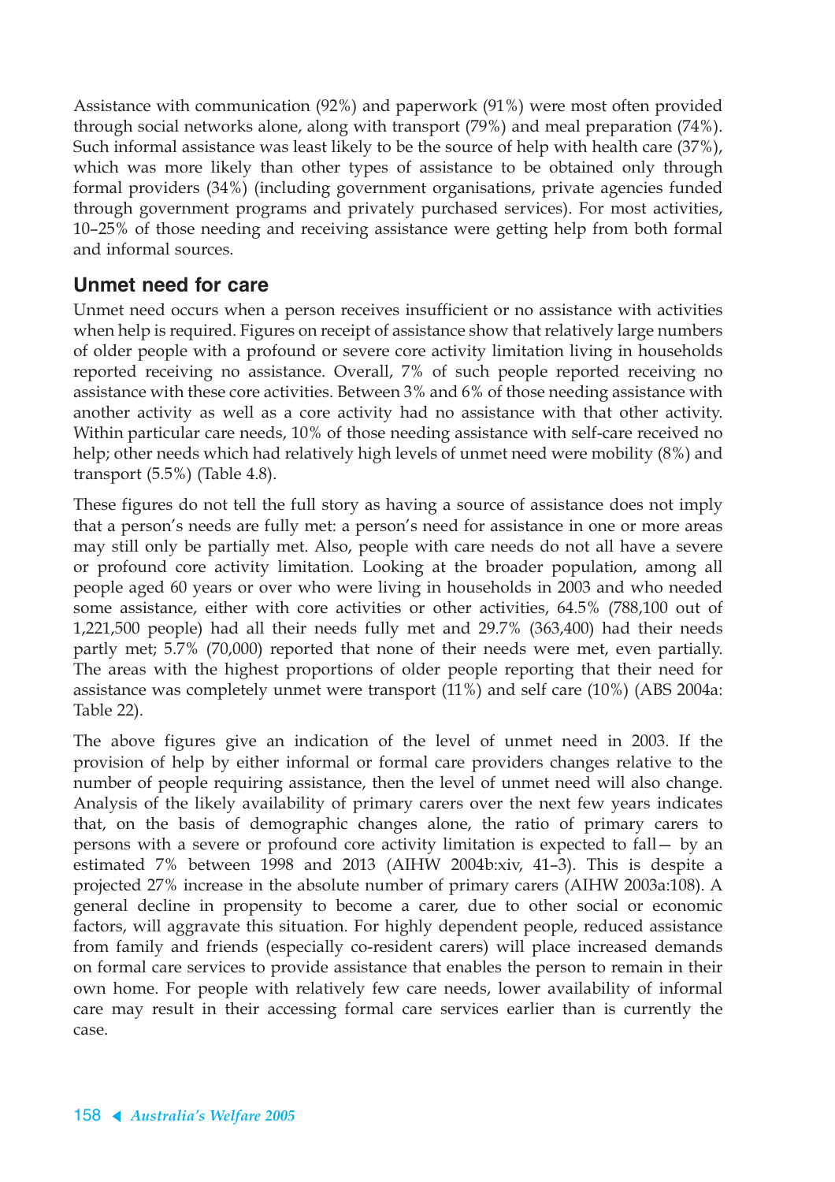Assistance with communication (92%) and paperwork (91%) were most often provided through social networks alone, along with transport (79%) and meal preparation (74%). Such informal assistance was least likely to be the source of help with health care (37%), which was more likely than other types of assistance to be obtained only through formal providers (34%) (including government organisations, private agencies funded through government programs and privately purchased services). For most activities, 10–25% of those needing and receiving assistance were getting help from both formal and informal sources.

## Unmet need for care

Unmet need occurs when a person receives insufficient or no assistance with activities when help is required. Figures on receipt of assistance show that relatively large numbers of older people with a profound or severe core activity limitation living in households reported receiving no assistance. Overall, 7% of such people reported receiving no assistance with these core activities. Between 3% and 6% of those needing assistance with another activity as well as a core activity had no assistance with that other activity. Within particular care needs, 10% of those needing assistance with self-care received no help; other needs which had relatively high levels of unmet need were mobility (8%) and transport (5.5%) (Table 4.8).

These figures do not tell the full story as having a source of assistance does not imply that a person's needs are fully met: a person's need for assistance in one or more areas may still only be partially met. Also, people with care needs do not all have a severe or profound core activity limitation. Looking at the broader population, among all people aged 60 years or over who were living in households in 2003 and who needed some assistance, either with core activities or other activities, 64.5% (788,100 out of 1,221,500 people) had all their needs fully met and 29.7% (363,400) had their needs partly met; 5.7% (70,000) reported that none of their needs were met, even partially. The areas with the highest proportions of older people reporting that their need for assistance was completely unmet were transport (11%) and self care (10%) (ABS 2004a: Table 22).

The above figures give an indication of the level of unmet need in 2003. If the provision of help by either informal or formal care providers changes relative to the number of people requiring assistance, then the level of unmet need will also change. Analysis of the likely availability of primary carers over the next few years indicates that, on the basis of demographic changes alone, the ratio of primary carers to persons with a severe or profound core activity limitation is expected to fall— by an estimated 7% between 1998 and 2013 (AIHW 2004b:xiv, 41–3). This is despite a projected 27% increase in the absolute number of primary carers (AIHW 2003a:108). A general decline in propensity to become a carer, due to other social or economic factors, will aggravate this situation. For highly dependent people, reduced assistance from family and friends (especially co-resident carers) will place increased demands on formal care services to provide assistance that enables the person to remain in their own home. For people with relatively few care needs, lower availability of informal care may result in their accessing formal care services earlier than is currently the case.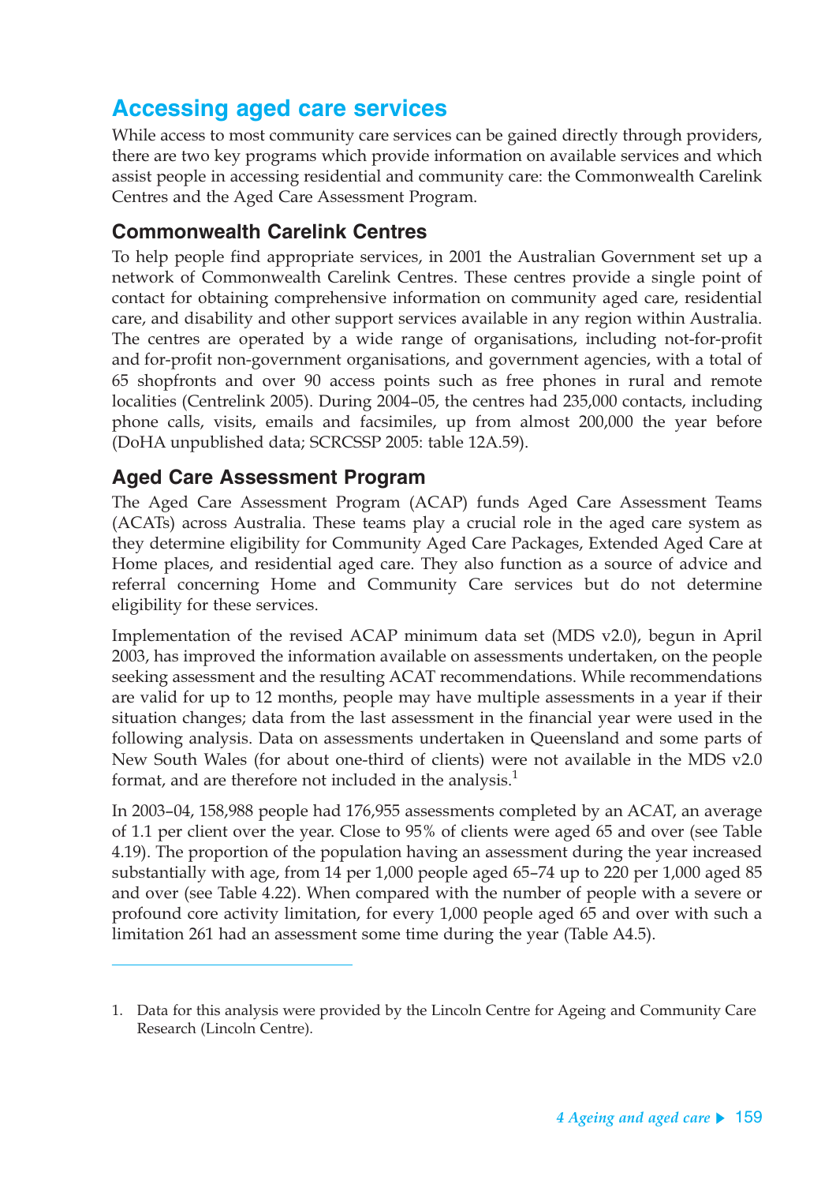## Accessing aged care services

While access to most community care services can be gained directly through providers, there are two key programs which provide information on available services and which assist people in accessing residential and community care: the Commonwealth Carelink Centres and the Aged Care Assessment Program.

### Commonwealth Carelink Centres

To help people find appropriate services, in 2001 the Australian Government set up a network of Commonwealth Carelink Centres. These centres provide a single point of contact for obtaining comprehensive information on community aged care, residential care, and disability and other support services available in any region within Australia. The centres are operated by a wide range of organisations, including not-for-profit and for-profit non-government organisations, and government agencies, with a total of 65 shopfronts and over 90 access points such as free phones in rural and remote localities (Centrelink 2005). During 2004–05, the centres had 235,000 contacts, including phone calls, visits, emails and facsimiles, up from almost 200,000 the year before (DoHA unpublished data; SCRCSSP 2005: table 12A.59).

### Aged Care Assessment Program

The Aged Care Assessment Program (ACAP) funds Aged Care Assessment Teams (ACATs) across Australia. These teams play a crucial role in the aged care system as they determine eligibility for Community Aged Care Packages, Extended Aged Care at Home places, and residential aged care. They also function as a source of advice and referral concerning Home and Community Care services but do not determine eligibility for these services.

Implementation of the revised ACAP minimum data set (MDS v2.0), begun in April 2003, has improved the information available on assessments undertaken, on the people seeking assessment and the resulting ACAT recommendations. While recommendations are valid for up to 12 months, people may have multiple assessments in a year if their situation changes; data from the last assessment in the financial year were used in the following analysis. Data on assessments undertaken in Queensland and some parts of New South Wales (for about one-third of clients) were not available in the MDS v2.0 format, and are therefore not included in the analysis.[1]

In 2003–04, 158,988 people had 176,955 assessments completed by an ACAT, an average of 1.1 per client over the year. Close to 95% of clients were aged 65 and over (see Table 4.19). The proportion of the population having an assessment during the year increased substantially with age, from 14 per 1,000 people aged 65–74 up to 220 per 1,000 aged 85 and over (see Table 4.22). When compared with the number of people with a severe or profound core activity limitation, for every 1,000 people aged 65 and over with such a limitation 261 had an assessment some time during the year (Table A4.5).

---

1. Data for this analysis were provided by the Lincoln Centre for Ageing and Community Care Research (Lincoln Centre).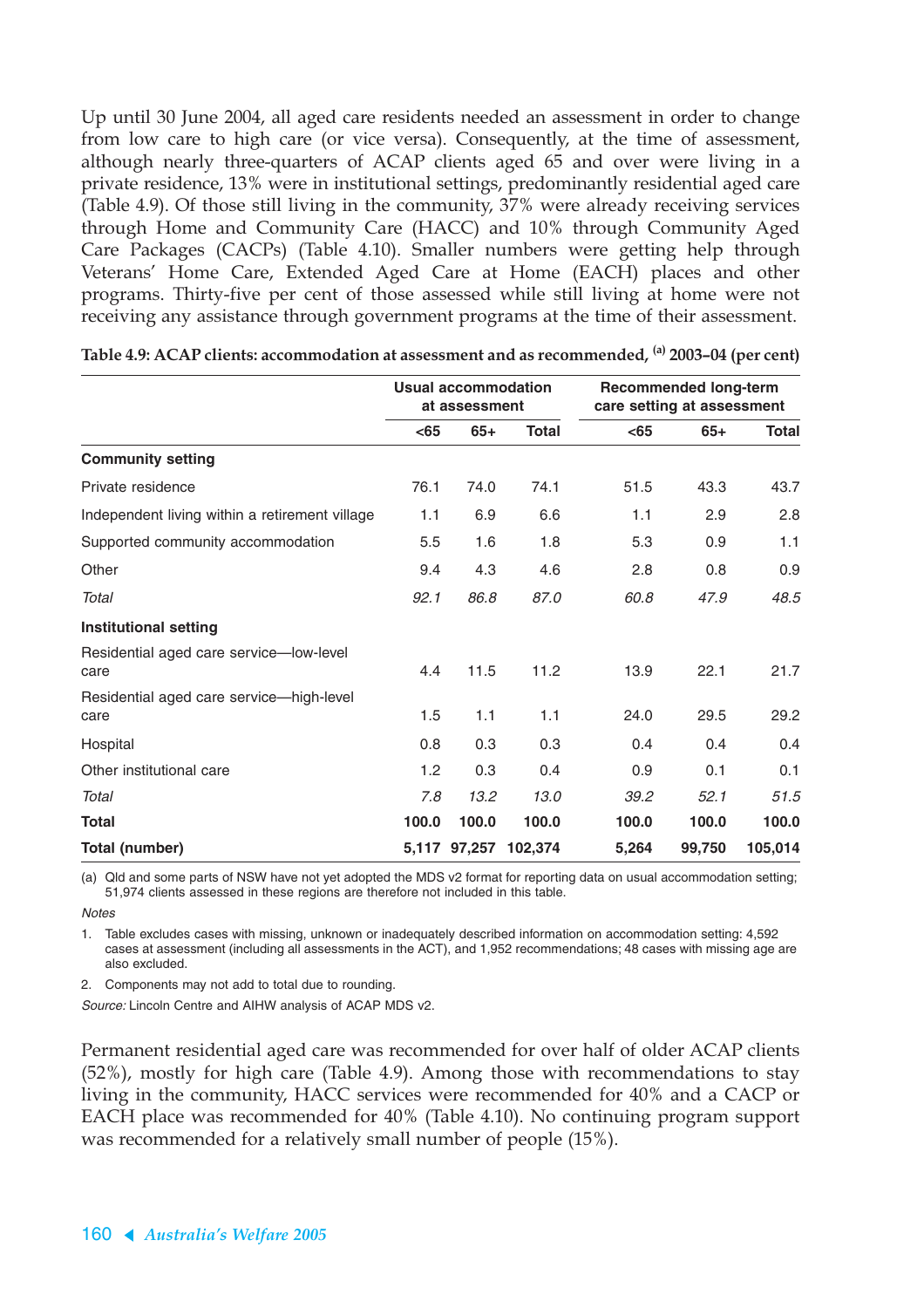Up until 30 June 2004, all aged care residents needed an assessment in order to change from low care to high care (or vice versa). Consequently, at the time of assessment, although nearly three-quarters of ACAP clients aged 65 and over were living in a private residence, 13% were in institutional settings, predominantly residential aged care (Table 4.9). Of those still living in the community, 37% were already receiving services through Home and Community Care (HACC) and 10% through Community Aged Care Packages (CACPs) (Table 4.10). Smaller numbers were getting help through Veterans' Home Care, Extended Aged Care at Home (EACH) places and other programs. Thirty-five per cent of those assessed while still living at home were not receiving any assistance through government programs at the time of their assessment.

**Table 4.9: ACAP clients: accommodation at assessment and as recommended,[(a)] 2003–04 (per cent)**

| | Usual accommodation at assessment | | | Recommended long-term care setting at assessment | | |
|---|---|---|---|---|---|---|
| | <65 | 65+ | Total | <65 | 65+ | Total |
| **Community setting** | | | | | | |
| Private residence | 76.1 | 74.0 | 74.1 | 51.5 | 43.3 | 43.7 |
| Independent living within a retirement village | 1.1 | 6.9 | 6.6 | 1.1 | 2.9 | 2.8 |
| Supported community accommodation | 5.5 | 1.6 | 1.8 | 5.3 | 0.9 | 1.1 |
| Other | 9.4 | 4.3 | 4.6 | 2.8 | 0.8 | 0.9 |
| *Total* | *92.1* | *86.8* | *87.0* | *60.8* | *47.9* | *48.5* |
| **Institutional setting** | | | | | | |
| Residential aged care service—low-level care | 4.4 | 11.5 | 11.2 | 13.9 | 22.1 | 21.7 |
| Residential aged care service—high-level care | 1.5 | 1.1 | 1.1 | 24.0 | 29.5 | 29.2 |
| Hospital | 0.8 | 0.3 | 0.3 | 0.4 | 0.4 | 0.4 |
| Other institutional care | 1.2 | 0.3 | 0.4 | 0.9 | 0.1 | 0.1 |
| *Total* | *7.8* | *13.2* | *13.0* | *39.2* | *52.1* | *51.5* |
| **Total** | **100.0** | **100.0** | **100.0** | **100.0** | **100.0** | **100.0** |
| **Total (number)** | **5,117** | **97,257** | **102,374** | **5,264** | **99,750** | **105,014** |

(a) Qld and some parts of NSW have not yet adopted the MDS v2 format for reporting data on usual accommodation setting; 51,974 clients assessed in these regions are therefore not included in this table.

*Notes*

1. Table excludes cases with missing, unknown or inadequately described information on accommodation setting: 4,592 cases at assessment (including all assessments in the ACT), and 1,952 recommendations; 48 cases with missing age are also excluded.
2. Components may not add to total due to rounding.

*Source:* Lincoln Centre and AIHW analysis of ACAP MDS v2.

Permanent residential aged care was recommended for over half of older ACAP clients (52%), mostly for high care (Table 4.9). Among those with recommendations to stay living in the community, HACC services were recommended for 40% and a CACP or EACH place was recommended for 40% (Table 4.10). No continuing program support was recommended for a relatively small number of people (15%).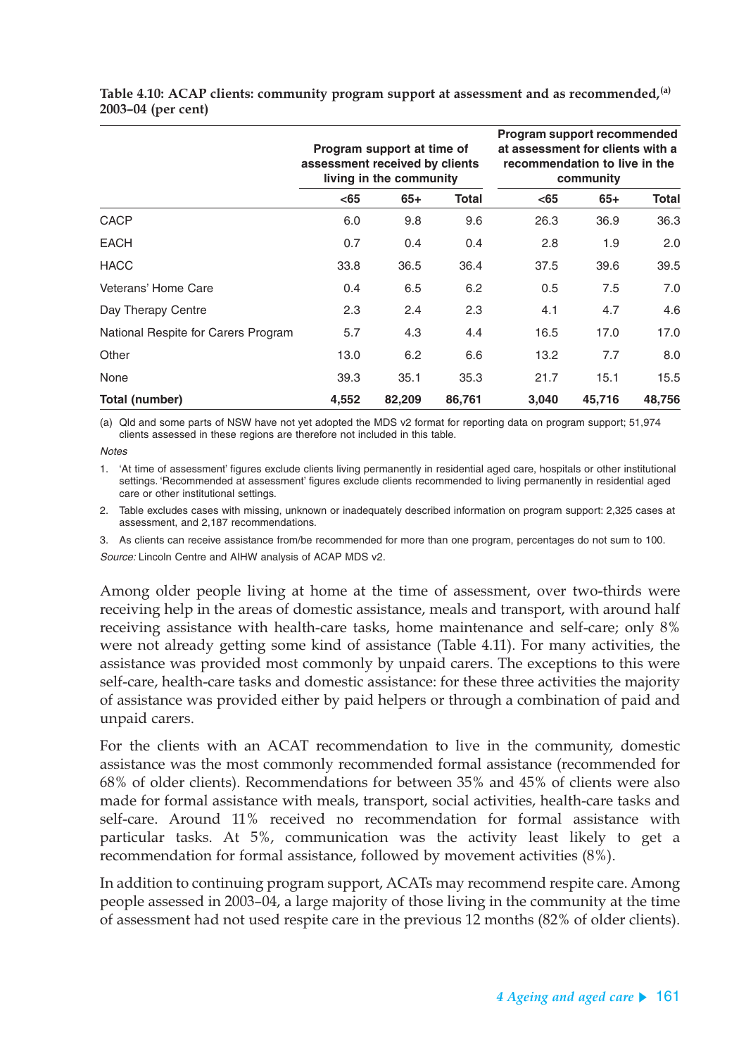**Table 4.10: ACAP clients: community program support at assessment and as recommended,[(a)] 2003–04 (per cent)**

| | Program support at time of assessment received by clients living in the community | | | Program support recommended at assessment for clients with a recommendation to live in the community | | |
|---|---|---|---|---|---|---|
| | <65 | 65+ | Total | <65 | 65+ | Total |
| CACP | 6.0 | 9.8 | 9.6 | 26.3 | 36.9 | 36.3 |
| EACH | 0.7 | 0.4 | 0.4 | 2.8 | 1.9 | 2.0 |
| HACC | 33.8 | 36.5 | 36.4 | 37.5 | 39.6 | 39.5 |
| Veterans' Home Care | 0.4 | 6.5 | 6.2 | 0.5 | 7.5 | 7.0 |
| Day Therapy Centre | 2.3 | 2.4 | 2.3 | 4.1 | 4.7 | 4.6 |
| National Respite for Carers Program | 5.7 | 4.3 | 4.4 | 16.5 | 17.0 | 17.0 |
| Other | 13.0 | 6.2 | 6.6 | 13.2 | 7.7 | 8.0 |
| None | 39.3 | 35.1 | 35.3 | 21.7 | 15.1 | 15.5 |
| **Total (number)** | **4,552** | **82,209** | **86,761** | **3,040** | **45,716** | **48,756** |

(a) Qld and some parts of NSW have not yet adopted the MDS v2 format for reporting data on program support; 51,974 clients assessed in these regions are therefore not included in this table.

*Notes*

1. 'At time of assessment' figures exclude clients living permanently in residential aged care, hospitals or other institutional settings. 'Recommended at assessment' figures exclude clients recommended to living permanently in residential aged care or other institutional settings.
2. Table excludes cases with missing, unknown or inadequately described information on program support: 2,325 cases at assessment, and 2,187 recommendations.
3. As clients can receive assistance from/be recommended for more than one program, percentages do not sum to 100.

*Source:* Lincoln Centre and AIHW analysis of ACAP MDS v2.

Among older people living at home at the time of assessment, over two-thirds were receiving help in the areas of domestic assistance, meals and transport, with around half receiving assistance with health-care tasks, home maintenance and self-care; only 8% were not already getting some kind of assistance (Table 4.11). For many activities, the assistance was provided most commonly by unpaid carers. The exceptions to this were self-care, health-care tasks and domestic assistance: for these three activities the majority of assistance was provided either by paid helpers or through a combination of paid and unpaid carers.

For the clients with an ACAT recommendation to live in the community, domestic assistance was the most commonly recommended formal assistance (recommended for 68% of older clients). Recommendations for between 35% and 45% of clients were also made for formal assistance with meals, transport, social activities, health-care tasks and self-care. Around 11% received no recommendation for formal assistance with particular tasks. At 5%, communication was the activity least likely to get a recommendation for formal assistance, followed by movement activities (8%).

In addition to continuing program support, ACATs may recommend respite care. Among people assessed in 2003–04, a large majority of those living in the community at the time of assessment had not used respite care in the previous 12 months (82% of older clients).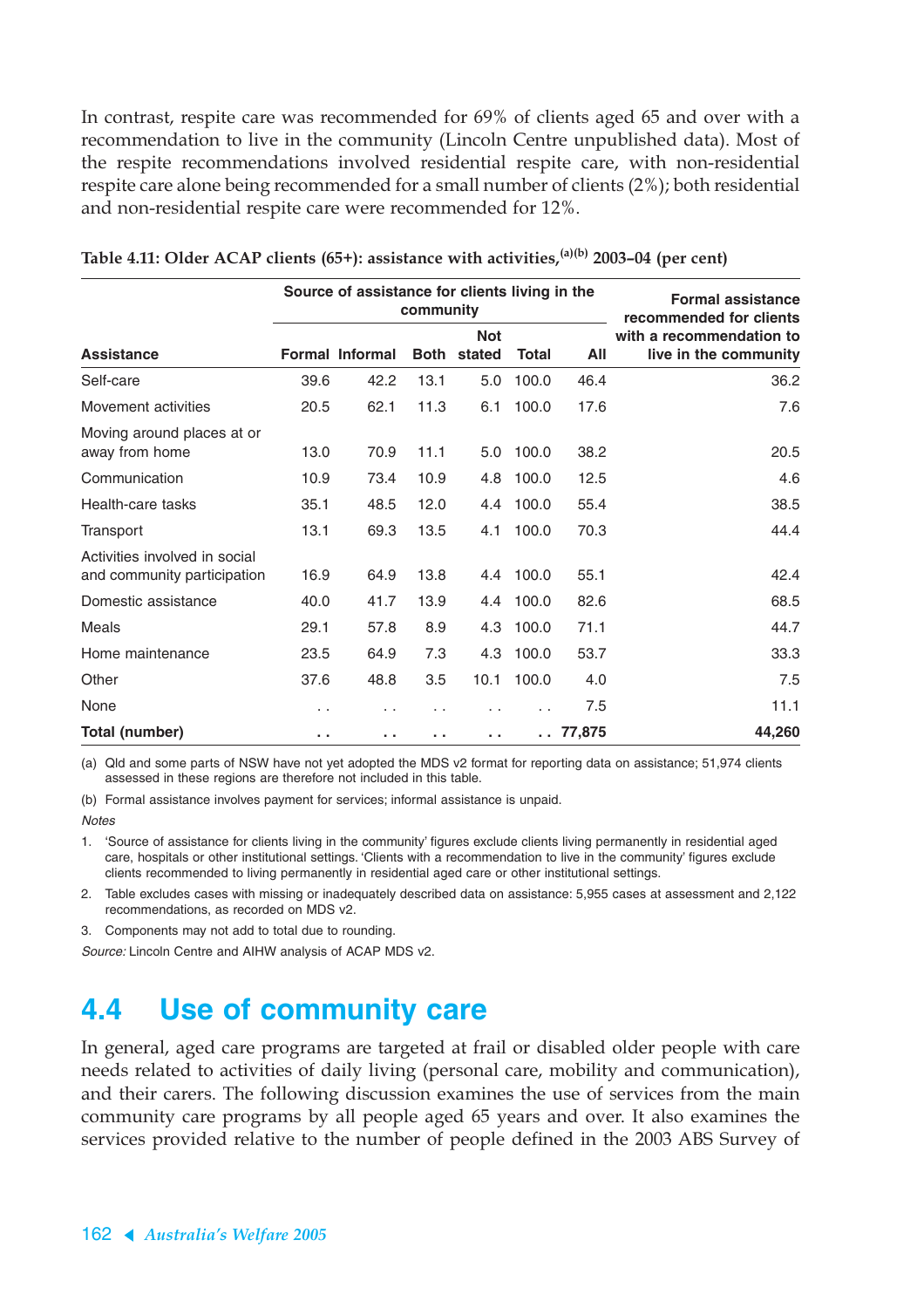In contrast, respite care was recommended for 69% of clients aged 65 and over with a recommendation to live in the community (Lincoln Centre unpublished data). Most of the respite recommendations involved residential respite care, with non-residential respite care alone being recommended for a small number of clients (2%); both residential and non-residential respite care were recommended for 12%.

**Table 4.11: Older ACAP clients (65+): assistance with activities,[(a)(b)] 2003–04 (per cent)**

| | Source of assistance for clients living in the community | | | | | | Formal assistance recommended for clients with a recommendation to live in the community |
|---|---|---|---|---|---|---|---|
| **Assistance** | **Formal** | **Informal** | **Both** | **Not stated** | **Total** | **All** | |
| Self-care | 39.6 | 42.2 | 13.1 | 5.0 | 100.0 | 46.4 | 36.2 |
| Movement activities | 20.5 | 62.1 | 11.3 | 6.1 | 100.0 | 17.6 | 7.6 |
| Moving around places at or away from home | 13.0 | 70.9 | 11.1 | 5.0 | 100.0 | 38.2 | 20.5 |
| Communication | 10.9 | 73.4 | 10.9 | 4.8 | 100.0 | 12.5 | 4.6 |
| Health-care tasks | 35.1 | 48.5 | 12.0 | 4.4 | 100.0 | 55.4 | 38.5 |
| Transport | 13.1 | 69.3 | 13.5 | 4.1 | 100.0 | 70.3 | 44.4 |
| Activities involved in social and community participation | 16.9 | 64.9 | 13.8 | 4.4 | 100.0 | 55.1 | 42.4 |
| Domestic assistance | 40.0 | 41.7 | 13.9 | 4.4 | 100.0 | 82.6 | 68.5 |
| Meals | 29.1 | 57.8 | 8.9 | 4.3 | 100.0 | 71.1 | 44.7 |
| Home maintenance | 23.5 | 64.9 | 7.3 | 4.3 | 100.0 | 53.7 | 33.3 |
| Other | 37.6 | 48.8 | 3.5 | 10.1 | 100.0 | 4.0 | 7.5 |
| None | . . | . . | . . | . . | . . | 7.5 | 11.1 |
| **Total (number)** | **. .** | **. .** | **. .** | **. .** | **. .** | **77,875** | **44,260** |

(a) Qld and some parts of NSW have not yet adopted the MDS v2 format for reporting data on assistance; 51,974 clients assessed in these regions are therefore not included in this table.

(b) Formal assistance involves payment for services; informal assistance is unpaid.

*Notes*

1. 'Source of assistance for clients living in the community' figures exclude clients living permanently in residential aged care, hospitals or other institutional settings. 'Clients with a recommendation to live in the community' figures exclude clients recommended to living permanently in residential aged care or other institutional settings.
2. Table excludes cases with missing or inadequately described data on assistance: 5,955 cases at assessment and 2,122 recommendations, as recorded on MDS v2.
3. Components may not add to total due to rounding.

*Source:* Lincoln Centre and AIHW analysis of ACAP MDS v2.

## 4.4 Use of community care

In general, aged care programs are targeted at frail or disabled older people with care needs related to activities of daily living (personal care, mobility and communication), and their carers. The following discussion examines the use of services from the main community care programs by all people aged 65 years and over. It also examines the services provided relative to the number of people defined in the 2003 ABS Survey of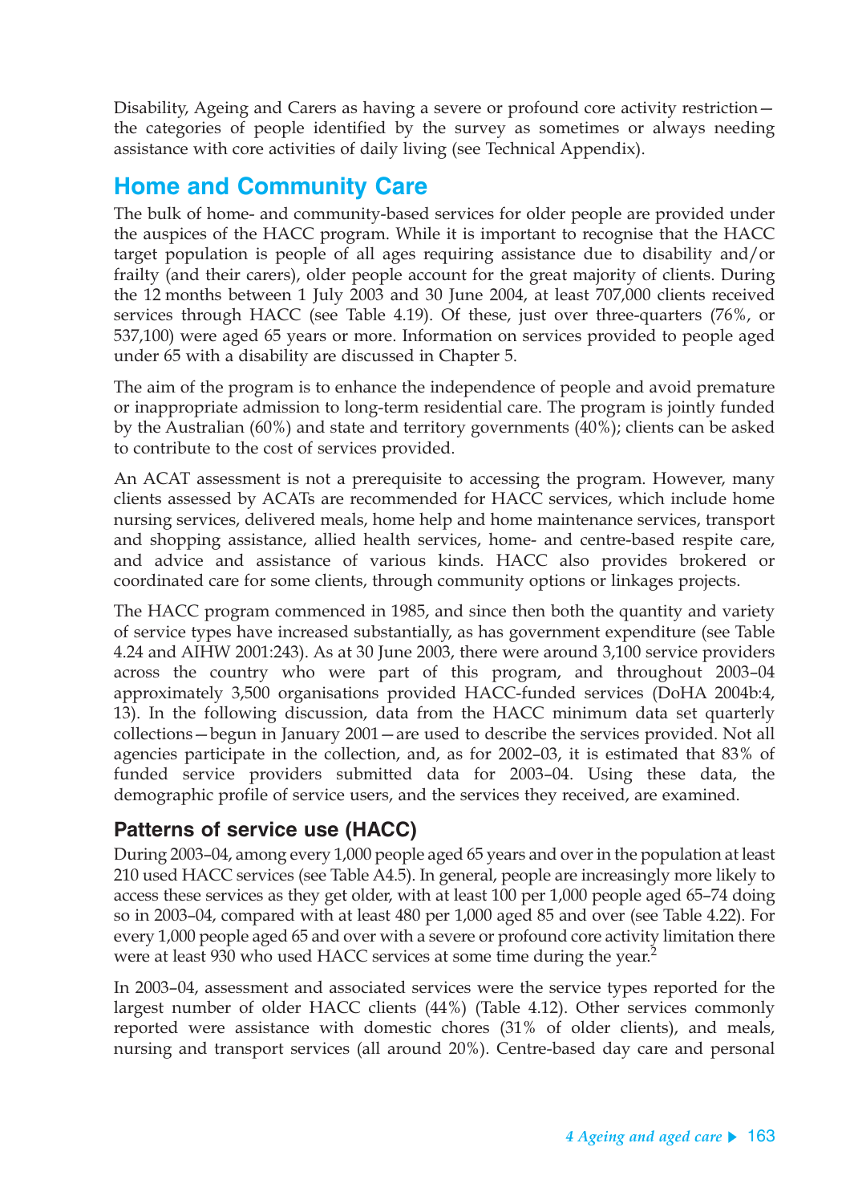Disability, Ageing and Carers as having a severe or profound core activity restriction—the categories of people identified by the survey as sometimes or always needing assistance with core activities of daily living (see Technical Appendix).

## Home and Community Care

The bulk of home- and community-based services for older people are provided under the auspices of the HACC program. While it is important to recognise that the HACC target population is people of all ages requiring assistance due to disability and/or frailty (and their carers), older people account for the great majority of clients. During the 12 months between 1 July 2003 and 30 June 2004, at least 707,000 clients received services through HACC (see Table 4.19). Of these, just over three-quarters (76%, or 537,100) were aged 65 years or more. Information on services provided to people aged under 65 with a disability are discussed in Chapter 5.

The aim of the program is to enhance the independence of people and avoid premature or inappropriate admission to long-term residential care. The program is jointly funded by the Australian (60%) and state and territory governments (40%); clients can be asked to contribute to the cost of services provided.

An ACAT assessment is not a prerequisite to accessing the program. However, many clients assessed by ACATs are recommended for HACC services, which include home nursing services, delivered meals, home help and home maintenance services, transport and shopping assistance, allied health services, home- and centre-based respite care, and advice and assistance of various kinds. HACC also provides brokered or coordinated care for some clients, through community options or linkages projects.

The HACC program commenced in 1985, and since then both the quantity and variety of service types have increased substantially, as has government expenditure (see Table 4.24 and AIHW 2001:243). As at 30 June 2003, there were around 3,100 service providers across the country who were part of this program, and throughout 2003–04 approximately 3,500 organisations provided HACC-funded services (DoHA 2004b:4, 13). In the following discussion, data from the HACC minimum data set quarterly collections—begun in January 2001—are used to describe the services provided. Not all agencies participate in the collection, and, as for 2002–03, it is estimated that 83% of funded service providers submitted data for 2003–04. Using these data, the demographic profile of service users, and the services they received, are examined.

### Patterns of service use (HACC)

During 2003–04, among every 1,000 people aged 65 years and over in the population at least 210 used HACC services (see Table A4.5). In general, people are increasingly more likely to access these services as they get older, with at least 100 per 1,000 people aged 65–74 doing so in 2003–04, compared with at least 480 per 1,000 aged 85 and over (see Table 4.22). For every 1,000 people aged 65 and over with a severe or profound core activity limitation there were at least 930 who used HACC services at some time during the year.[2]

In 2003–04, assessment and associated services were the service types reported for the largest number of older HACC clients (44%) (Table 4.12). Other services commonly reported were assistance with domestic chores (31% of older clients), and meals, nursing and transport services (all around 20%). Centre-based day care and personal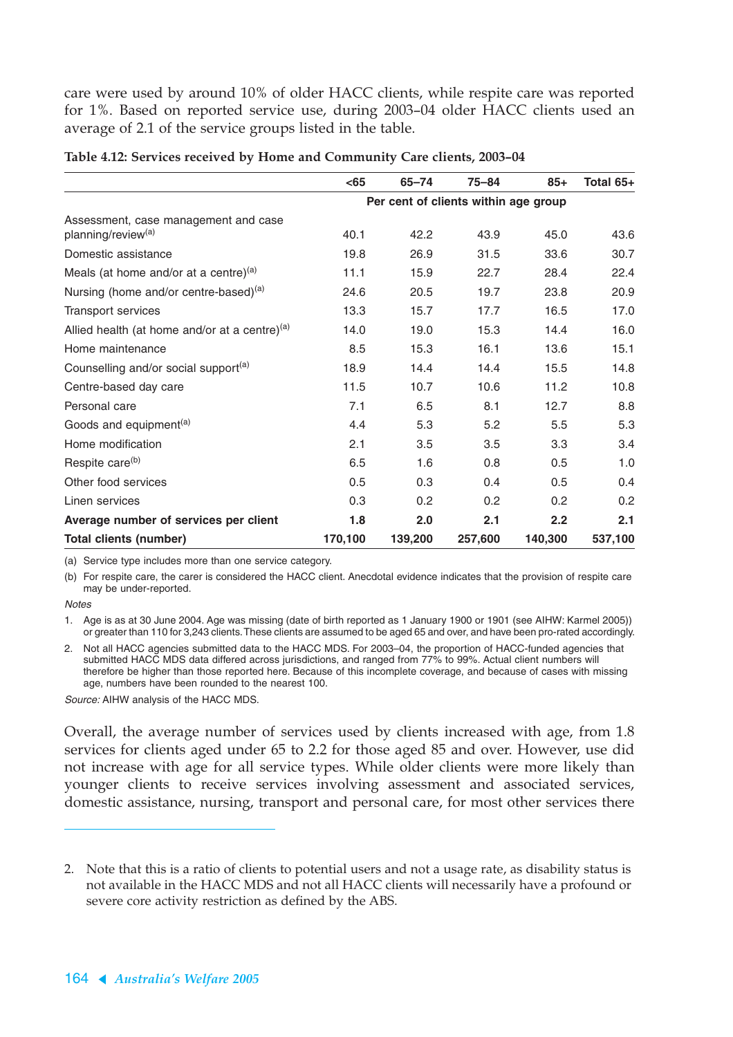care were used by around 10% of older HACC clients, while respite care was reported for 1%. Based on reported service use, during 2003–04 older HACC clients used an average of 2.1 of the service groups listed in the table.

**Table 4.12: Services received by Home and Community Care clients, 2003–04**

| | <65 | 65–74 | 75–84 | 85+ | Total 65+ |
|---|---|---|---|---|---|
| | Per cent of clients within age group | | | | |
| Assessment, case management and case planning/review[(a)] | 40.1 | 42.2 | 43.9 | 45.0 | 43.6 |
| Domestic assistance | 19.8 | 26.9 | 31.5 | 33.6 | 30.7 |
| Meals (at home and/or at a centre)[(a)] | 11.1 | 15.9 | 22.7 | 28.4 | 22.4 |
| Nursing (home and/or centre-based)[(a)] | 24.6 | 20.5 | 19.7 | 23.8 | 20.9 |
| Transport services | 13.3 | 15.7 | 17.7 | 16.5 | 17.0 |
| Allied health (at home and/or at a centre)[(a)] | 14.0 | 19.0 | 15.3 | 14.4 | 16.0 |
| Home maintenance | 8.5 | 15.3 | 16.1 | 13.6 | 15.1 |
| Counselling and/or social support[(a)] | 18.9 | 14.4 | 14.4 | 15.5 | 14.8 |
| Centre-based day care | 11.5 | 10.7 | 10.6 | 11.2 | 10.8 |
| Personal care | 7.1 | 6.5 | 8.1 | 12.7 | 8.8 |
| Goods and equipment[(a)] | 4.4 | 5.3 | 5.2 | 5.5 | 5.3 |
| Home modification | 2.1 | 3.5 | 3.5 | 3.3 | 3.4 |
| Respite care[(b)] | 6.5 | 1.6 | 0.8 | 0.5 | 1.0 |
| Other food services | 0.5 | 0.3 | 0.4 | 0.5 | 0.4 |
| Linen services | 0.3 | 0.2 | 0.2 | 0.2 | 0.2 |
| **Average number of services per client** | **1.8** | **2.0** | **2.1** | **2.2** | **2.1** |
| **Total clients (number)** | **170,100** | **139,200** | **257,600** | **140,300** | **537,100** |

(a) Service type includes more than one service category.

(b) For respite care, the carer is considered the HACC client. Anecdotal evidence indicates that the provision of respite care may be under-reported.

*Notes*

1. Age is as at 30 June 2004. Age was missing (date of birth reported as 1 January 1900 or 1901 (see AIHW: Karmel 2005)) or greater than 110 for 3,243 clients. These clients are assumed to be aged 65 and over, and have been pro-rated accordingly.
2. Not all HACC agencies submitted data to the HACC MDS. For 2003–04, the proportion of HACC-funded agencies that submitted HACC MDS data differed across jurisdictions, and ranged from 77% to 99%. Actual client numbers will therefore be higher than those reported here. Because of this incomplete coverage, and because of cases with missing age, numbers have been rounded to the nearest 100.

*Source:* AIHW analysis of the HACC MDS.

Overall, the average number of services used by clients increased with age, from 1.8 services for clients aged under 65 to 2.2 for those aged 85 and over. However, use did not increase with age for all service types. While older clients were more likely than younger clients to receive services involving assessment and associated services, domestic assistance, nursing, transport and personal care, for most other services there

2. Note that this is a ratio of clients to potential users and not a usage rate, as disability status is not available in the HACC MDS and not all HACC clients will necessarily have a profound or severe core activity restriction as defined by the ABS.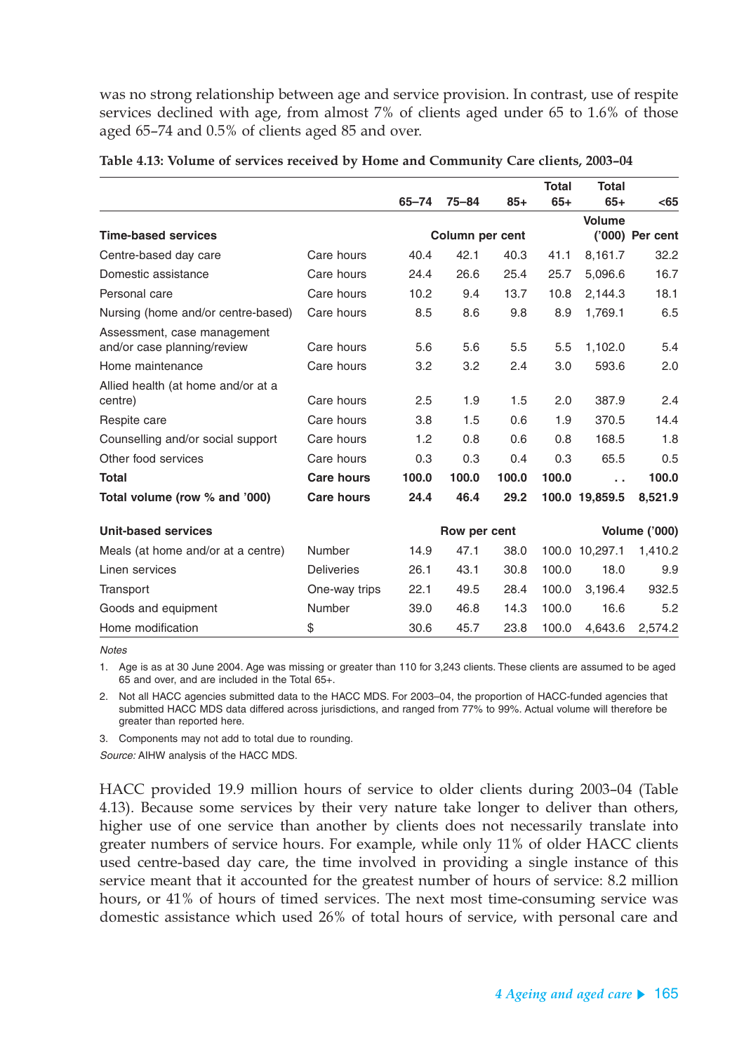was no strong relationship between age and service provision. In contrast, use of respite services declined with age, from almost 7% of clients aged under 65 to 1.6% of those aged 65–74 and 0.5% of clients aged 85 and over.

**Table 4.13: Volume of services received by Home and Community Care clients, 2003–04**

| | | 65–74 | 75–84 | 85+ | Total 65+ | Total 65+ | <65 |
|---|---|---|---|---|---|---|---|
| **Time-based services** | | Column per cent | | | | Volume ('000) | Per cent |
| Centre-based day care | Care hours | 40.4 | 42.1 | 40.3 | 41.1 | 8,161.7 | 32.2 |
| Domestic assistance | Care hours | 24.4 | 26.6 | 25.4 | 25.7 | 5,096.6 | 16.7 |
| Personal care | Care hours | 10.2 | 9.4 | 13.7 | 10.8 | 2,144.3 | 18.1 |
| Nursing (home and/or centre-based) | Care hours | 8.5 | 8.6 | 9.8 | 8.9 | 1,769.1 | 6.5 |
| Assessment, case management and/or case planning/review | Care hours | 5.6 | 5.6 | 5.5 | 5.5 | 1,102.0 | 5.4 |
| Home maintenance | Care hours | 3.2 | 3.2 | 2.4 | 3.0 | 593.6 | 2.0 |
| Allied health (at home and/or at a centre) | Care hours | 2.5 | 1.9 | 1.5 | 2.0 | 387.9 | 2.4 |
| Respite care | Care hours | 3.8 | 1.5 | 0.6 | 1.9 | 370.5 | 14.4 |
| Counselling and/or social support | Care hours | 1.2 | 0.8 | 0.6 | 0.8 | 168.5 | 1.8 |
| Other food services | Care hours | 0.3 | 0.3 | 0.4 | 0.3 | 65.5 | 0.5 |
| **Total** | **Care hours** | **100.0** | **100.0** | **100.0** | **100.0** | **. .** | **100.0** |
| **Total volume (row % and '000)** | **Care hours** | **24.4** | **46.4** | **29.2** | **100.0** | **19,859.5** | **8,521.9** |
| **Unit-based services** | | Row per cent | | | | Volume ('000) | |
| Meals (at home and/or at a centre) | Number | 14.9 | 47.1 | 38.0 | 100.0 | 10,297.1 | 1,410.2 |
| Linen services | Deliveries | 26.1 | 43.1 | 30.8 | 100.0 | 18.0 | 9.9 |
| Transport | One-way trips | 22.1 | 49.5 | 28.4 | 100.0 | 3,196.4 | 932.5 |
| Goods and equipment | Number | 39.0 | 46.8 | 14.3 | 100.0 | 16.6 | 5.2 |
| Home modification | $ | 30.6 | 45.7 | 23.8 | 100.0 | 4,643.6 | 2,574.2 |

*Notes*

1. Age is as at 30 June 2004. Age was missing or greater than 110 for 3,243 clients. These clients are assumed to be aged 65 and over, and are included in the Total 65+.
2. Not all HACC agencies submitted data to the HACC MDS. For 2003–04, the proportion of HACC-funded agencies that submitted HACC MDS data differed across jurisdictions, and ranged from 77% to 99%. Actual volume will therefore be greater than reported here.
3. Components may not add to total due to rounding.

*Source:* AIHW analysis of the HACC MDS.

HACC provided 19.9 million hours of service to older clients during 2003–04 (Table 4.13). Because some services by their very nature take longer to deliver than others, higher use of one service than another by clients does not necessarily translate into greater numbers of service hours. For example, while only 11% of older HACC clients used centre-based day care, the time involved in providing a single instance of this service meant that it accounted for the greatest number of hours of service: 8.2 million hours, or 41% of hours of timed services. The next most time-consuming service was domestic assistance which used 26% of total hours of service, with personal care and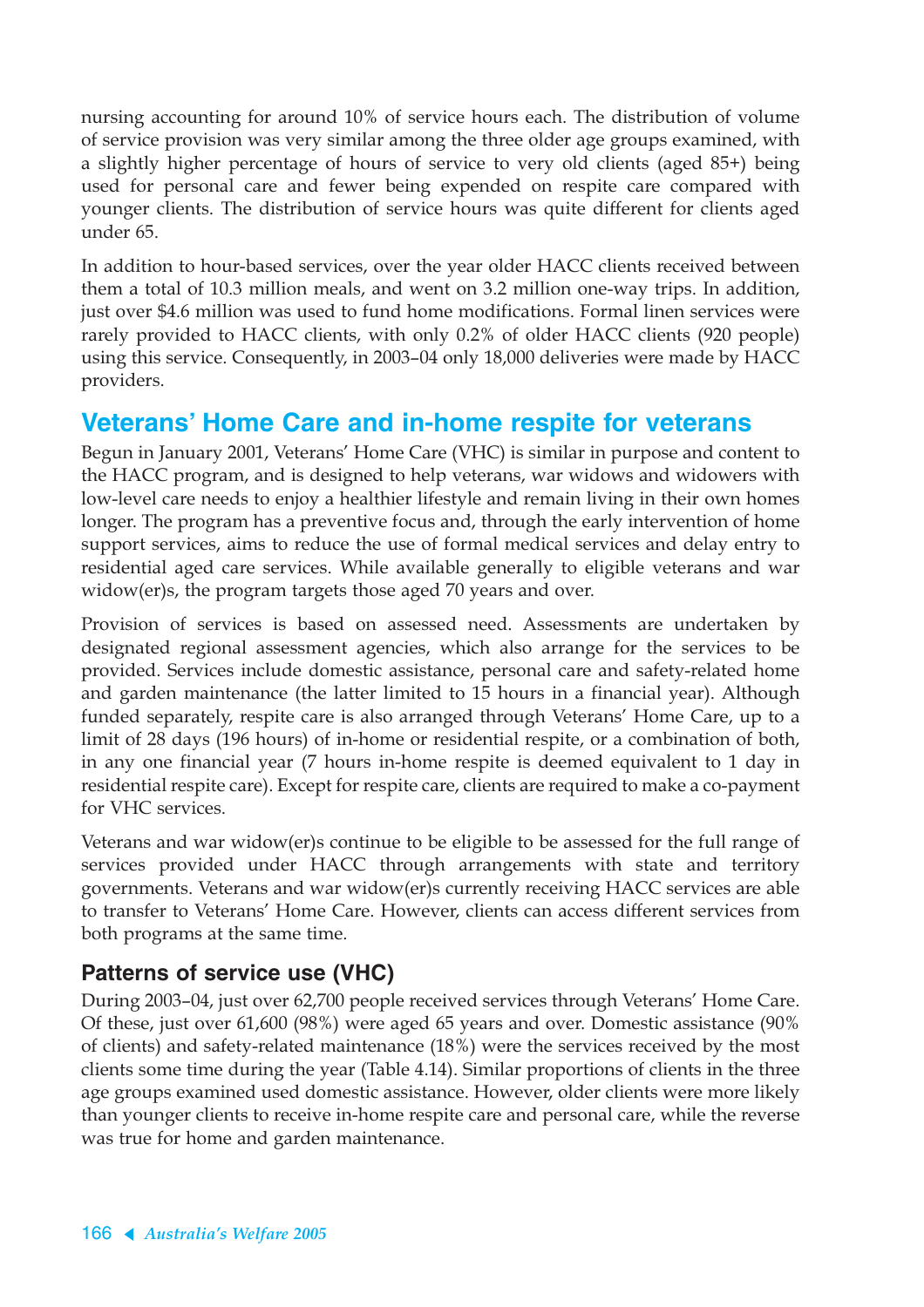nursing accounting for around 10% of service hours each. The distribution of volume of service provision was very similar among the three older age groups examined, with a slightly higher percentage of hours of service to very old clients (aged 85+) being used for personal care and fewer being expended on respite care compared with younger clients. The distribution of service hours was quite different for clients aged under 65.

In addition to hour-based services, over the year older HACC clients received between them a total of 10.3 million meals, and went on 3.2 million one-way trips. In addition, just over $4.6 million was used to fund home modifications. Formal linen services were rarely provided to HACC clients, with only 0.2% of older HACC clients (920 people) using this service. Consequently, in 2003–04 only 18,000 deliveries were made by HACC providers.

## Veterans' Home Care and in-home respite for veterans

Begun in January 2001, Veterans' Home Care (VHC) is similar in purpose and content to the HACC program, and is designed to help veterans, war widows and widowers with low-level care needs to enjoy a healthier lifestyle and remain living in their own homes longer. The program has a preventive focus and, through the early intervention of home support services, aims to reduce the use of formal medical services and delay entry to residential aged care services. While available generally to eligible veterans and war widow(er)s, the program targets those aged 70 years and over.

Provision of services is based on assessed need. Assessments are undertaken by designated regional assessment agencies, which also arrange for the services to be provided. Services include domestic assistance, personal care and safety-related home and garden maintenance (the latter limited to 15 hours in a financial year). Although funded separately, respite care is also arranged through Veterans' Home Care, up to a limit of 28 days (196 hours) of in-home or residential respite, or a combination of both, in any one financial year (7 hours in-home respite is deemed equivalent to 1 day in residential respite care). Except for respite care, clients are required to make a co-payment for VHC services.

Veterans and war widow(er)s continue to be eligible to be assessed for the full range of services provided under HACC through arrangements with state and territory governments. Veterans and war widow(er)s currently receiving HACC services are able to transfer to Veterans' Home Care. However, clients can access different services from both programs at the same time.

### Patterns of service use (VHC)

During 2003–04, just over 62,700 people received services through Veterans' Home Care. Of these, just over 61,600 (98%) were aged 65 years and over. Domestic assistance (90% of clients) and safety-related maintenance (18%) were the services received by the most clients some time during the year (Table 4.14). Similar proportions of clients in the three age groups examined used domestic assistance. However, older clients were more likely than younger clients to receive in-home respite care and personal care, while the reverse was true for home and garden maintenance.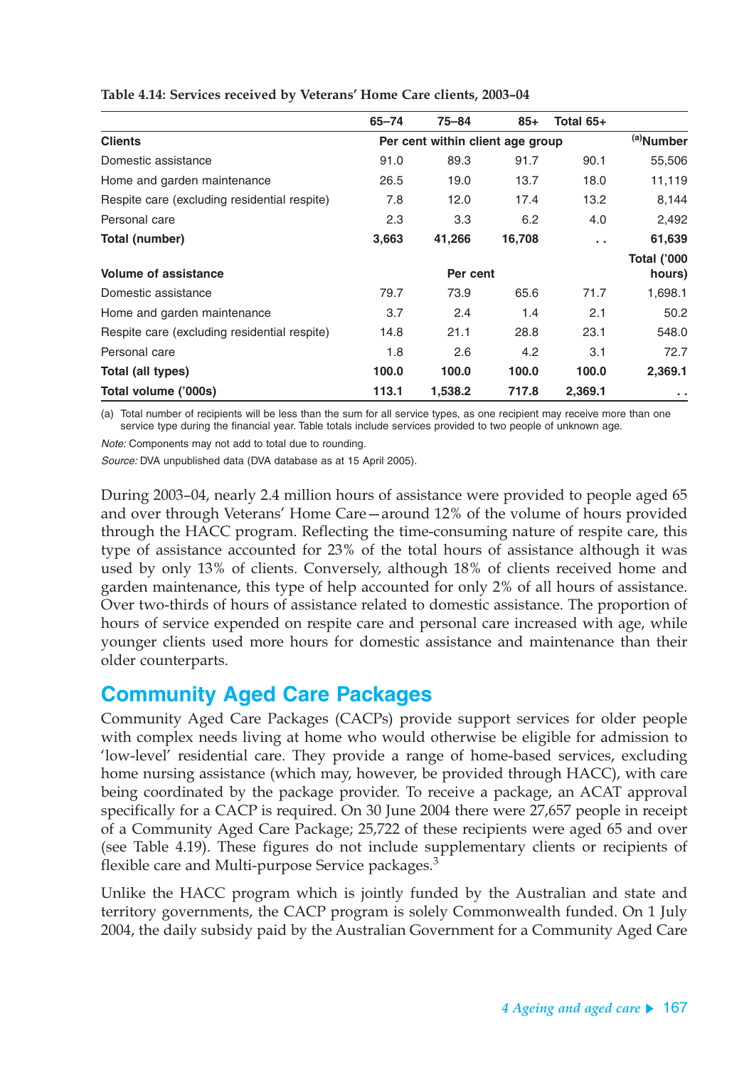**Table 4.14: Services received by Veterans' Home Care clients, 2003–04**

| | 65–74 | 75–84 | 85+ | Total 65+ | |
|---|---|---|---|---|---|
| **Clients** | Per cent within client age group | | | | [(a)]Number |
| Domestic assistance | 91.0 | 89.3 | 91.7 | 90.1 | 55,506 |
| Home and garden maintenance | 26.5 | 19.0 | 13.7 | 18.0 | 11,119 |
| Respite care (excluding residential respite) | 7.8 | 12.0 | 17.4 | 13.2 | 8,144 |
| Personal care | 2.3 | 3.3 | 6.2 | 4.0 | 2,492 |
| **Total (number)** | **3,663** | **41,266** | **16,708** | **. .** | **61,639** |
| **Volume of assistance** | Per cent | | | | **Total ('000 hours)** |
| Domestic assistance | 79.7 | 73.9 | 65.6 | 71.7 | 1,698.1 |
| Home and garden maintenance | 3.7 | 2.4 | 1.4 | 2.1 | 50.2 |
| Respite care (excluding residential respite) | 14.8 | 21.1 | 28.8 | 23.1 | 548.0 |
| Personal care | 1.8 | 2.6 | 4.2 | 3.1 | 72.7 |
| **Total (all types)** | **100.0** | **100.0** | **100.0** | **100.0** | **2,369.1** |
| **Total volume ('000s)** | **113.1** | **1,538.2** | **717.8** | **2,369.1** | **. .** |

(a) Total number of recipients will be less than the sum for all service types, as one recipient may receive more than one service type during the financial year. Table totals include services provided to two people of unknown age.

*Note:* Components may not add to total due to rounding.

*Source:* DVA unpublished data (DVA database as at 15 April 2005).

During 2003–04, nearly 2.4 million hours of assistance were provided to people aged 65 and over through Veterans' Home Care—around 12% of the volume of hours provided through the HACC program. Reflecting the time-consuming nature of respite care, this type of assistance accounted for 23% of the total hours of assistance although it was used by only 13% of clients. Conversely, although 18% of clients received home and garden maintenance, this type of help accounted for only 2% of all hours of assistance. Over two-thirds of hours of assistance related to domestic assistance. The proportion of hours of service expended on respite care and personal care increased with age, while younger clients used more hours for domestic assistance and maintenance than their older counterparts.

## Community Aged Care Packages

Community Aged Care Packages (CACPs) provide support services for older people with complex needs living at home who would otherwise be eligible for admission to 'low-level' residential care. They provide a range of home-based services, excluding home nursing assistance (which may, however, be provided through HACC), with care being coordinated by the package provider. To receive a package, an ACAT approval specifically for a CACP is required. On 30 June 2004 there were 27,657 people in receipt of a Community Aged Care Package; 25,722 of these recipients were aged 65 and over (see Table 4.19). These figures do not include supplementary clients or recipients of flexible care and Multi-purpose Service packages.[3]

Unlike the HACC program which is jointly funded by the Australian and state and territory governments, the CACP program is solely Commonwealth funded. On 1 July 2004, the daily subsidy paid by the Australian Government for a Community Aged Care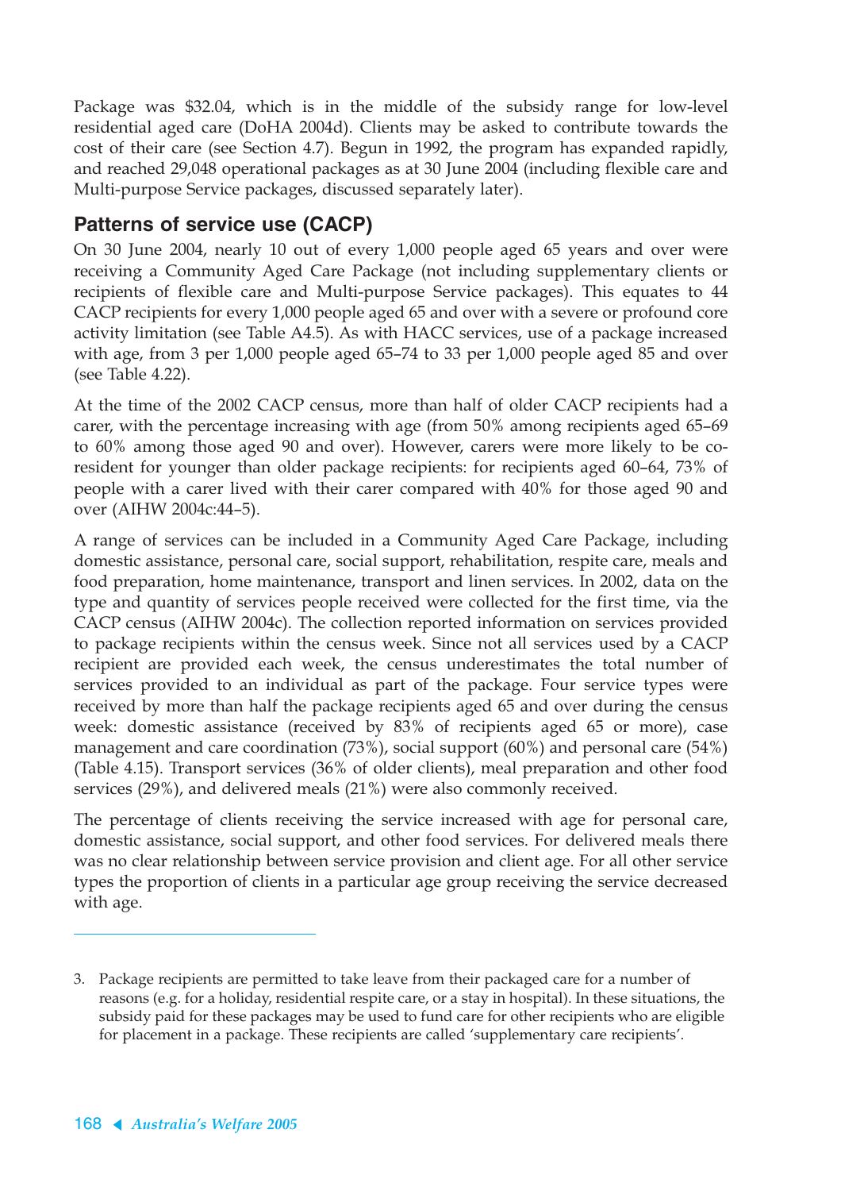Package was $32.04, which is in the middle of the subsidy range for low-level residential aged care (DoHA 2004d). Clients may be asked to contribute towards the cost of their care (see Section 4.7). Begun in 1992, the program has expanded rapidly, and reached 29,048 operational packages as at 30 June 2004 (including flexible care and Multi-purpose Service packages, discussed separately later).

## Patterns of service use (CACP)

On 30 June 2004, nearly 10 out of every 1,000 people aged 65 years and over were receiving a Community Aged Care Package (not including supplementary clients or recipients of flexible care and Multi-purpose Service packages). This equates to 44 CACP recipients for every 1,000 people aged 65 and over with a severe or profound core activity limitation (see Table A4.5). As with HACC services, use of a package increased with age, from 3 per 1,000 people aged 65–74 to 33 per 1,000 people aged 85 and over (see Table 4.22).

At the time of the 2002 CACP census, more than half of older CACP recipients had a carer, with the percentage increasing with age (from 50% among recipients aged 65–69 to 60% among those aged 90 and over). However, carers were more likely to be co-resident for younger than older package recipients: for recipients aged 60–64, 73% of people with a carer lived with their carer compared with 40% for those aged 90 and over (AIHW 2004c:44–5).

A range of services can be included in a Community Aged Care Package, including domestic assistance, personal care, social support, rehabilitation, respite care, meals and food preparation, home maintenance, transport and linen services. In 2002, data on the type and quantity of services people received were collected for the first time, via the CACP census (AIHW 2004c). The collection reported information on services provided to package recipients within the census week. Since not all services used by a CACP recipient are provided each week, the census underestimates the total number of services provided to an individual as part of the package. Four service types were received by more than half the package recipients aged 65 and over during the census week: domestic assistance (received by 83% of recipients aged 65 or more), case management and care coordination (73%), social support (60%) and personal care (54%) (Table 4.15). Transport services (36% of older clients), meal preparation and other food services (29%), and delivered meals (21%) were also commonly received.

The percentage of clients receiving the service increased with age for personal care, domestic assistance, social support, and other food services. For delivered meals there was no clear relationship between service provision and client age. For all other service types the proportion of clients in a particular age group receiving the service decreased with age.

---

3. Package recipients are permitted to take leave from their packaged care for a number of reasons (e.g. for a holiday, residential respite care, or a stay in hospital). In these situations, the subsidy paid for these packages may be used to fund care for other recipients who are eligible for placement in a package. These recipients are called 'supplementary care recipients'.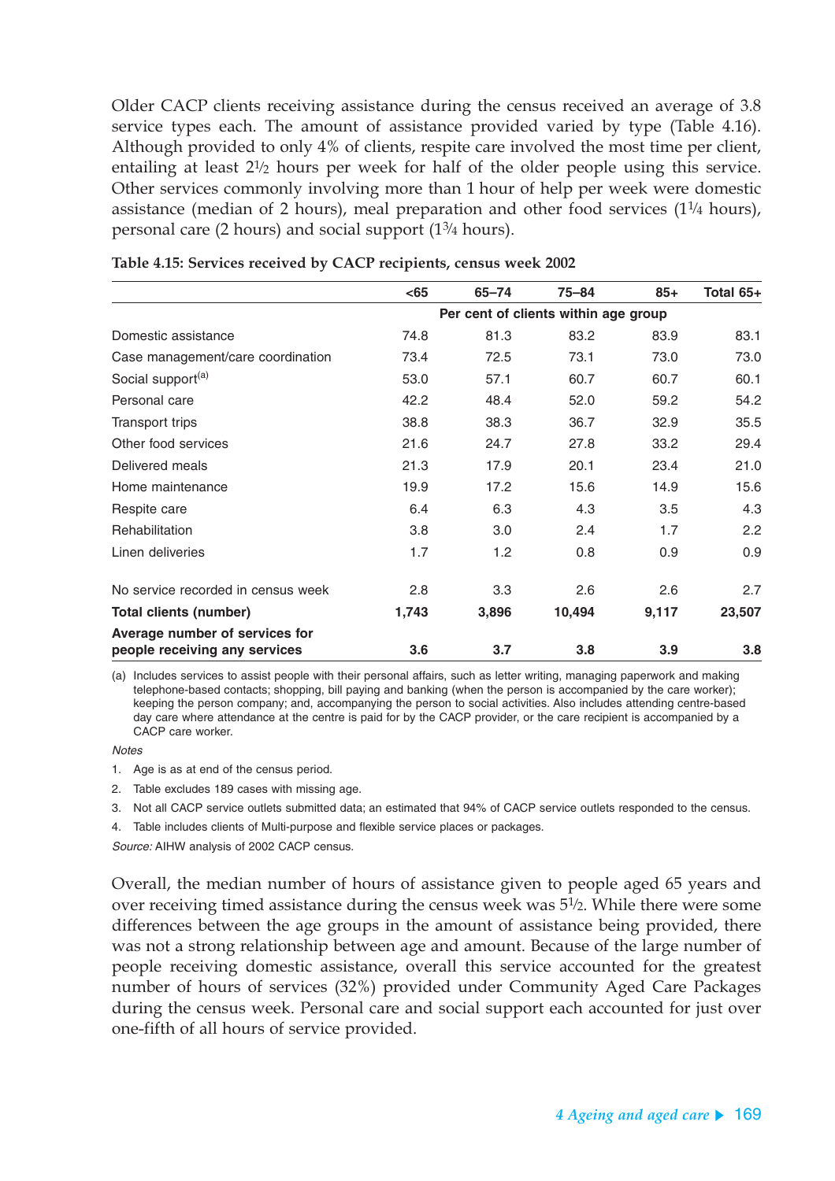Older CACP clients receiving assistance during the census received an average of 3.8 service types each. The amount of assistance provided varied by type (Table 4.16). Although provided to only 4% of clients, respite care involved the most time per client, entailing at least 2½ hours per week for half of the older people using this service. Other services commonly involving more than 1 hour of help per week were domestic assistance (median of 2 hours), meal preparation and other food services (1¼ hours), personal care (2 hours) and social support (1¾ hours).

**Table 4.15: Services received by CACP recipients, census week 2002**

| | <65 | 65–74 | 75–84 | 85+ | Total 65+ |
|---|---|---|---|---|---|
| | Per cent of clients within age group | | | | |
| Domestic assistance | 74.8 | 81.3 | 83.2 | 83.9 | 83.1 |
| Case management/care coordination | 73.4 | 72.5 | 73.1 | 73.0 | 73.0 |
| Social support[(a)] | 53.0 | 57.1 | 60.7 | 60.7 | 60.1 |
| Personal care | 42.2 | 48.4 | 52.0 | 59.2 | 54.2 |
| Transport trips | 38.8 | 38.3 | 36.7 | 32.9 | 35.5 |
| Other food services | 21.6 | 24.7 | 27.8 | 33.2 | 29.4 |
| Delivered meals | 21.3 | 17.9 | 20.1 | 23.4 | 21.0 |
| Home maintenance | 19.9 | 17.2 | 15.6 | 14.9 | 15.6 |
| Respite care | 6.4 | 6.3 | 4.3 | 3.5 | 4.3 |
| Rehabilitation | 3.8 | 3.0 | 2.4 | 1.7 | 2.2 |
| Linen deliveries | 1.7 | 1.2 | 0.8 | 0.9 | 0.9 |
| No service recorded in census week | 2.8 | 3.3 | 2.6 | 2.6 | 2.7 |
| **Total clients (number)** | **1,743** | **3,896** | **10,494** | **9,117** | **23,507** |
| **Average number of services for people receiving any services** | **3.6** | **3.7** | **3.8** | **3.9** | **3.8** |

(a) Includes services to assist people with their personal affairs, such as letter writing, managing paperwork and making telephone-based contacts; shopping, bill paying and banking (when the person is accompanied by the care worker); keeping the person company; and, accompanying the person to social activities. Also includes attending centre-based day care where attendance at the centre is paid for by the CACP provider, or the care recipient is accompanied by a CACP care worker.

*Notes*

1. Age is as at end of the census period.
2. Table excludes 189 cases with missing age.
3. Not all CACP service outlets submitted data; an estimated that 94% of CACP service outlets responded to the census.
4. Table includes clients of Multi-purpose and flexible service places or packages.

*Source:* AIHW analysis of 2002 CACP census.

Overall, the median number of hours of assistance given to people aged 65 years and over receiving timed assistance during the census week was 5½. While there were some differences between the age groups in the amount of assistance being provided, there was not a strong relationship between age and amount. Because of the large number of people receiving domestic assistance, overall this service accounted for the greatest number of hours of services (32%) provided under Community Aged Care Packages during the census week. Personal care and social support each accounted for just over one-fifth of all hours of service provided.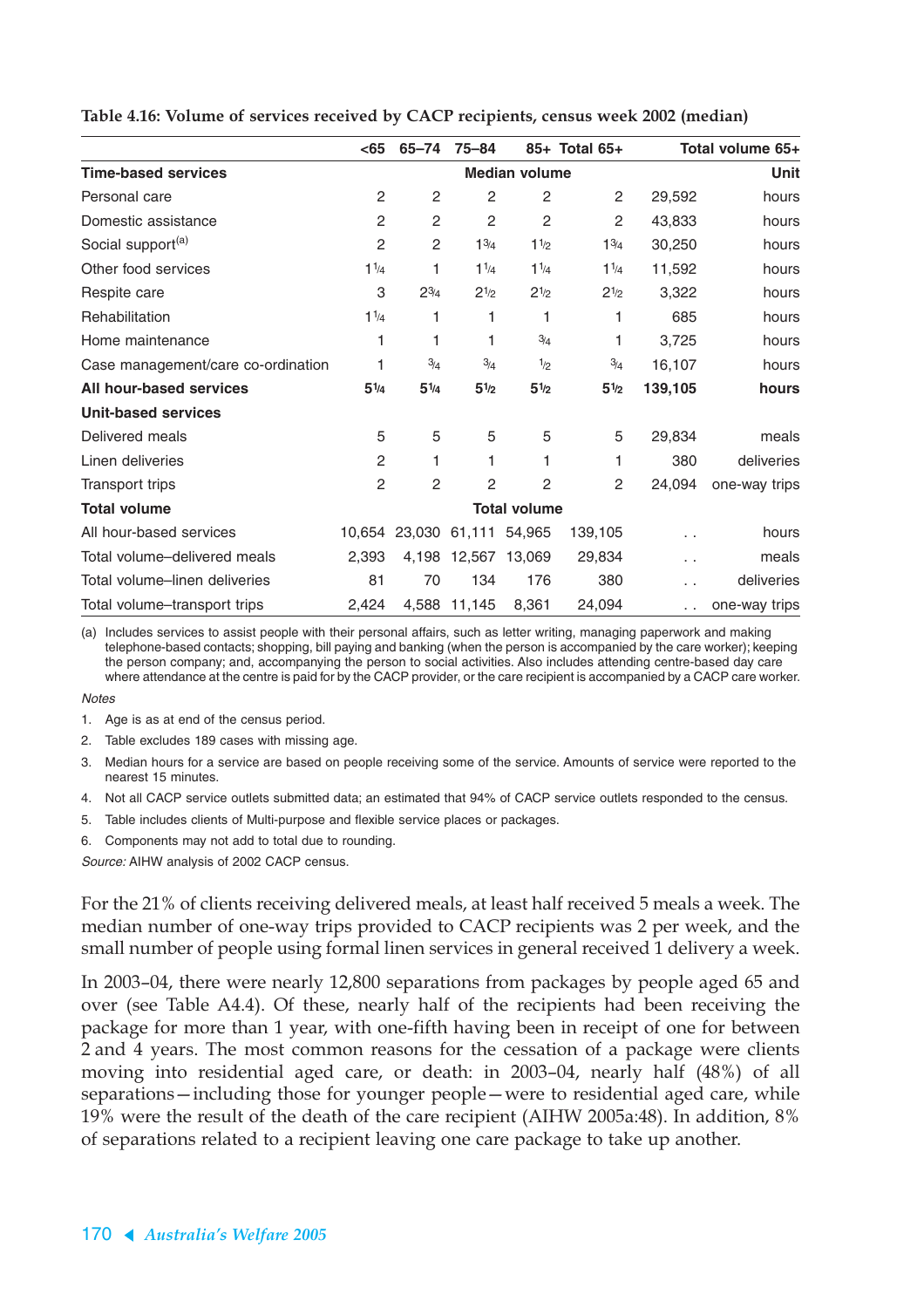**Table 4.16: Volume of services received by CACP recipients, census week 2002 (median)**

| | <65 | 65–74 | 75–84 | 85+ | Total 65+ | Total volume 65+ | |
|---|---|---|---|---|---|---|---|
| **Time-based services** | | | **Median volume** | | | | **Unit** |
| Personal care | 2 | 2 | 2 | 2 | 2 | 29,592 | hours |
| Domestic assistance | 2 | 2 | 2 | 2 | 2 | 43,833 | hours |
| Social support[(a)] | 2 | 2 | 1¾ | 1½ | 1¾ | 30,250 | hours |
| Other food services | 1¼ | 1 | 1¼ | 1¼ | 1¼ | 11,592 | hours |
| Respite care | 3 | 2¾ | 2½ | 2½ | 2½ | 3,322 | hours |
| Rehabilitation | 1¼ | 1 | 1 | 1 | 1 | 685 | hours |
| Home maintenance | 1 | 1 | 1 | ¾ | 1 | 3,725 | hours |
| Case management/care co-ordination | 1 | ¾ | ¾ | ½ | ¾ | 16,107 | hours |
| **All hour-based services** | **5¼** | **5¼** | **5½** | **5½** | **5½** | **139,105** | **hours** |
| **Unit-based services** | | | | | | | |
| Delivered meals | 5 | 5 | 5 | 5 | 5 | 29,834 | meals |
| Linen deliveries | 2 | 1 | 1 | 1 | 1 | 380 | deliveries |
| Transport trips | 2 | 2 | 2 | 2 | 2 | 24,094 | one-way trips |
| **Total volume** | | | **Total volume** | | | | |
| All hour-based services | 10,654 | 23,030 | 61,111 | 54,965 | 139,105 | . . | hours |
| Total volume–delivered meals | 2,393 | 4,198 | 12,567 | 13,069 | 29,834 | . . | meals |
| Total volume–linen deliveries | 81 | 70 | 134 | 176 | 380 | . . | deliveries |
| Total volume–transport trips | 2,424 | 4,588 | 11,145 | 8,361 | 24,094 | . . | one-way trips |

(a) Includes services to assist people with their personal affairs, such as letter writing, managing paperwork and making telephone-based contacts; shopping, bill paying and banking (when the person is accompanied by the care worker); keeping the person company; and, accompanying the person to social activities. Also includes attending centre-based day care where attendance at the centre is paid for by the CACP provider, or the care recipient is accompanied by a CACP care worker.

*Notes*

1. Age is as at end of the census period.
2. Table excludes 189 cases with missing age.
3. Median hours for a service are based on people receiving some of the service. Amounts of service were reported to the nearest 15 minutes.
4. Not all CACP service outlets submitted data; an estimated that 94% of CACP service outlets responded to the census.
5. Table includes clients of Multi-purpose and flexible service places or packages.
6. Components may not add to total due to rounding.

*Source:* AIHW analysis of 2002 CACP census.

For the 21% of clients receiving delivered meals, at least half received 5 meals a week. The median number of one-way trips provided to CACP recipients was 2 per week, and the small number of people using formal linen services in general received 1 delivery a week.

In 2003–04, there were nearly 12,800 separations from packages by people aged 65 and over (see Table A4.4). Of these, nearly half of the recipients had been receiving the package for more than 1 year, with one-fifth having been in receipt of one for between 2 and 4 years. The most common reasons for the cessation of a package were clients moving into residential aged care, or death: in 2003–04, nearly half (48%) of all separations—including those for younger people—were to residential aged care, while 19% were the result of the death of the care recipient (AIHW 2005a:48). In addition, 8% of separations related to a recipient leaving one care package to take up another.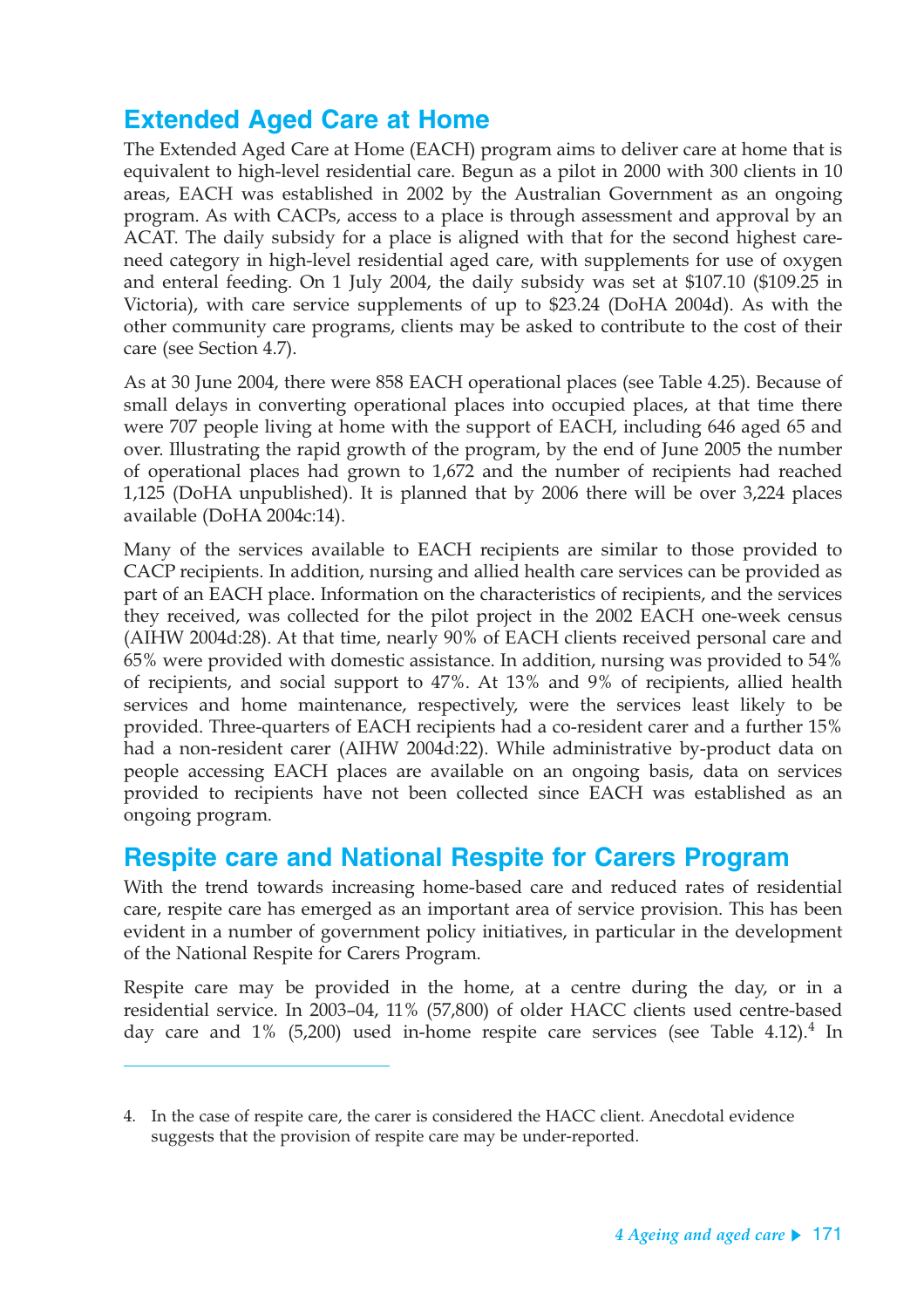## Extended Aged Care at Home

The Extended Aged Care at Home (EACH) program aims to deliver care at home that is equivalent to high-level residential care. Begun as a pilot in 2000 with 300 clients in 10 areas, EACH was established in 2002 by the Australian Government as an ongoing program. As with CACPs, access to a place is through assessment and approval by an ACAT. The daily subsidy for a place is aligned with that for the second highest care-need category in high-level residential aged care, with supplements for use of oxygen and enteral feeding. On 1 July 2004, the daily subsidy was set at $107.10 ($109.25 in Victoria), with care service supplements of up to $23.24 (DoHA 2004d). As with the other community care programs, clients may be asked to contribute to the cost of their care (see Section 4.7).

As at 30 June 2004, there were 858 EACH operational places (see Table 4.25). Because of small delays in converting operational places into occupied places, at that time there were 707 people living at home with the support of EACH, including 646 aged 65 and over. Illustrating the rapid growth of the program, by the end of June 2005 the number of operational places had grown to 1,672 and the number of recipients had reached 1,125 (DoHA unpublished). It is planned that by 2006 there will be over 3,224 places available (DoHA 2004c:14).

Many of the services available to EACH recipients are similar to those provided to CACP recipients. In addition, nursing and allied health care services can be provided as part of an EACH place. Information on the characteristics of recipients, and the services they received, was collected for the pilot project in the 2002 EACH one-week census (AIHW 2004d:28). At that time, nearly 90% of EACH clients received personal care and 65% were provided with domestic assistance. In addition, nursing was provided to 54% of recipients, and social support to 47%. At 13% and 9% of recipients, allied health services and home maintenance, respectively, were the services least likely to be provided. Three-quarters of EACH recipients had a co-resident carer and a further 15% had a non-resident carer (AIHW 2004d:22). While administrative by-product data on people accessing EACH places are available on an ongoing basis, data on services provided to recipients have not been collected since EACH was established as an ongoing program.

## Respite care and National Respite for Carers Program

With the trend towards increasing home-based care and reduced rates of residential care, respite care has emerged as an important area of service provision. This has been evident in a number of government policy initiatives, in particular in the development of the National Respite for Carers Program.

Respite care may be provided in the home, at a centre during the day, or in a residential service. In 2003–04, 11% (57,800) of older HACC clients used centre-based day care and 1% (5,200) used in-home respite care services (see Table 4.12).[4] In

4. In the case of respite care, the carer is considered the HACC client. Anecdotal evidence suggests that the provision of respite care may be under-reported.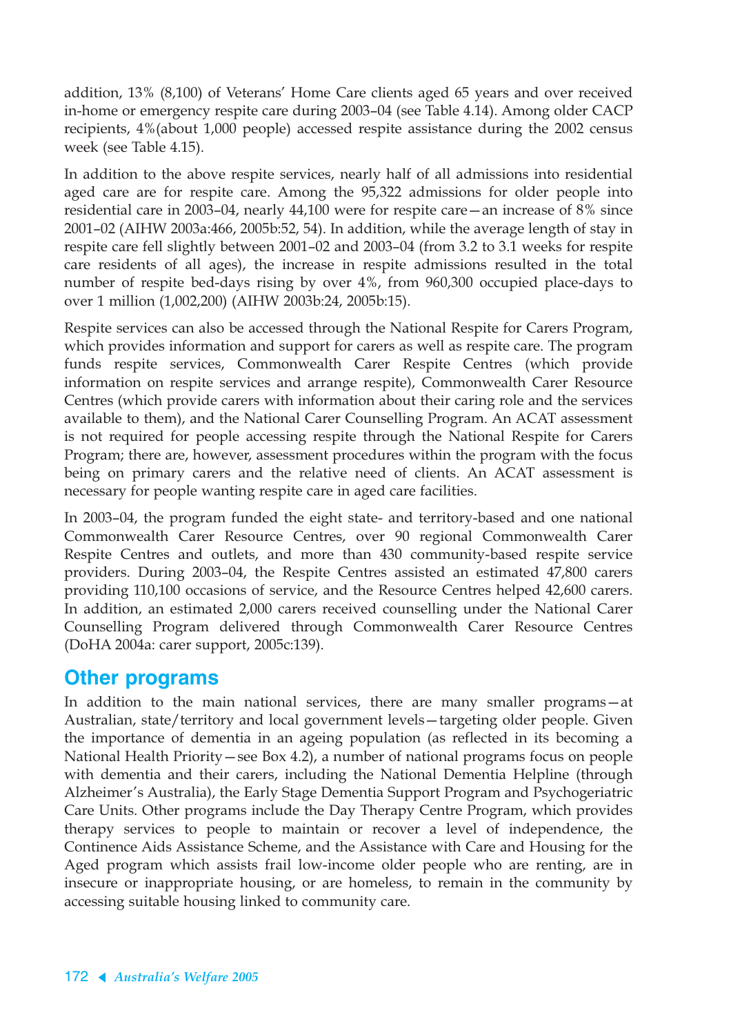addition, 13% (8,100) of Veterans' Home Care clients aged 65 years and over received in-home or emergency respite care during 2003–04 (see Table 4.14). Among older CACP recipients, 4%(about 1,000 people) accessed respite assistance during the 2002 census week (see Table 4.15).

In addition to the above respite services, nearly half of all admissions into residential aged care are for respite care. Among the 95,322 admissions for older people into residential care in 2003–04, nearly 44,100 were for respite care—an increase of 8% since 2001–02 (AIHW 2003a:466, 2005b:52, 54). In addition, while the average length of stay in respite care fell slightly between 2001–02 and 2003–04 (from 3.2 to 3.1 weeks for respite care residents of all ages), the increase in respite admissions resulted in the total number of respite bed-days rising by over 4%, from 960,300 occupied place-days to over 1 million (1,002,200) (AIHW 2003b:24, 2005b:15).

Respite services can also be accessed through the National Respite for Carers Program, which provides information and support for carers as well as respite care. The program funds respite services, Commonwealth Carer Respite Centres (which provide information on respite services and arrange respite), Commonwealth Carer Resource Centres (which provide carers with information about their caring role and the services available to them), and the National Carer Counselling Program. An ACAT assessment is not required for people accessing respite through the National Respite for Carers Program; there are, however, assessment procedures within the program with the focus being on primary carers and the relative need of clients. An ACAT assessment is necessary for people wanting respite care in aged care facilities.

In 2003–04, the program funded the eight state- and territory-based and one national Commonwealth Carer Resource Centres, over 90 regional Commonwealth Carer Respite Centres and outlets, and more than 430 community-based respite service providers. During 2003–04, the Respite Centres assisted an estimated 47,800 carers providing 110,100 occasions of service, and the Resource Centres helped 42,600 carers. In addition, an estimated 2,000 carers received counselling under the National Carer Counselling Program delivered through Commonwealth Carer Resource Centres (DoHA 2004a: carer support, 2005c:139).

## Other programs

In addition to the main national services, there are many smaller programs—at Australian, state/territory and local government levels—targeting older people. Given the importance of dementia in an ageing population (as reflected in its becoming a National Health Priority—see Box 4.2), a number of national programs focus on people with dementia and their carers, including the National Dementia Helpline (through Alzheimer's Australia), the Early Stage Dementia Support Program and Psychogeriatric Care Units. Other programs include the Day Therapy Centre Program, which provides therapy services to people to maintain or recover a level of independence, the Continence Aids Assistance Scheme, and the Assistance with Care and Housing for the Aged program which assists frail low-income older people who are renting, are in insecure or inappropriate housing, or are homeless, to remain in the community by accessing suitable housing linked to community care.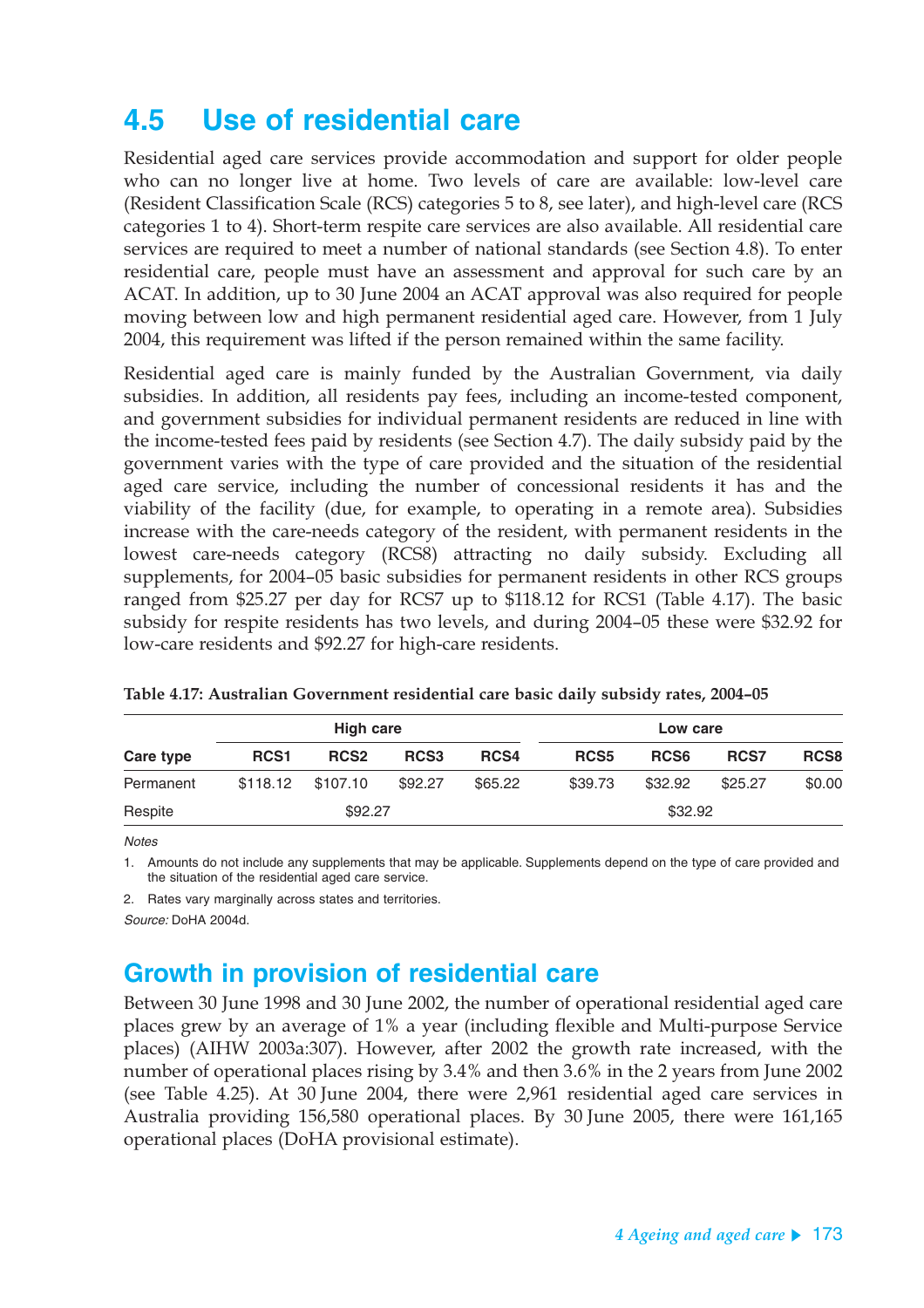## 4.5 Use of residential care

Residential aged care services provide accommodation and support for older people who can no longer live at home. Two levels of care are available: low-level care (Resident Classification Scale (RCS) categories 5 to 8, see later), and high-level care (RCS categories 1 to 4). Short-term respite care services are also available. All residential care services are required to meet a number of national standards (see Section 4.8). To enter residential care, people must have an assessment and approval for such care by an ACAT. In addition, up to 30 June 2004 an ACAT approval was also required for people moving between low and high permanent residential aged care. However, from 1 July 2004, this requirement was lifted if the person remained within the same facility.

Residential aged care is mainly funded by the Australian Government, via daily subsidies. In addition, all residents pay fees, including an income-tested component, and government subsidies for individual permanent residents are reduced in line with the income-tested fees paid by residents (see Section 4.7). The daily subsidy paid by the government varies with the type of care provided and the situation of the residential aged care service, including the number of concessional residents it has and the viability of the facility (due, for example, to operating in a remote area). Subsidies increase with the care-needs category of the resident, with permanent residents in the lowest care-needs category (RCS8) attracting no daily subsidy. Excluding all supplements, for 2004–05 basic subsidies for permanent residents in other RCS groups ranged from $25.27 per day for RCS7 up to $118.12 for RCS1 (Table 4.17). The basic subsidy for respite residents has two levels, and during 2004–05 these were $32.92 for low-care residents and $92.27 for high-care residents.

**Table 4.17: Australian Government residential care basic daily subsidy rates, 2004–05**

| | High care | | | | Low care | | | |
|---|---|---|---|---|---|---|---|---|
| **Care type** | **RCS1** | **RCS2** | **RCS3** | **RCS4** | **RCS5** | **RCS6** | **RCS7** | **RCS8** |
| Permanent | $118.12 | $107.10 | $92.27 | $65.22 | $39.73 | $32.92 | $25.27 | $0.00 |
| Respite | $92.27 | | | | $32.92 | | | |

*Notes*

1. Amounts do not include any supplements that may be applicable. Supplements depend on the type of care provided and the situation of the residential aged care service.
2. Rates vary marginally across states and territories.

*Source:* DoHA 2004d.

### Growth in provision of residential care

Between 30 June 1998 and 30 June 2002, the number of operational residential aged care places grew by an average of 1% a year (including flexible and Multi-purpose Service places) (AIHW 2003a:307). However, after 2002 the growth rate increased, with the number of operational places rising by 3.4% and then 3.6% in the 2 years from June 2002 (see Table 4.25). At 30 June 2004, there were 2,961 residential aged care services in Australia providing 156,580 operational places. By 30 June 2005, there were 161,165 operational places (DoHA provisional estimate).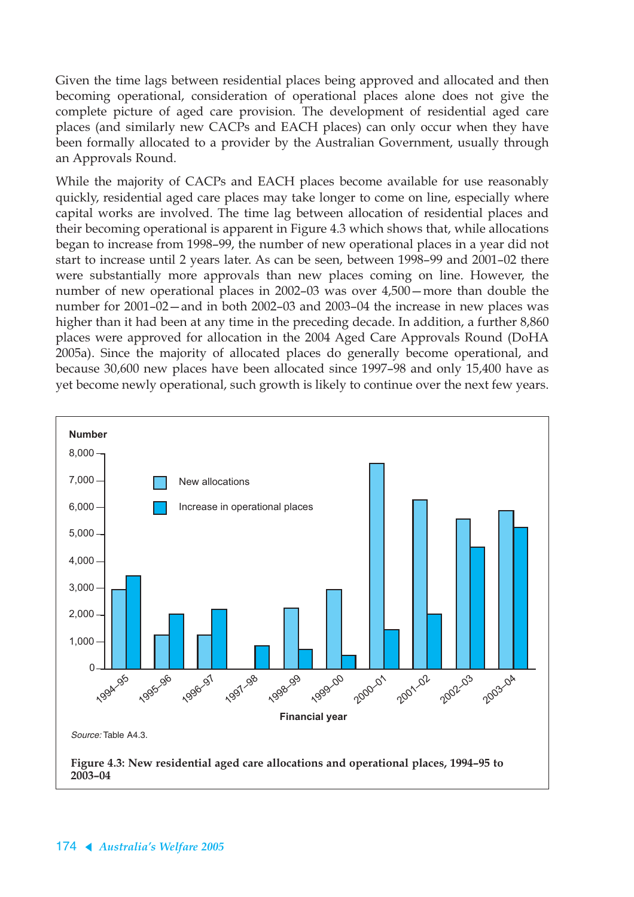Given the time lags between residential places being approved and allocated and then becoming operational, consideration of operational places alone does not give the complete picture of aged care provision. The development of residential aged care places (and similarly new CACPs and EACH places) can only occur when they have been formally allocated to a provider by the Australian Government, usually through an Approvals Round.

While the majority of CACPs and EACH places become available for use reasonably quickly, residential aged care places may take longer to come on line, especially where capital works are involved. The time lag between allocation of residential places and their becoming operational is apparent in Figure 4.3 which shows that, while allocations began to increase from 1998–99, the number of new operational places in a year did not start to increase until 2 years later. As can be seen, between 1998–99 and 2001–02 there were substantially more approvals than new places coming on line. However, the number of new operational places in 2002–03 was over 4,500—more than double the number for 2001–02—and in both 2002–03 and 2003–04 the increase in new places was higher than it had been at any time in the preceding decade. In addition, a further 8,860 places were approved for allocation in the 2004 Aged Care Approvals Round (DoHA 2005a). Since the majority of allocated places do generally become operational, and because 30,600 new places have been allocated since 1997–98 and only 15,400 have as yet become newly operational, such growth is likely to continue over the next few years.

Number

8,000
7,000
6,000
5,000
4,000
3,000
2,000
1,000
0

New allocations

Increase in operational places

1994–95 1995–96 1996–97 1997–98 1998–99 1999–00 2000–01 2001–02 2002–03 2003–04

Financial year

*Source:* Table A4.3.

**Figure 4.3: New residential aged care allocations and operational places, 1994–95 to 2003–04**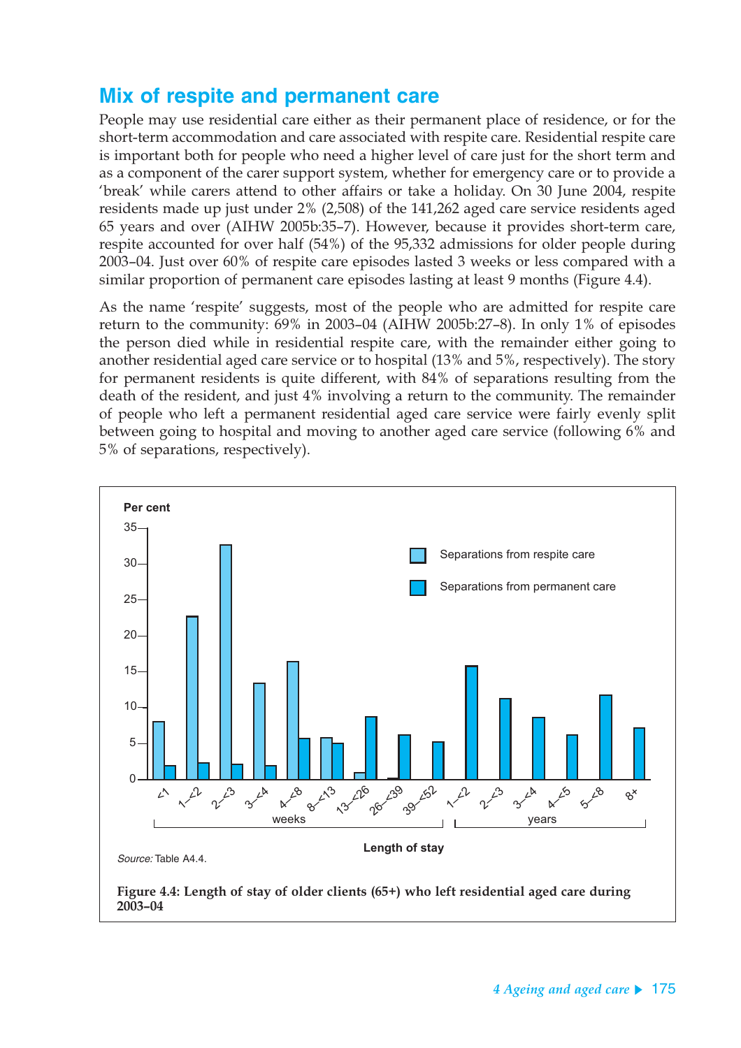## Mix of respite and permanent care

People may use residential care either as their permanent place of residence, or for the short-term accommodation and care associated with respite care. Residential respite care is important both for people who need a higher level of care just for the short term and as a component of the carer support system, whether for emergency care or to provide a 'break' while carers attend to other affairs or take a holiday. On 30 June 2004, respite residents made up just under 2% (2,508) of the 141,262 aged care service residents aged 65 years and over (AIHW 2005b:35–7). However, because it provides short-term care, respite accounted for over half (54%) of the 95,332 admissions for older people during 2003–04. Just over 60% of respite care episodes lasted 3 weeks or less compared with a similar proportion of permanent care episodes lasting at least 9 months (Figure 4.4).

As the name 'respite' suggests, most of the people who are admitted for respite care return to the community: 69% in 2003–04 (AIHW 2005b:27–8). In only 1% of episodes the person died while in residential respite care, with the remainder either going to another residential aged care service or to hospital (13% and 5%, respectively). The story for permanent residents is quite different, with 84% of separations resulting from the death of the resident, and just 4% involving a return to the community. The remainder of people who left a permanent residential aged care service were fairly evenly split between going to hospital and moving to another aged care service (following 6% and 5% of separations, respectively).

*Source:* Table A4.4.

**Figure 4.4: Length of stay of older clients (65+) who left residential aged care during 2003–04**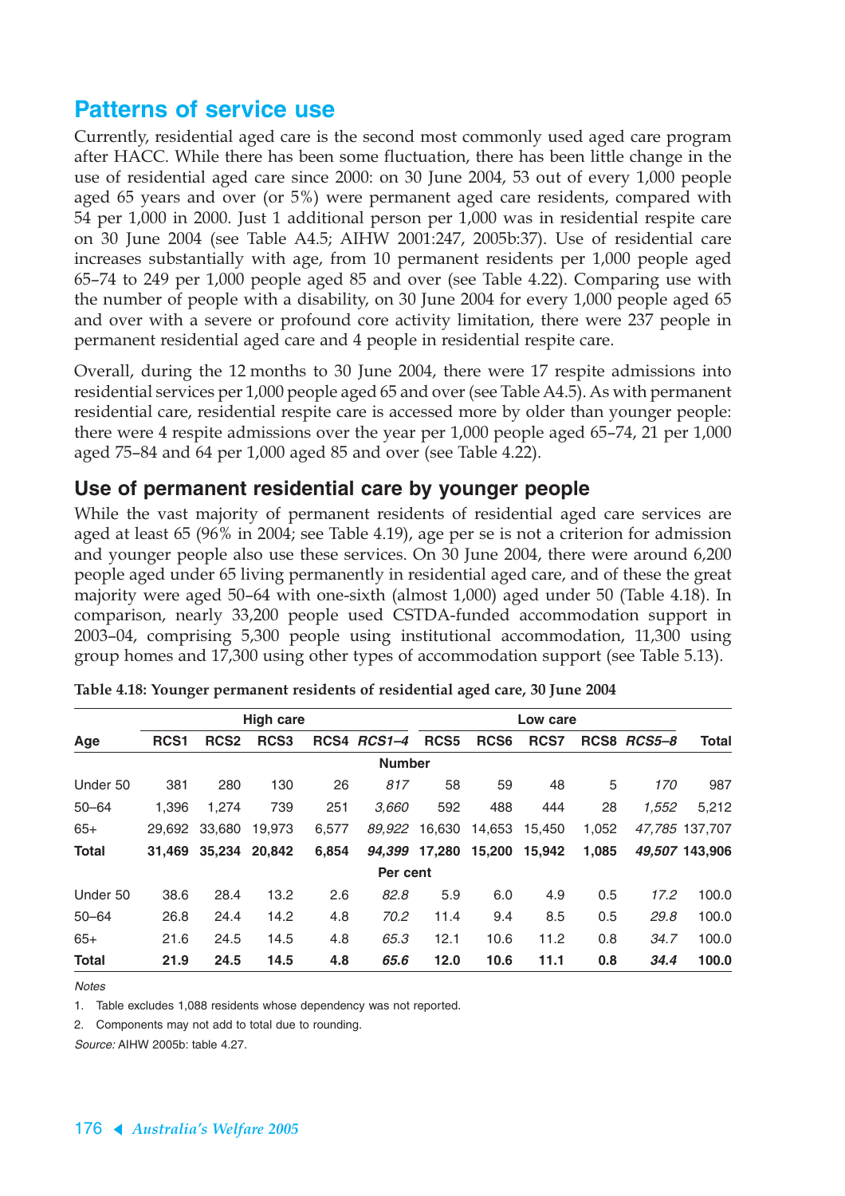## Patterns of service use

Currently, residential aged care is the second most commonly used aged care program after HACC. While there has been some fluctuation, there has been little change in the use of residential aged care since 2000: on 30 June 2004, 53 out of every 1,000 people aged 65 years and over (or 5%) were permanent aged care residents, compared with 54 per 1,000 in 2000. Just 1 additional person per 1,000 was in residential respite care on 30 June 2004 (see Table A4.5; AIHW 2001:247, 2005b:37). Use of residential care increases substantially with age, from 10 permanent residents per 1,000 people aged 65–74 to 249 per 1,000 people aged 85 and over (see Table 4.22). Comparing use with the number of people with a disability, on 30 June 2004 for every 1,000 people aged 65 and over with a severe or profound core activity limitation, there were 237 people in permanent residential aged care and 4 people in residential respite care.

Overall, during the 12 months to 30 June 2004, there were 17 respite admissions into residential services per 1,000 people aged 65 and over (see Table A4.5). As with permanent residential care, residential respite care is accessed more by older than younger people: there were 4 respite admissions over the year per 1,000 people aged 65–74, 21 per 1,000 aged 75–84 and 64 per 1,000 aged 85 and over (see Table 4.22).

### Use of permanent residential care by younger people

While the vast majority of permanent residents of residential aged care services are aged at least 65 (96% in 2004; see Table 4.19), age per se is not a criterion for admission and younger people also use these services. On 30 June 2004, there were around 6,200 people aged under 65 living permanently in residential aged care, and of these the great majority were aged 50–64 with one-sixth (almost 1,000) aged under 50 (Table 4.18). In comparison, nearly 33,200 people used CSTDA-funded accommodation support in 2003–04, comprising 5,300 people using institutional accommodation, 11,300 using group homes and 17,300 using other types of accommodation support (see Table 5.13).

**Table 4.18: Younger permanent residents of residential aged care, 30 June 2004**

| | High care | | | | | Low care | | | | | |
|---|---|---|---|---|---|---|---|---|---|---|---|
| **Age** | **RCS1** | **RCS2** | **RCS3** | **RCS4** | ***RCS1–4*** | **RCS5** | **RCS6** | **RCS7** | **RCS8** | ***RCS5–8*** | **Total** |
| | | | | | **Number** | | | | | | |
| Under 50 | 381 | 280 | 130 | 26 | *817* | 58 | 59 | 48 | 5 | *170* | 987 |
| 50–64 | 1,396 | 1,274 | 739 | 251 | *3,660* | 592 | 488 | 444 | 28 | *1,552* | 5,212 |
| 65+ | 29,692 | 33,680 | 19,973 | 6,577 | *89,922* | 16,630 | 14,653 | 15,450 | 1,052 | *47,785* | 137,707 |
| **Total** | **31,469** | **35,234** | **20,842** | **6,854** | ***94,399*** | **17,280** | **15,200** | **15,942** | **1,085** | ***49,507*** | **143,906** |
| | | | | | **Per cent** | | | | | | |
| Under 50 | 38.6 | 28.4 | 13.2 | 2.6 | *82.8* | 5.9 | 6.0 | 4.9 | 0.5 | *17.2* | 100.0 |
| 50–64 | 26.8 | 24.4 | 14.2 | 4.8 | *70.2* | 11.4 | 9.4 | 8.5 | 0.5 | *29.8* | 100.0 |
| 65+ | 21.6 | 24.5 | 14.5 | 4.8 | *65.3* | 12.1 | 10.6 | 11.2 | 0.8 | *34.7* | 100.0 |
| **Total** | **21.9** | **24.5** | **14.5** | **4.8** | ***65.6*** | **12.0** | **10.6** | **11.1** | **0.8** | ***34.4*** | **100.0** |

*Notes*

1. Table excludes 1,088 residents whose dependency was not reported.
2. Components may not add to total due to rounding.

*Source:* AIHW 2005b: table 4.27.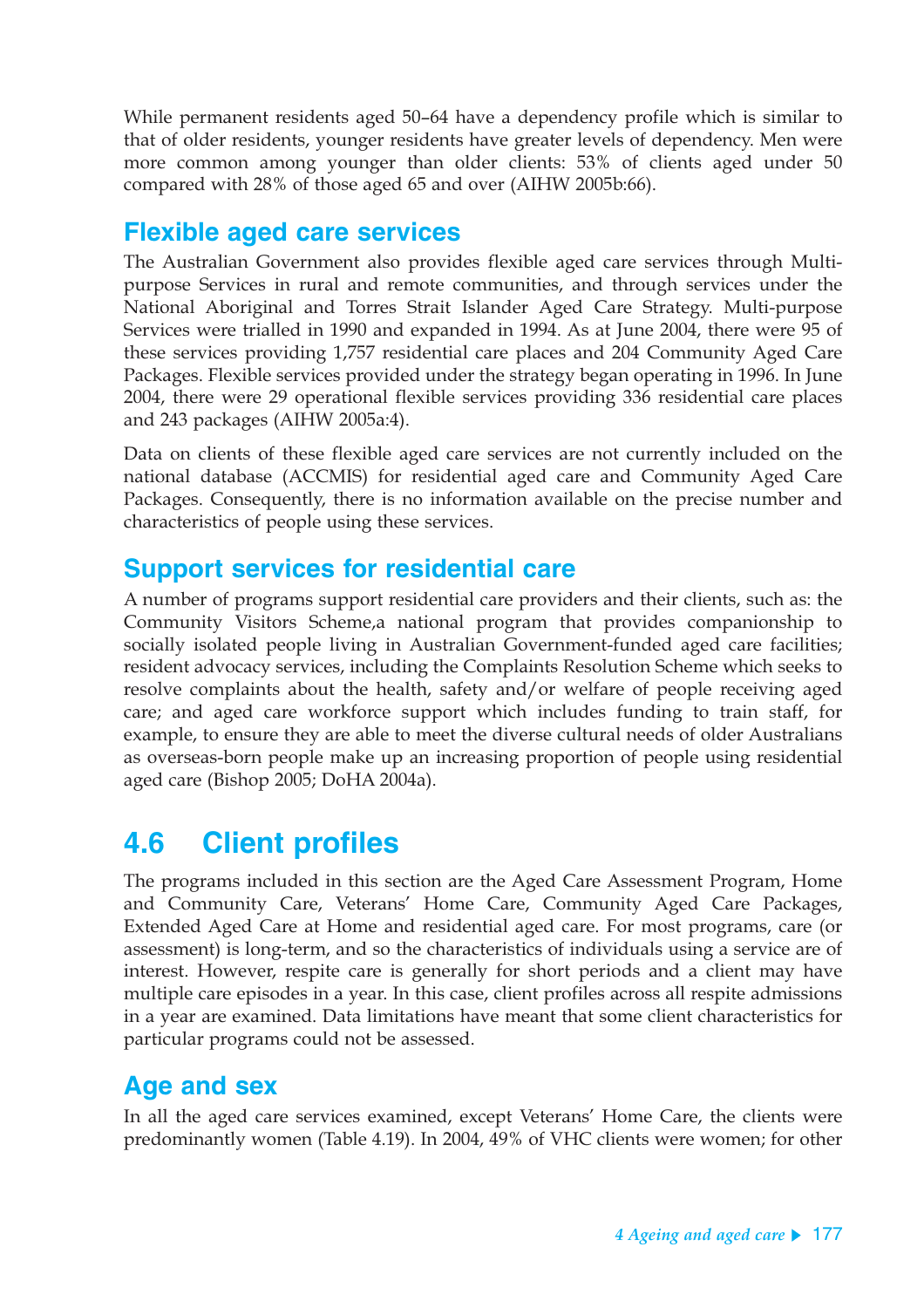While permanent residents aged 50–64 have a dependency profile which is similar to that of older residents, younger residents have greater levels of dependency. Men were more common among younger than older clients: 53% of clients aged under 50 compared with 28% of those aged 65 and over (AIHW 2005b:66).

## Flexible aged care services

The Australian Government also provides flexible aged care services through Multi-purpose Services in rural and remote communities, and through services under the National Aboriginal and Torres Strait Islander Aged Care Strategy. Multi-purpose Services were trialled in 1990 and expanded in 1994. As at June 2004, there were 95 of these services providing 1,757 residential care places and 204 Community Aged Care Packages. Flexible services provided under the strategy began operating in 1996. In June 2004, there were 29 operational flexible services providing 336 residential care places and 243 packages (AIHW 2005a:4).

Data on clients of these flexible aged care services are not currently included on the national database (ACCMIS) for residential aged care and Community Aged Care Packages. Consequently, there is no information available on the precise number and characteristics of people using these services.

## Support services for residential care

A number of programs support residential care providers and their clients, such as: the Community Visitors Scheme,a national program that provides companionship to socially isolated people living in Australian Government-funded aged care facilities; resident advocacy services, including the Complaints Resolution Scheme which seeks to resolve complaints about the health, safety and/or welfare of people receiving aged care; and aged care workforce support which includes funding to train staff, for example, to ensure they are able to meet the diverse cultural needs of older Australians as overseas-born people make up an increasing proportion of people using residential aged care (Bishop 2005; DoHA 2004a).

# 4.6 Client profiles

The programs included in this section are the Aged Care Assessment Program, Home and Community Care, Veterans' Home Care, Community Aged Care Packages, Extended Aged Care at Home and residential aged care. For most programs, care (or assessment) is long-term, and so the characteristics of individuals using a service are of interest. However, respite care is generally for short periods and a client may have multiple care episodes in a year. In this case, client profiles across all respite admissions in a year are examined. Data limitations have meant that some client characteristics for particular programs could not be assessed.

## Age and sex

In all the aged care services examined, except Veterans' Home Care, the clients were predominantly women (Table 4.19). In 2004, 49% of VHC clients were women; for other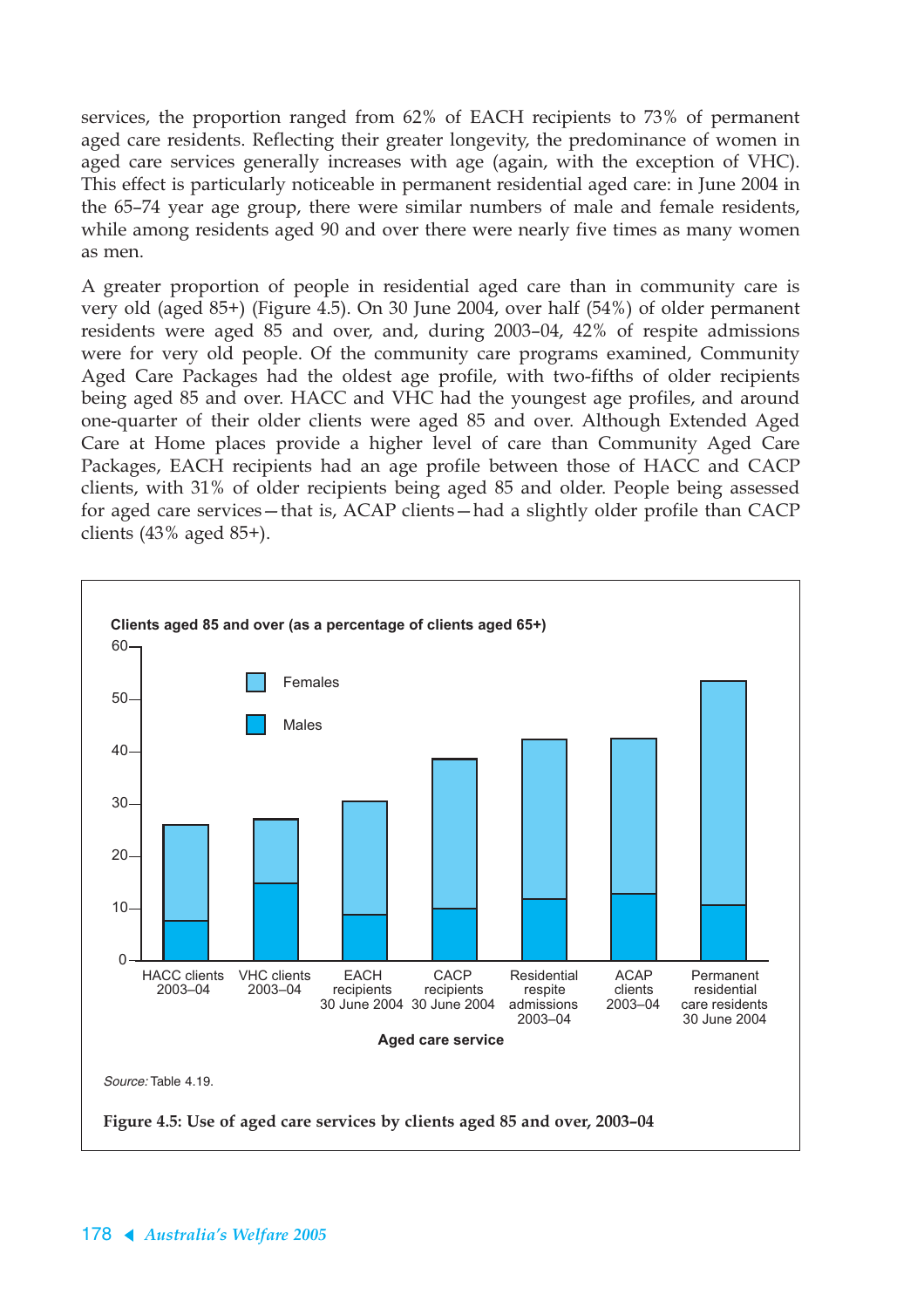services, the proportion ranged from 62% of EACH recipients to 73% of permanent aged care residents. Reflecting their greater longevity, the predominance of women in aged care services generally increases with age (again, with the exception of VHC). This effect is particularly noticeable in permanent residential aged care: in June 2004 in the 65–74 year age group, there were similar numbers of male and female residents, while among residents aged 90 and over there were nearly five times as many women as men.

A greater proportion of people in residential aged care than in community care is very old (aged 85+) (Figure 4.5). On 30 June 2004, over half (54%) of older permanent residents were aged 85 and over, and, during 2003–04, 42% of respite admissions were for very old people. Of the community care programs examined, Community Aged Care Packages had the oldest age profile, with two-fifths of older recipients being aged 85 and over. HACC and VHC had the youngest age profiles, and around one-quarter of their older clients were aged 85 and over. Although Extended Aged Care at Home places provide a higher level of care than Community Aged Care Packages, EACH recipients had an age profile between those of HACC and CACP clients, with 31% of older recipients being aged 85 and older. People being assessed for aged care services—that is, ACAP clients—had a slightly older profile than CACP clients (43% aged 85+).

Clients aged 85 and over (as a percentage of clients aged 65+)

Legend: Females, Males

Categories (Aged care service): HACC clients 2003–04; VHC clients 2003–04; EACH recipients 30 June 2004; CACP recipients 30 June 2004; Residential respite admissions 2003–04; ACAP clients 2003–04; Permanent residential care residents 30 June 2004

*Source:* Table 4.19.

**Figure 4.5: Use of aged care services by clients aged 85 and over, 2003–04**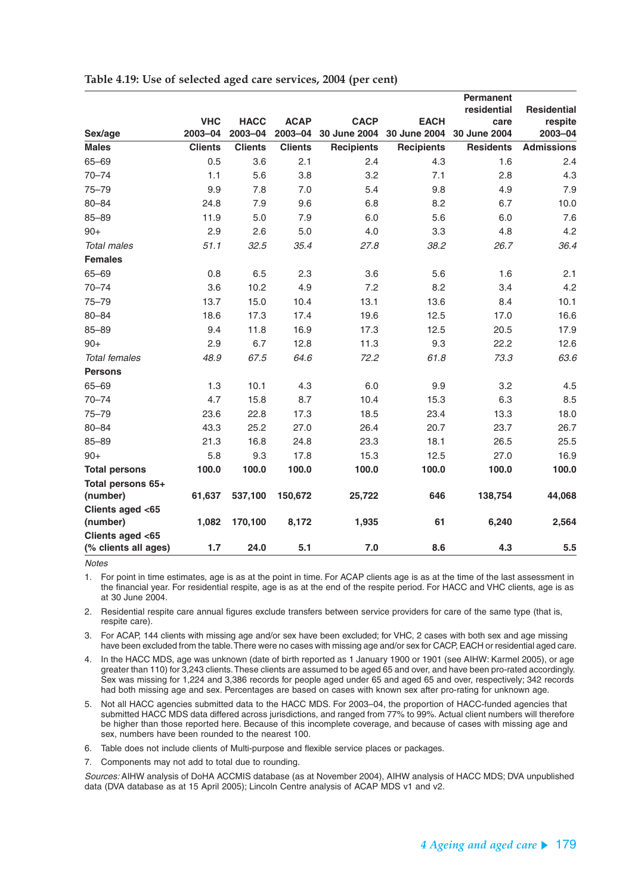**Table 4.19: Use of selected aged care services, 2004 (per cent)**

| Sex/age | VHC 2003–04 | HACC 2003–04 | ACAP 2003–04 | CACP 30 June 2004 | EACH 30 June 2004 | Permanent residential care 30 June 2004 | Residential respite 2003–04 |
|---|---|---|---|---|---|---|---|
| **Males** | **Clients** | **Clients** | **Clients** | **Recipients** | **Recipients** | **Residents** | **Admissions** |
| 65–69 | 0.5 | 3.6 | 2.1 | 2.4 | 4.3 | 1.6 | 2.4 |
| 70–74 | 1.1 | 5.6 | 3.8 | 3.2 | 7.1 | 2.8 | 4.3 |
| 75–79 | 9.9 | 7.8 | 7.0 | 5.4 | 9.8 | 4.9 | 7.9 |
| 80–84 | 24.8 | 7.9 | 9.6 | 6.8 | 8.2 | 6.7 | 10.0 |
| 85–89 | 11.9 | 5.0 | 7.9 | 6.0 | 5.6 | 6.0 | 7.6 |
| 90+ | 2.9 | 2.6 | 5.0 | 4.0 | 3.3 | 4.8 | 4.2 |
| *Total males* | *51.1* | *32.5* | *35.4* | *27.8* | *38.2* | *26.7* | *36.4* |
| **Females** | | | | | | | |
| 65–69 | 0.8 | 6.5 | 2.3 | 3.6 | 5.6 | 1.6 | 2.1 |
| 70–74 | 3.6 | 10.2 | 4.9 | 7.2 | 8.2 | 3.4 | 4.2 |
| 75–79 | 13.7 | 15.0 | 10.4 | 13.1 | 13.6 | 8.4 | 10.1 |
| 80–84 | 18.6 | 17.3 | 17.4 | 19.6 | 12.5 | 17.0 | 16.6 |
| 85–89 | 9.4 | 11.8 | 16.9 | 17.3 | 12.5 | 20.5 | 17.9 |
| 90+ | 2.9 | 6.7 | 12.8 | 11.3 | 9.3 | 22.2 | 12.6 |
| *Total females* | *48.9* | *67.5* | *64.6* | *72.2* | *61.8* | *73.3* | *63.6* |
| **Persons** | | | | | | | |
| 65–69 | 1.3 | 10.1 | 4.3 | 6.0 | 9.9 | 3.2 | 4.5 |
| 70–74 | 4.7 | 15.8 | 8.7 | 10.4 | 15.3 | 6.3 | 8.5 |
| 75–79 | 23.6 | 22.8 | 17.3 | 18.5 | 23.4 | 13.3 | 18.0 |
| 80–84 | 43.3 | 25.2 | 27.0 | 26.4 | 20.7 | 23.7 | 26.7 |
| 85–89 | 21.3 | 16.8 | 24.8 | 23.3 | 18.1 | 26.5 | 25.5 |
| 90+ | 5.8 | 9.3 | 17.8 | 15.3 | 12.5 | 27.0 | 16.9 |
| **Total persons** | **100.0** | **100.0** | **100.0** | **100.0** | **100.0** | **100.0** | **100.0** |
| **Total persons 65+ (number)** | **61,637** | **537,100** | **150,672** | **25,722** | **646** | **138,754** | **44,068** |
| **Clients aged <65 (number)** | **1,082** | **170,100** | **8,172** | **1,935** | **61** | **6,240** | **2,564** |
| **Clients aged <65 (% clients all ages)** | **1.7** | **24.0** | **5.1** | **7.0** | **8.6** | **4.3** | **5.5** |

*Notes*

1. For point in time estimates, age is as at the point in time. For ACAP clients age is as at the time of the last assessment in the financial year. For residential respite, age is as at the end of the respite period. For HACC and VHC clients, age is as at 30 June 2004.
2. Residential respite care annual figures exclude transfers between service providers for care of the same type (that is, respite care).
3. For ACAP, 144 clients with missing age and/or sex have been excluded; for VHC, 2 cases with both sex and age missing have been excluded from the table. There were no cases with missing age and/or sex for CACP, EACH or residential aged care.
4. In the HACC MDS, age was unknown (date of birth reported as 1 January 1900 or 1901 (see AIHW: Karmel 2005), or age greater than 110) for 3,243 clients. These clients are assumed to be aged 65 and over, and have been pro-rated accordingly. Sex was missing for 1,224 and 3,386 records for people aged under 65 and aged 65 and over, respectively; 342 records had both missing age and sex. Percentages are based on cases with known sex after pro-rating for unknown age.
5. Not all HACC agencies submitted data to the HACC MDS. For 2003–04, the proportion of HACC-funded agencies that submitted HACC MDS data differed across jurisdictions, and ranged from 77% to 99%. Actual client numbers will therefore be higher than those reported here. Because of this incomplete coverage, and because of cases with missing age and sex, numbers have been rounded to the nearest 100.
6. Table does not include clients of Multi-purpose and flexible service places or packages.
7. Components may not add to total due to rounding.

*Sources:* AIHW analysis of DoHA ACCMIS database (as at November 2004), AIHW analysis of HACC MDS; DVA unpublished data (DVA database as at 15 April 2005); Lincoln Centre analysis of ACAP MDS v1 and v2.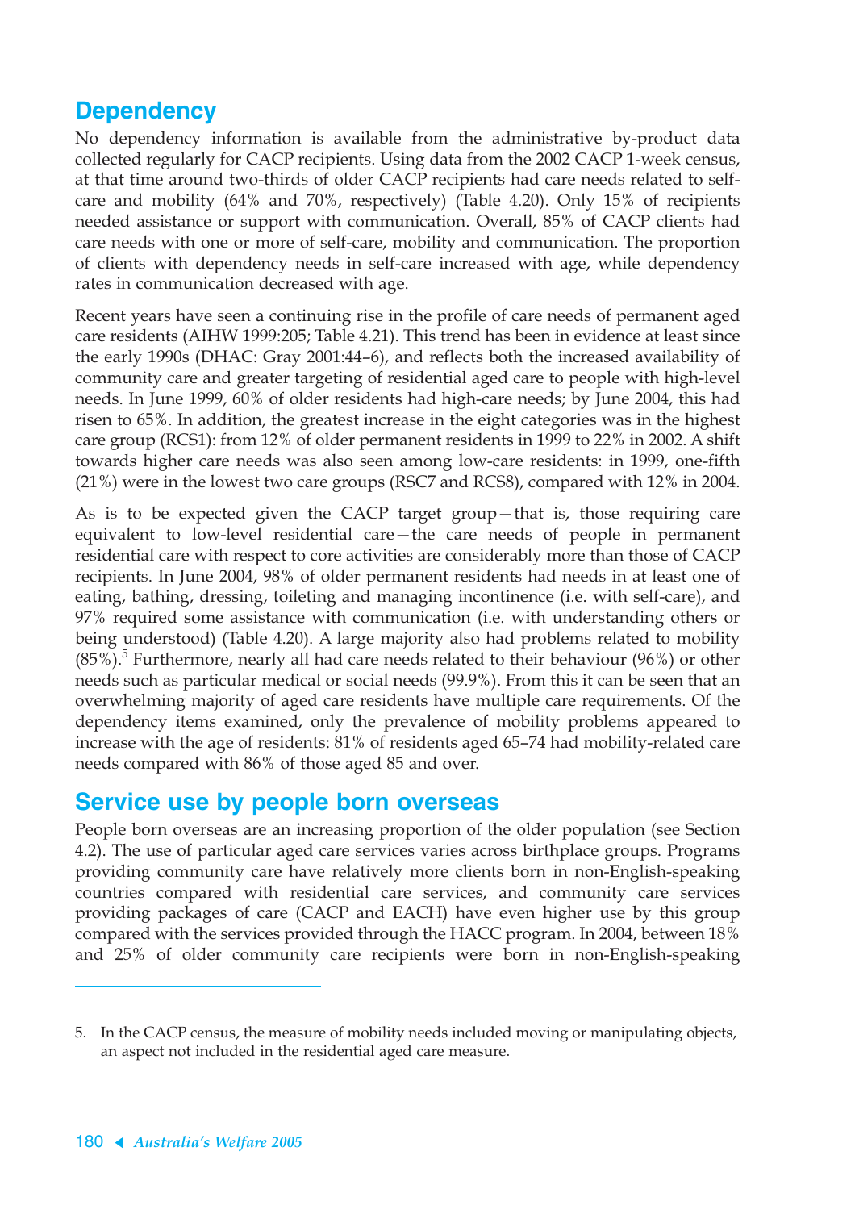## Dependency

No dependency information is available from the administrative by-product data collected regularly for CACP recipients. Using data from the 2002 CACP 1-week census, at that time around two-thirds of older CACP recipients had care needs related to self-care and mobility (64% and 70%, respectively) (Table 4.20). Only 15% of recipients needed assistance or support with communication. Overall, 85% of CACP clients had care needs with one or more of self-care, mobility and communication. The proportion of clients with dependency needs in self-care increased with age, while dependency rates in communication decreased with age.

Recent years have seen a continuing rise in the profile of care needs of permanent aged care residents (AIHW 1999:205; Table 4.21). This trend has been in evidence at least since the early 1990s (DHAC: Gray 2001:44–6), and reflects both the increased availability of community care and greater targeting of residential aged care to people with high-level needs. In June 1999, 60% of older residents had high-care needs; by June 2004, this had risen to 65%. In addition, the greatest increase in the eight categories was in the highest care group (RCS1): from 12% of older permanent residents in 1999 to 22% in 2002. A shift towards higher care needs was also seen among low-care residents: in 1999, one-fifth (21%) were in the lowest two care groups (RSC7 and RCS8), compared with 12% in 2004.

As is to be expected given the CACP target group—that is, those requiring care equivalent to low-level residential care—the care needs of people in permanent residential care with respect to core activities are considerably more than those of CACP recipients. In June 2004, 98% of older permanent residents had needs in at least one of eating, bathing, dressing, toileting and managing incontinence (i.e. with self-care), and 97% required some assistance with communication (i.e. with understanding others or being understood) (Table 4.20). A large majority also had problems related to mobility (85%).[5] Furthermore, nearly all had care needs related to their behaviour (96%) or other needs such as particular medical or social needs (99.9%). From this it can be seen that an overwhelming majority of aged care residents have multiple care requirements. Of the dependency items examined, only the prevalence of mobility problems appeared to increase with the age of residents: 81% of residents aged 65–74 had mobility-related care needs compared with 86% of those aged 85 and over.

## Service use by people born overseas

People born overseas are an increasing proportion of the older population (see Section 4.2). The use of particular aged care services varies across birthplace groups. Programs providing community care have relatively more clients born in non-English-speaking countries compared with residential care services, and community care services providing packages of care (CACP and EACH) have even higher use by this group compared with the services provided through the HACC program. In 2004, between 18% and 25% of older community care recipients were born in non-English-speaking

---

5. In the CACP census, the measure of mobility needs included moving or manipulating objects, an aspect not included in the residential aged care measure.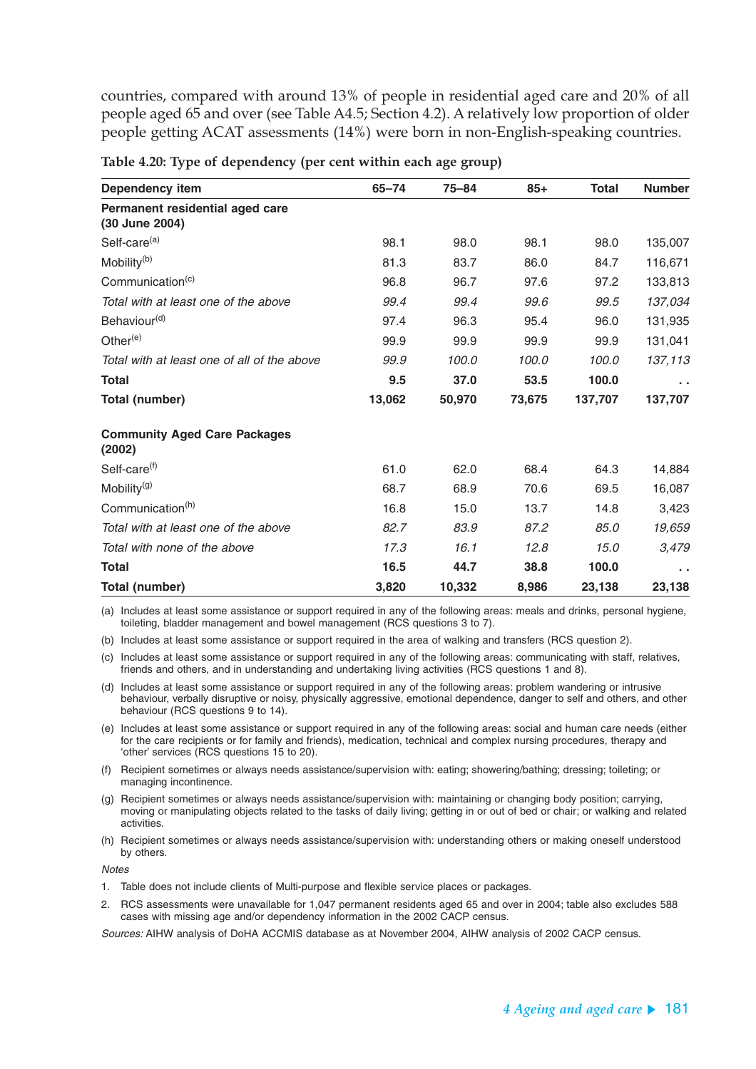countries, compared with around 13% of people in residential aged care and 20% of all people aged 65 and over (see Table A4.5; Section 4.2). A relatively low proportion of older people getting ACAT assessments (14%) were born in non-English-speaking countries.

**Table 4.20: Type of dependency (per cent within each age group)**

| Dependency item | 65–74 | 75–84 | 85+ | Total | Number |
|---|---|---|---|---|---|
| **Permanent residential aged care (30 June 2004)** | | | | | |
| Self-care[(a)] | 98.1 | 98.0 | 98.1 | 98.0 | 135,007 |
| Mobility[(b)] | 81.3 | 83.7 | 86.0 | 84.7 | 116,671 |
| Communication[(c)] | 96.8 | 96.7 | 97.6 | 97.2 | 133,813 |
| *Total with at least one of the above* | *99.4* | *99.4* | *99.6* | *99.5* | *137,034* |
| Behaviour[(d)] | 97.4 | 96.3 | 95.4 | 96.0 | 131,935 |
| Other[(e)] | 99.9 | 99.9 | 99.9 | 99.9 | 131,041 |
| *Total with at least one of all of the above* | *99.9* | *100.0* | *100.0* | *100.0* | *137,113* |
| **Total** | **9.5** | **37.0** | **53.5** | **100.0** | **. .** |
| **Total (number)** | **13,062** | **50,970** | **73,675** | **137,707** | **137,707** |
| **Community Aged Care Packages (2002)** | | | | | |
| Self-care[(f)] | 61.0 | 62.0 | 68.4 | 64.3 | 14,884 |
| Mobility[(g)] | 68.7 | 68.9 | 70.6 | 69.5 | 16,087 |
| Communication[(h)] | 16.8 | 15.0 | 13.7 | 14.8 | 3,423 |
| *Total with at least one of the above* | *82.7* | *83.9* | *87.2* | *85.0* | *19,659* |
| *Total with none of the above* | *17.3* | *16.1* | *12.8* | *15.0* | *3,479* |
| **Total** | **16.5** | **44.7** | **38.8** | **100.0** | **. .** |
| **Total (number)** | **3,820** | **10,332** | **8,986** | **23,138** | **23,138** |

(a) Includes at least some assistance or support required in any of the following areas: meals and drinks, personal hygiene, toileting, bladder management and bowel management (RCS questions 3 to 7).

(b) Includes at least some assistance or support required in the area of walking and transfers (RCS question 2).

(c) Includes at least some assistance or support required in any of the following areas: communicating with staff, relatives, friends and others, and in understanding and undertaking living activities (RCS questions 1 and 8).

(d) Includes at least some assistance or support required in any of the following areas: problem wandering or intrusive behaviour, verbally disruptive or noisy, physically aggressive, emotional dependence, danger to self and others, and other behaviour (RCS questions 9 to 14).

(e) Includes at least some assistance or support required in any of the following areas: social and human care needs (either for the care recipients or for family and friends), medication, technical and complex nursing procedures, therapy and 'other' services (RCS questions 15 to 20).

(f) Recipient sometimes or always needs assistance/supervision with: eating; showering/bathing; dressing; toileting; or managing incontinence.

(g) Recipient sometimes or always needs assistance/supervision with: maintaining or changing body position; carrying, moving or manipulating objects related to the tasks of daily living; getting in or out of bed or chair; or walking and related activities.

(h) Recipient sometimes or always needs assistance/supervision with: understanding others or making oneself understood by others.

*Notes*

1. Table does not include clients of Multi-purpose and flexible service places or packages.
2. RCS assessments were unavailable for 1,047 permanent residents aged 65 and over in 2004; table also excludes 588 cases with missing age and/or dependency information in the 2002 CACP census.

*Sources:* AIHW analysis of DoHA ACCMIS database as at November 2004, AIHW analysis of 2002 CACP census.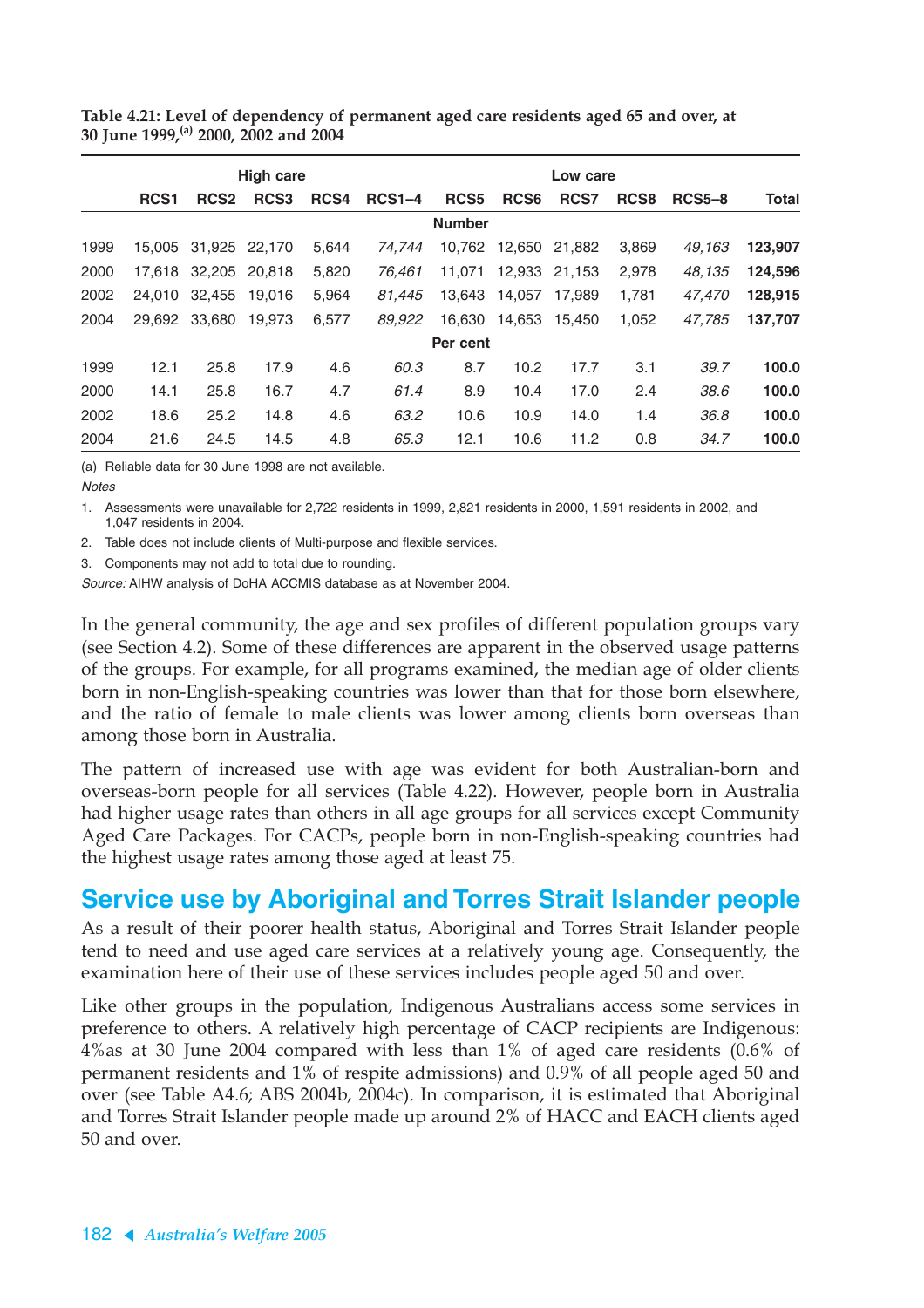**Table 4.21: Level of dependency of permanent aged care residents aged 65 and over, at 30 June 1999,[(a)] 2000, 2002 and 2004**

| | High care | | | | | Low care | | | | | |
|---|---|---|---|---|---|---|---|---|---|---|---|
| | RCS1 | RCS2 | RCS3 | RCS4 | RCS1–4 | RCS5 | RCS6 | RCS7 | RCS8 | RCS5–8 | Total |
| | | | | | | **Number** | | | | | |
| 1999 | 15,005 | 31,925 | 22,170 | 5,644 | *74,744* | 10,762 | 12,650 | 21,882 | 3,869 | *49,163* | **123,907** |
| 2000 | 17,618 | 32,205 | 20,818 | 5,820 | *76,461* | 11,071 | 12,933 | 21,153 | 2,978 | *48,135* | **124,596** |
| 2002 | 24,010 | 32,455 | 19,016 | 5,964 | *81,445* | 13,643 | 14,057 | 17,989 | 1,781 | *47,470* | **128,915** |
| 2004 | 29,692 | 33,680 | 19,973 | 6,577 | *89,922* | 16,630 | 14,653 | 15,450 | 1,052 | *47,785* | **137,707** |
| | | | | | | **Per cent** | | | | | |
| 1999 | 12.1 | 25.8 | 17.9 | 4.6 | *60.3* | 8.7 | 10.2 | 17.7 | 3.1 | *39.7* | **100.0** |
| 2000 | 14.1 | 25.8 | 16.7 | 4.7 | *61.4* | 8.9 | 10.4 | 17.0 | 2.4 | *38.6* | **100.0** |
| 2002 | 18.6 | 25.2 | 14.8 | 4.6 | *63.2* | 10.6 | 10.9 | 14.0 | 1.4 | *36.8* | **100.0** |
| 2004 | 21.6 | 24.5 | 14.5 | 4.8 | *65.3* | 12.1 | 10.6 | 11.2 | 0.8 | *34.7* | **100.0** |

(a) Reliable data for 30 June 1998 are not available.

*Notes*

1. Assessments were unavailable for 2,722 residents in 1999, 2,821 residents in 2000, 1,591 residents in 2002, and 1,047 residents in 2004.
2. Table does not include clients of Multi-purpose and flexible services.
3. Components may not add to total due to rounding.

*Source:* AIHW analysis of DoHA ACCMIS database as at November 2004.

In the general community, the age and sex profiles of different population groups vary (see Section 4.2). Some of these differences are apparent in the observed usage patterns of the groups. For example, for all programs examined, the median age of older clients born in non-English-speaking countries was lower than that for those born elsewhere, and the ratio of female to male clients was lower among clients born overseas than among those born in Australia.

The pattern of increased use with age was evident for both Australian-born and overseas-born people for all services (Table 4.22). However, people born in Australia had higher usage rates than others in all age groups for all services except Community Aged Care Packages. For CACPs, people born in non-English-speaking countries had the highest usage rates among those aged at least 75.

## Service use by Aboriginal and Torres Strait Islander people

As a result of their poorer health status, Aboriginal and Torres Strait Islander people tend to need and use aged care services at a relatively young age. Consequently, the examination here of their use of these services includes people aged 50 and over.

Like other groups in the population, Indigenous Australians access some services in preference to others. A relatively high percentage of CACP recipients are Indigenous: 4%as at 30 June 2004 compared with less than 1% of aged care residents (0.6% of permanent residents and 1% of respite admissions) and 0.9% of all people aged 50 and over (see Table A4.6; ABS 2004b, 2004c). In comparison, it is estimated that Aboriginal and Torres Strait Islander people made up around 2% of HACC and EACH clients aged 50 and over.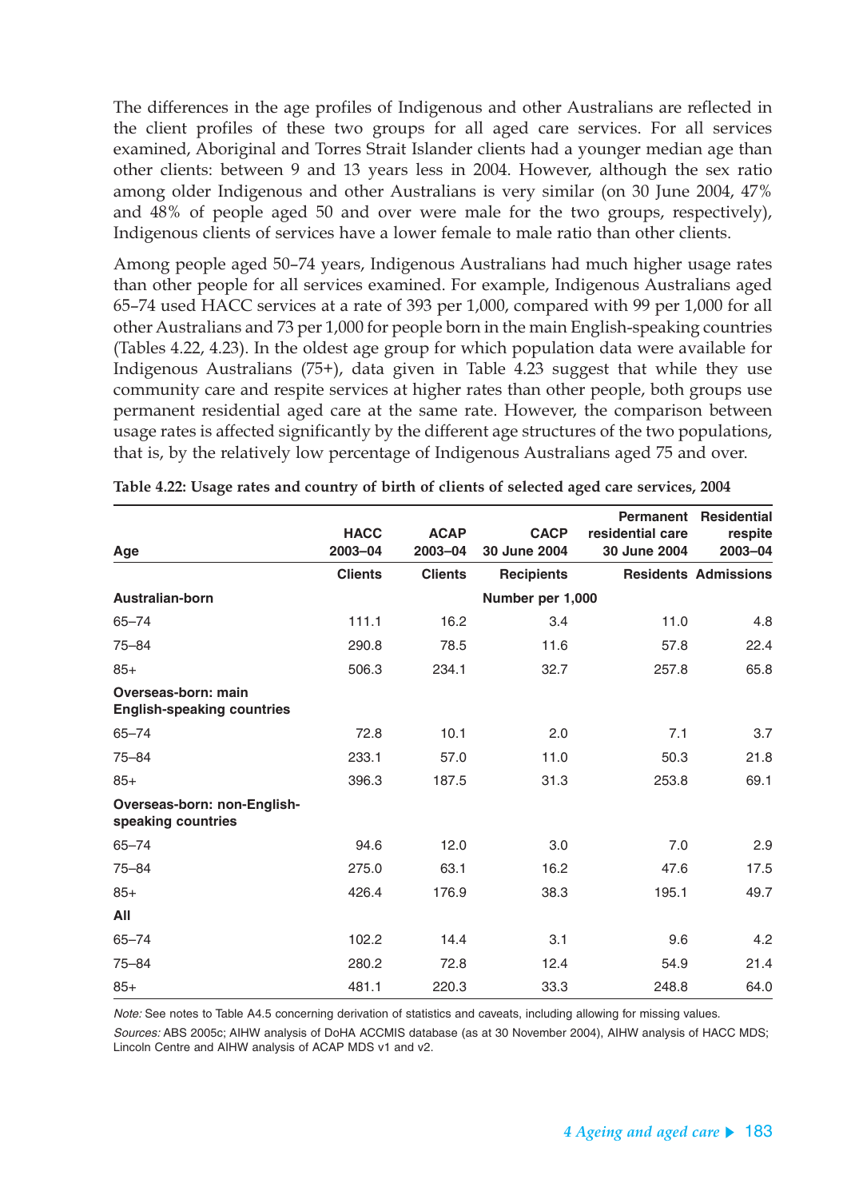The differences in the age profiles of Indigenous and other Australians are reflected in the client profiles of these two groups for all aged care services. For all services examined, Aboriginal and Torres Strait Islander clients had a younger median age than other clients: between 9 and 13 years less in 2004. However, although the sex ratio among older Indigenous and other Australians is very similar (on 30 June 2004, 47% and 48% of people aged 50 and over were male for the two groups, respectively), Indigenous clients of services have a lower female to male ratio than other clients.

Among people aged 50–74 years, Indigenous Australians had much higher usage rates than other people for all services examined. For example, Indigenous Australians aged 65–74 used HACC services at a rate of 393 per 1,000, compared with 99 per 1,000 for all other Australians and 73 per 1,000 for people born in the main English-speaking countries (Tables 4.22, 4.23). In the oldest age group for which population data were available for Indigenous Australians (75+), data given in Table 4.23 suggest that while they use community care and respite services at higher rates than other people, both groups use permanent residential aged care at the same rate. However, the comparison between usage rates is affected significantly by the different age structures of the two populations, that is, by the relatively low percentage of Indigenous Australians aged 75 and over.

**Table 4.22: Usage rates and country of birth of clients of selected aged care services, 2004**

| Age | HACC 2003–04 | ACAP 2003–04 | CACP 30 June 2004 | Permanent residential care 30 June 2004 | Residential respite 2003–04 |
|---|---|---|---|---|---|
| | Clients | Clients | Recipients | Residents | Admissions |
| **Australian-born** | | | Number per 1,000 | | |
| 65–74 | 111.1 | 16.2 | 3.4 | 11.0 | 4.8 |
| 75–84 | 290.8 | 78.5 | 11.6 | 57.8 | 22.4 |
| 85+ | 506.3 | 234.1 | 32.7 | 257.8 | 65.8 |
| **Overseas-born: main English-speaking countries** | | | | | |
| 65–74 | 72.8 | 10.1 | 2.0 | 7.1 | 3.7 |
| 75–84 | 233.1 | 57.0 | 11.0 | 50.3 | 21.8 |
| 85+ | 396.3 | 187.5 | 31.3 | 253.8 | 69.1 |
| **Overseas-born: non-English-speaking countries** | | | | | |
| 65–74 | 94.6 | 12.0 | 3.0 | 7.0 | 2.9 |
| 75–84 | 275.0 | 63.1 | 16.2 | 47.6 | 17.5 |
| 85+ | 426.4 | 176.9 | 38.3 | 195.1 | 49.7 |
| **All** | | | | | |
| 65–74 | 102.2 | 14.4 | 3.1 | 9.6 | 4.2 |
| 75–84 | 280.2 | 72.8 | 12.4 | 54.9 | 21.4 |
| 85+ | 481.1 | 220.3 | 33.3 | 248.8 | 64.0 |

*Note:* See notes to Table A4.5 concerning derivation of statistics and caveats, including allowing for missing values.

*Sources:* ABS 2005c; AIHW analysis of DoHA ACCMIS database (as at 30 November 2004), AIHW analysis of HACC MDS; Lincoln Centre and AIHW analysis of ACAP MDS v1 and v2.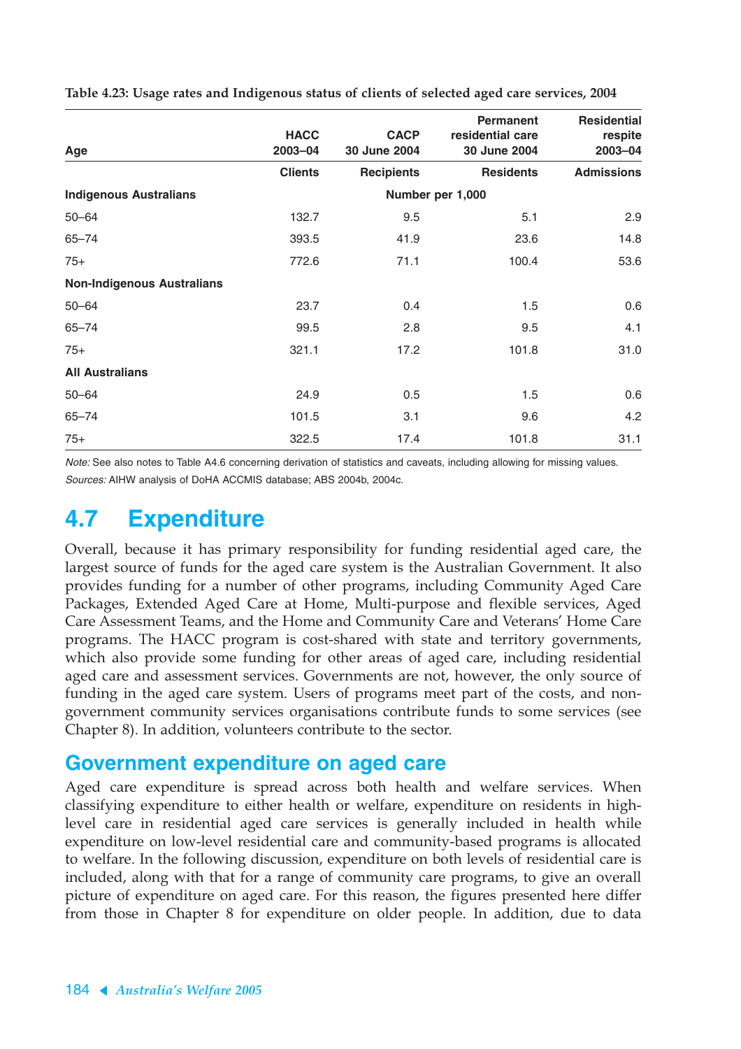**Table 4.23: Usage rates and Indigenous status of clients of selected aged care services, 2004**

| Age | HACC 2003–04 | CACP 30 June 2004 | Permanent residential care 30 June 2004 | Residential respite 2003–04 |
|---|---|---|---|---|
| | Clients | Recipients | Residents | Admissions |
| **Indigenous Australians** | | Number per 1,000 | | |
| 50–64 | 132.7 | 9.5 | 5.1 | 2.9 |
| 65–74 | 393.5 | 41.9 | 23.6 | 14.8 |
| 75+ | 772.6 | 71.1 | 100.4 | 53.6 |
| **Non-Indigenous Australians** | | | | |
| 50–64 | 23.7 | 0.4 | 1.5 | 0.6 |
| 65–74 | 99.5 | 2.8 | 9.5 | 4.1 |
| 75+ | 321.1 | 17.2 | 101.8 | 31.0 |
| **All Australians** | | | | |
| 50–64 | 24.9 | 0.5 | 1.5 | 0.6 |
| 65–74 | 101.5 | 3.1 | 9.6 | 4.2 |
| 75+ | 322.5 | 17.4 | 101.8 | 31.1 |

*Note:* See also notes to Table A4.6 concerning derivation of statistics and caveats, including allowing for missing values.

*Sources:* AIHW analysis of DoHA ACCMIS database; ABS 2004b, 2004c.

# 4.7 Expenditure

Overall, because it has primary responsibility for funding residential aged care, the largest source of funds for the aged care system is the Australian Government. It also provides funding for a number of other programs, including Community Aged Care Packages, Extended Aged Care at Home, Multi-purpose and flexible services, Aged Care Assessment Teams, and the Home and Community Care and Veterans' Home Care programs. The HACC program is cost-shared with state and territory governments, which also provide some funding for other areas of aged care, including residential aged care and assessment services. Governments are not, however, the only source of funding in the aged care system. Users of programs meet part of the costs, and non-government community services organisations contribute funds to some services (see Chapter 8). In addition, volunteers contribute to the sector.

## Government expenditure on aged care

Aged care expenditure is spread across both health and welfare services. When classifying expenditure to either health or welfare, expenditure on residents in high-level care in residential aged care services is generally included in health while expenditure on low-level residential care and community-based programs is allocated to welfare. In the following discussion, expenditure on both levels of residential care is included, along with that for a range of community care programs, to give an overall picture of expenditure on aged care. For this reason, the figures presented here differ from those in Chapter 8 for expenditure on older people. In addition, due to data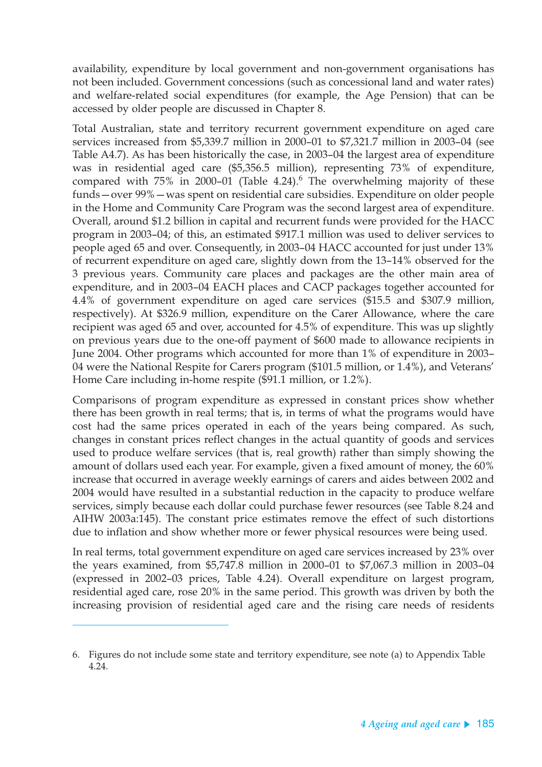availability, expenditure by local government and non-government organisations has not been included. Government concessions (such as concessional land and water rates) and welfare-related social expenditures (for example, the Age Pension) that can be accessed by older people are discussed in Chapter 8.

Total Australian, state and territory recurrent government expenditure on aged care services increased from $5,339.7 million in 2000–01 to $7,321.7 million in 2003–04 (see Table A4.7). As has been historically the case, in 2003–04 the largest area of expenditure was in residential aged care ($5,356.5 million), representing 73% of expenditure, compared with 75% in 2000–01 (Table 4.24).[6] The overwhelming majority of these funds—over 99%—was spent on residential care subsidies. Expenditure on older people in the Home and Community Care Program was the second largest area of expenditure. Overall, around $1.2 billion in capital and recurrent funds were provided for the HACC program in 2003–04; of this, an estimated $917.1 million was used to deliver services to people aged 65 and over. Consequently, in 2003–04 HACC accounted for just under 13% of recurrent expenditure on aged care, slightly down from the 13–14% observed for the 3 previous years. Community care places and packages are the other main area of expenditure, and in 2003–04 EACH places and CACP packages together accounted for 4.4% of government expenditure on aged care services ($15.5 and $307.9 million, respectively). At $326.9 million, expenditure on the Carer Allowance, where the care recipient was aged 65 and over, accounted for 4.5% of expenditure. This was up slightly on previous years due to the one-off payment of $600 made to allowance recipients in June 2004. Other programs which accounted for more than 1% of expenditure in 2003–04 were the National Respite for Carers program ($101.5 million, or 1.4%), and Veterans' Home Care including in-home respite ($91.1 million, or 1.2%).

Comparisons of program expenditure as expressed in constant prices show whether there has been growth in real terms; that is, in terms of what the programs would have cost had the same prices operated in each of the years being compared. As such, changes in constant prices reflect changes in the actual quantity of goods and services used to produce welfare services (that is, real growth) rather than simply showing the amount of dollars used each year. For example, given a fixed amount of money, the 60% increase that occurred in average weekly earnings of carers and aides between 2002 and 2004 would have resulted in a substantial reduction in the capacity to produce welfare services, simply because each dollar could purchase fewer resources (see Table 8.24 and AIHW 2003a:145). The constant price estimates remove the effect of such distortions due to inflation and show whether more or fewer physical resources were being used.

In real terms, total government expenditure on aged care services increased by 23% over the years examined, from $5,747.8 million in 2000–01 to $7,067.3 million in 2003–04 (expressed in 2002–03 prices, Table 4.24). Overall expenditure on largest program, residential aged care, rose 20% in the same period. This growth was driven by both the increasing provision of residential aged care and the rising care needs of residents

---

6. Figures do not include some state and territory expenditure, see note (a) to Appendix Table 4.24.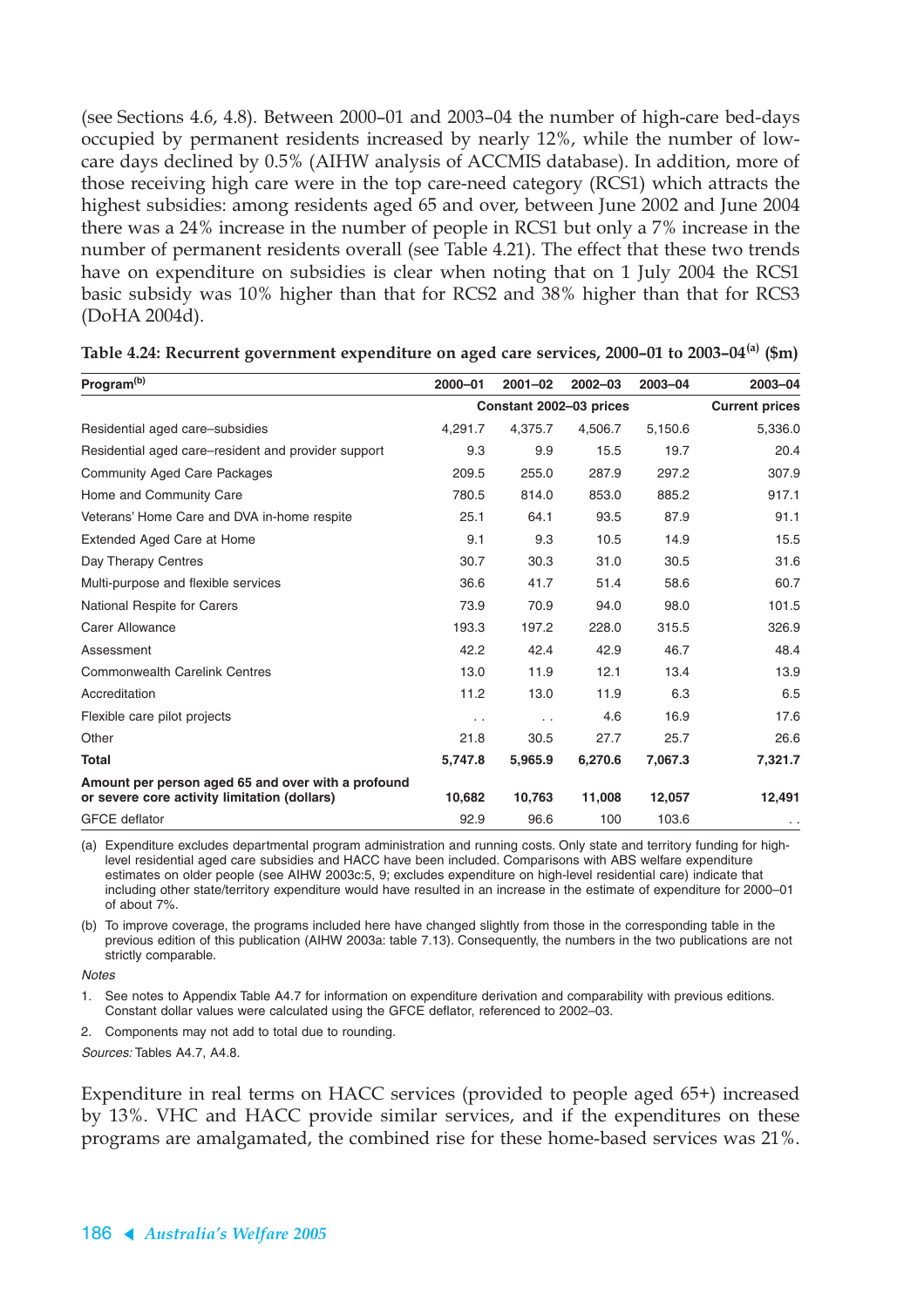(see Sections 4.6, 4.8). Between 2000–01 and 2003–04 the number of high-care bed-days occupied by permanent residents increased by nearly 12%, while the number of low-care days declined by 0.5% (AIHW analysis of ACCMIS database). In addition, more of those receiving high care were in the top care-need category (RCS1) which attracts the highest subsidies: among residents aged 65 and over, between June 2002 and June 2004 there was a 24% increase in the number of people in RCS1 but only a 7% increase in the number of permanent residents overall (see Table 4.21). The effect that these two trends have on expenditure on subsidies is clear when noting that on 1 July 2004 the RCS1 basic subsidy was 10% higher than that for RCS2 and 38% higher than that for RCS3 (DoHA 2004d).

**Table 4.24: Recurrent government expenditure on aged care services, 2000–01 to 2003–04[(a)] ($m)**

| Program[(b)] | 2000–01 | 2001–02 | 2002–03 | 2003–04 | 2003–04 |
|---|---|---|---|---|---|
| | Constant 2002–03 prices | | | | Current prices |
| Residential aged care–subsidies | 4,291.7 | 4,375.7 | 4,506.7 | 5,150.6 | 5,336.0 |
| Residential aged care–resident and provider support | 9.3 | 9.9 | 15.5 | 19.7 | 20.4 |
| Community Aged Care Packages | 209.5 | 255.0 | 287.9 | 297.2 | 307.9 |
| Home and Community Care | 780.5 | 814.0 | 853.0 | 885.2 | 917.1 |
| Veterans' Home Care and DVA in-home respite | 25.1 | 64.1 | 93.5 | 87.9 | 91.1 |
| Extended Aged Care at Home | 9.1 | 9.3 | 10.5 | 14.9 | 15.5 |
| Day Therapy Centres | 30.7 | 30.3 | 31.0 | 30.5 | 31.6 |
| Multi-purpose and flexible services | 36.6 | 41.7 | 51.4 | 58.6 | 60.7 |
| National Respite for Carers | 73.9 | 70.9 | 94.0 | 98.0 | 101.5 |
| Carer Allowance | 193.3 | 197.2 | 228.0 | 315.5 | 326.9 |
| Assessment | 42.2 | 42.4 | 42.9 | 46.7 | 48.4 |
| Commonwealth Carelink Centres | 13.0 | 11.9 | 12.1 | 13.4 | 13.9 |
| Accreditation | 11.2 | 13.0 | 11.9 | 6.3 | 6.5 |
| Flexible care pilot projects | . . | . . | 4.6 | 16.9 | 17.6 |
| Other | 21.8 | 30.5 | 27.7 | 25.7 | 26.6 |
| **Total** | **5,747.8** | **5,965.9** | **6,270.6** | **7,067.3** | **7,321.7** |
| **Amount per person aged 65 and over with a profound or severe core activity limitation (dollars)** | **10,682** | **10,763** | **11,008** | **12,057** | **12,491** |
| GFCE deflator | 92.9 | 96.6 | 100 | 103.6 | . . |

(a) Expenditure excludes departmental program administration and running costs. Only state and territory funding for high-level residential aged care subsidies and HACC have been included. Comparisons with ABS welfare expenditure estimates on older people (see AIHW 2003c:5, 9; excludes expenditure on high-level residential care) indicate that including other state/territory expenditure would have resulted in an increase in the estimate of expenditure for 2000–01 of about 7%.

(b) To improve coverage, the programs included here have changed slightly from those in the corresponding table in the previous edition of this publication (AIHW 2003a: table 7.13). Consequently, the numbers in the two publications are not strictly comparable.

*Notes*

1. See notes to Appendix Table A4.7 for information on expenditure derivation and comparability with previous editions. Constant dollar values were calculated using the GFCE deflator, referenced to 2002–03.
2. Components may not add to total due to rounding.

*Sources:* Tables A4.7, A4.8.

Expenditure in real terms on HACC services (provided to people aged 65+) increased by 13%. VHC and HACC provide similar services, and if the expenditures on these programs are amalgamated, the combined rise for these home-based services was 21%.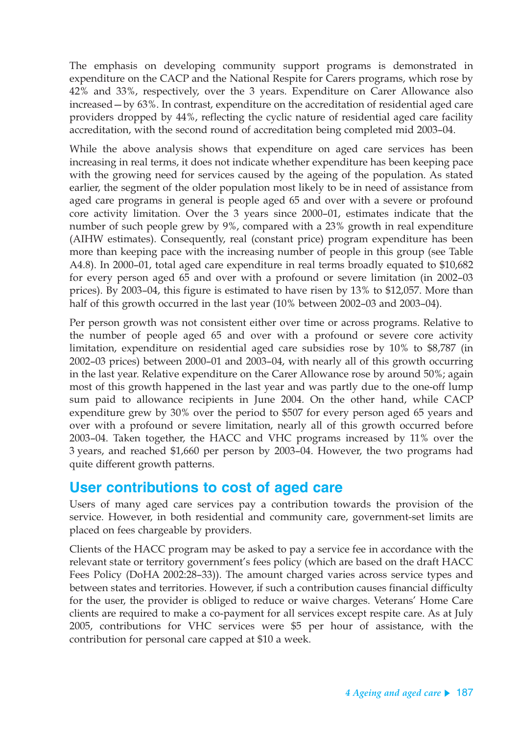The emphasis on developing community support programs is demonstrated in expenditure on the CACP and the National Respite for Carers programs, which rose by 42% and 33%, respectively, over the 3 years. Expenditure on Carer Allowance also increased—by 63%. In contrast, expenditure on the accreditation of residential aged care providers dropped by 44%, reflecting the cyclic nature of residential aged care facility accreditation, with the second round of accreditation being completed mid 2003–04.

While the above analysis shows that expenditure on aged care services has been increasing in real terms, it does not indicate whether expenditure has been keeping pace with the growing need for services caused by the ageing of the population. As stated earlier, the segment of the older population most likely to be in need of assistance from aged care programs in general is people aged 65 and over with a severe or profound core activity limitation. Over the 3 years since 2000–01, estimates indicate that the number of such people grew by 9%, compared with a 23% growth in real expenditure (AIHW estimates). Consequently, real (constant price) program expenditure has been more than keeping pace with the increasing number of people in this group (see Table A4.8). In 2000–01, total aged care expenditure in real terms broadly equated to $10,682 for every person aged 65 and over with a profound or severe limitation (in 2002–03 prices). By 2003–04, this figure is estimated to have risen by 13% to $12,057. More than half of this growth occurred in the last year (10% between 2002–03 and 2003–04).

Per person growth was not consistent either over time or across programs. Relative to the number of people aged 65 and over with a profound or severe core activity limitation, expenditure on residential aged care subsidies rose by 10% to $8,787 (in 2002–03 prices) between 2000–01 and 2003–04, with nearly all of this growth occurring in the last year. Relative expenditure on the Carer Allowance rose by around 50%; again most of this growth happened in the last year and was partly due to the one-off lump sum paid to allowance recipients in June 2004. On the other hand, while CACP expenditure grew by 30% over the period to $507 for every person aged 65 years and over with a profound or severe limitation, nearly all of this growth occurred before 2003–04. Taken together, the HACC and VHC programs increased by 11% over the 3 years, and reached $1,660 per person by 2003–04. However, the two programs had quite different growth patterns.

## User contributions to cost of aged care

Users of many aged care services pay a contribution towards the provision of the service. However, in both residential and community care, government-set limits are placed on fees chargeable by providers.

Clients of the HACC program may be asked to pay a service fee in accordance with the relevant state or territory government's fees policy (which are based on the draft HACC Fees Policy (DoHA 2002:28–33)). The amount charged varies across service types and between states and territories. However, if such a contribution causes financial difficulty for the user, the provider is obliged to reduce or waive charges. Veterans' Home Care clients are required to make a co-payment for all services except respite care. As at July 2005, contributions for VHC services were $5 per hour of assistance, with the contribution for personal care capped at $10 a week.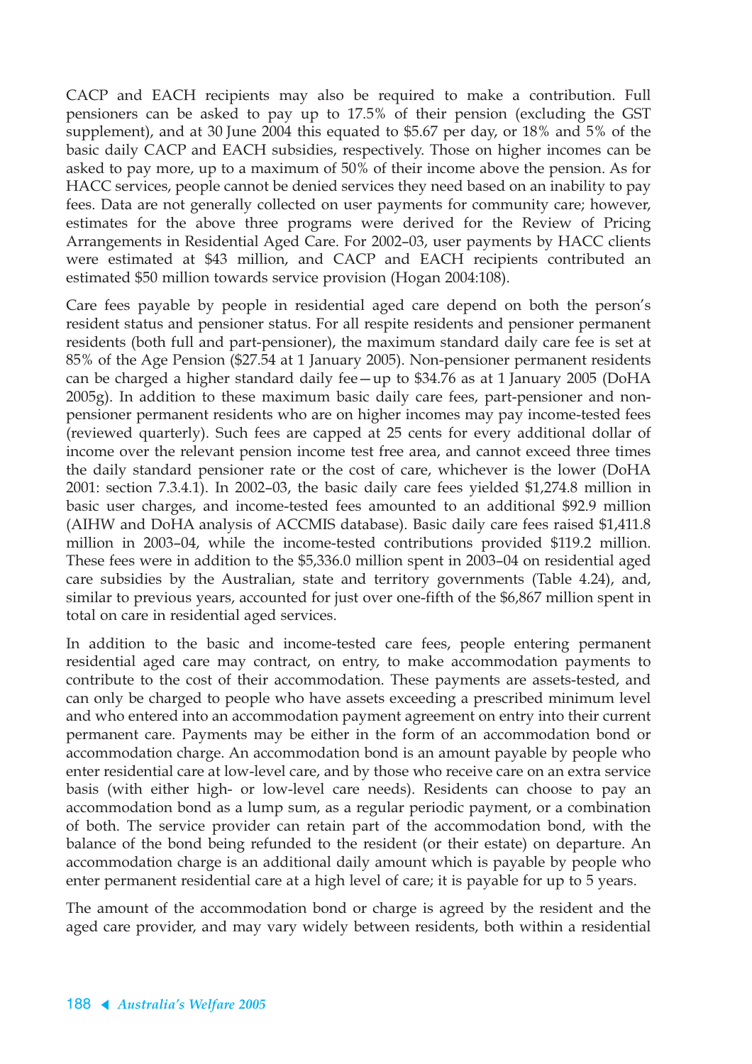CACP and EACH recipients may also be required to make a contribution. Full pensioners can be asked to pay up to 17.5% of their pension (excluding the GST supplement), and at 30 June 2004 this equated to $5.67 per day, or 18% and 5% of the basic daily CACP and EACH subsidies, respectively. Those on higher incomes can be asked to pay more, up to a maximum of 50% of their income above the pension. As for HACC services, people cannot be denied services they need based on an inability to pay fees. Data are not generally collected on user payments for community care; however, estimates for the above three programs were derived for the Review of Pricing Arrangements in Residential Aged Care. For 2002–03, user payments by HACC clients were estimated at $43 million, and CACP and EACH recipients contributed an estimated $50 million towards service provision (Hogan 2004:108).

Care fees payable by people in residential aged care depend on both the person's resident status and pensioner status. For all respite residents and pensioner permanent residents (both full and part-pensioner), the maximum standard daily care fee is set at 85% of the Age Pension ($27.54 at 1 January 2005). Non-pensioner permanent residents can be charged a higher standard daily fee—up to $34.76 as at 1 January 2005 (DoHA 2005g). In addition to these maximum basic daily care fees, part-pensioner and non-pensioner permanent residents who are on higher incomes may pay income-tested fees (reviewed quarterly). Such fees are capped at 25 cents for every additional dollar of income over the relevant pension income test free area, and cannot exceed three times the daily standard pensioner rate or the cost of care, whichever is the lower (DoHA 2001: section 7.3.4.1). In 2002–03, the basic daily care fees yielded $1,274.8 million in basic user charges, and income-tested fees amounted to an additional $92.9 million (AIHW and DoHA analysis of ACCMIS database). Basic daily care fees raised $1,411.8 million in 2003–04, while the income-tested contributions provided $119.2 million. These fees were in addition to the $5,336.0 million spent in 2003–04 on residential aged care subsidies by the Australian, state and territory governments (Table 4.24), and, similar to previous years, accounted for just over one-fifth of the $6,867 million spent in total on care in residential aged services.

In addition to the basic and income-tested care fees, people entering permanent residential aged care may contract, on entry, to make accommodation payments to contribute to the cost of their accommodation. These payments are assets-tested, and can only be charged to people who have assets exceeding a prescribed minimum level and who entered into an accommodation payment agreement on entry into their current permanent care. Payments may be either in the form of an accommodation bond or accommodation charge. An accommodation bond is an amount payable by people who enter residential care at low-level care, and by those who receive care on an extra service basis (with either high- or low-level care needs). Residents can choose to pay an accommodation bond as a lump sum, as a regular periodic payment, or a combination of both. The service provider can retain part of the accommodation bond, with the balance of the bond being refunded to the resident (or their estate) on departure. An accommodation charge is an additional daily amount which is payable by people who enter permanent residential care at a high level of care; it is payable for up to 5 years.

The amount of the accommodation bond or charge is agreed by the resident and the aged care provider, and may vary widely between residents, both within a residential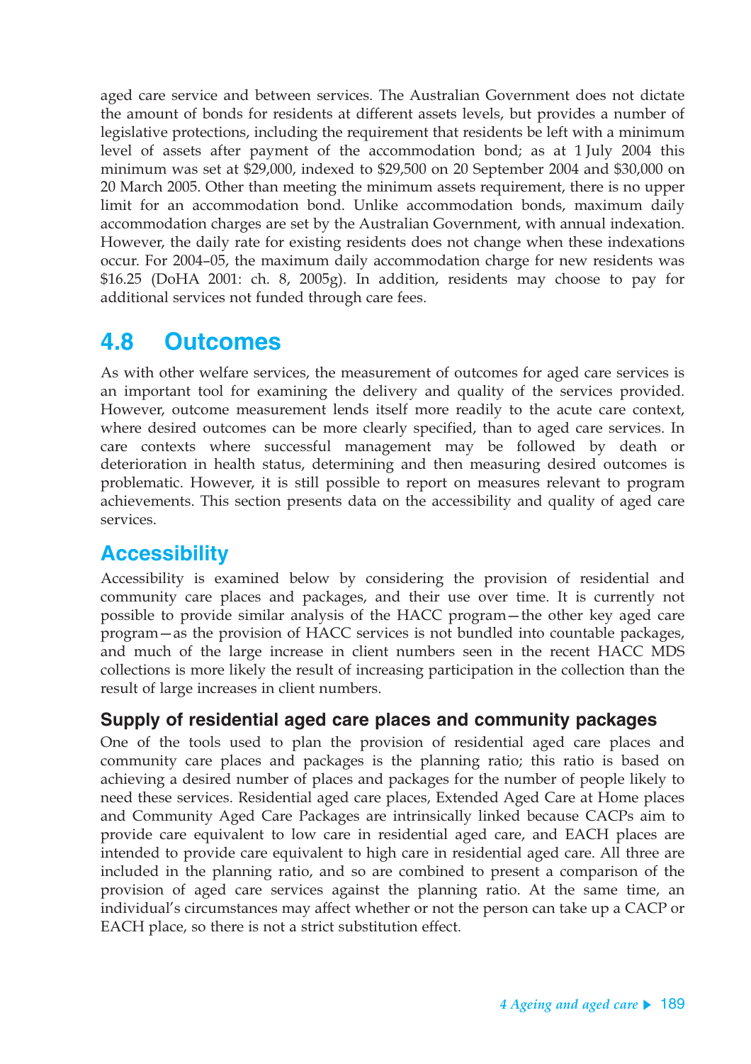aged care service and between services. The Australian Government does not dictate the amount of bonds for residents at different assets levels, but provides a number of legislative protections, including the requirement that residents be left with a minimum level of assets after payment of the accommodation bond; as at 1 July 2004 this minimum was set at $29,000, indexed to $29,500 on 20 September 2004 and $30,000 on 20 March 2005. Other than meeting the minimum assets requirement, there is no upper limit for an accommodation bond. Unlike accommodation bonds, maximum daily accommodation charges are set by the Australian Government, with annual indexation. However, the daily rate for existing residents does not change when these indexations occur. For 2004–05, the maximum daily accommodation charge for new residents was $16.25 (DoHA 2001: ch. 8, 2005g). In addition, residents may choose to pay for additional services not funded through care fees.

## 4.8 Outcomes

As with other welfare services, the measurement of outcomes for aged care services is an important tool for examining the delivery and quality of the services provided. However, outcome measurement lends itself more readily to the acute care context, where desired outcomes can be more clearly specified, than to aged care services. In care contexts where successful management may be followed by death or deterioration in health status, determining and then measuring desired outcomes is problematic. However, it is still possible to report on measures relevant to program achievements. This section presents data on the accessibility and quality of aged care services.

### Accessibility

Accessibility is examined below by considering the provision of residential and community care places and packages, and their use over time. It is currently not possible to provide similar analysis of the HACC program—the other key aged care program—as the provision of HACC services is not bundled into countable packages, and much of the large increase in client numbers seen in the recent HACC MDS collections is more likely the result of increasing participation in the collection than the result of large increases in client numbers.

#### Supply of residential aged care places and community packages

One of the tools used to plan the provision of residential aged care places and community care places and packages is the planning ratio; this ratio is based on achieving a desired number of places and packages for the number of people likely to need these services. Residential aged care places, Extended Aged Care at Home places and Community Aged Care Packages are intrinsically linked because CACPs aim to provide care equivalent to low care in residential aged care, and EACH places are intended to provide care equivalent to high care in residential aged care. All three are included in the planning ratio, and so are combined to present a comparison of the provision of aged care services against the planning ratio. At the same time, an individual's circumstances may affect whether or not the person can take up a CACP or EACH place, so there is not a strict substitution effect.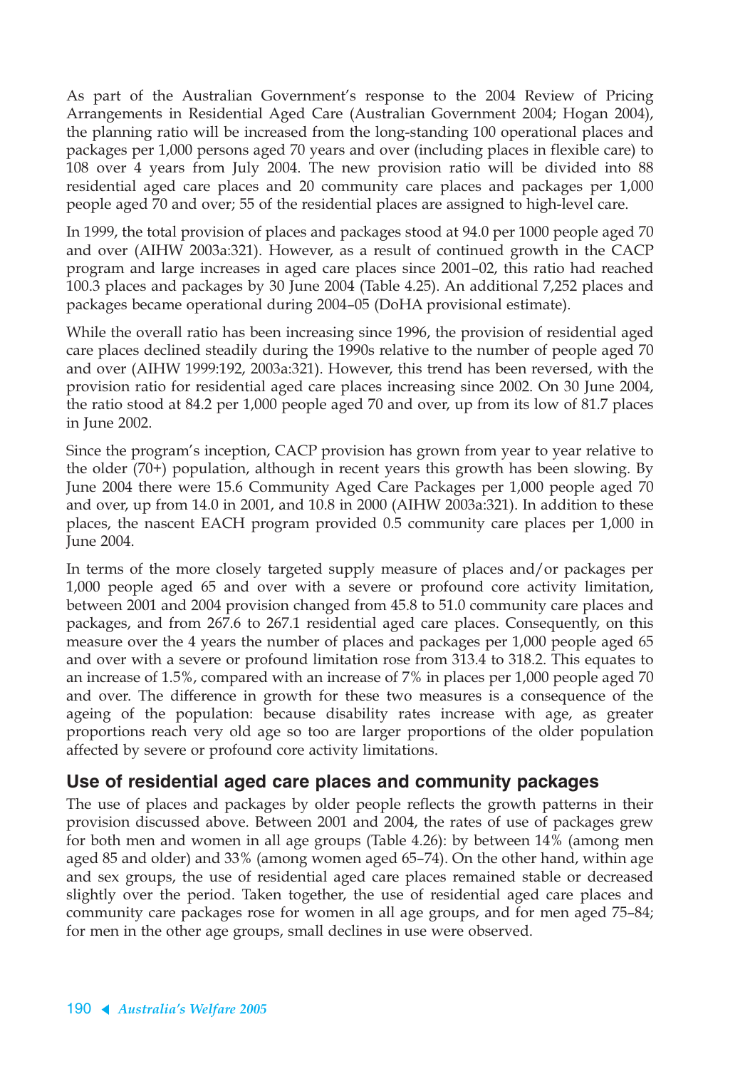As part of the Australian Government's response to the 2004 Review of Pricing Arrangements in Residential Aged Care (Australian Government 2004; Hogan 2004), the planning ratio will be increased from the long-standing 100 operational places and packages per 1,000 persons aged 70 years and over (including places in flexible care) to 108 over 4 years from July 2004. The new provision ratio will be divided into 88 residential aged care places and 20 community care places and packages per 1,000 people aged 70 and over; 55 of the residential places are assigned to high-level care.

In 1999, the total provision of places and packages stood at 94.0 per 1000 people aged 70 and over (AIHW 2003a:321). However, as a result of continued growth in the CACP program and large increases in aged care places since 2001–02, this ratio had reached 100.3 places and packages by 30 June 2004 (Table 4.25). An additional 7,252 places and packages became operational during 2004–05 (DoHA provisional estimate).

While the overall ratio has been increasing since 1996, the provision of residential aged care places declined steadily during the 1990s relative to the number of people aged 70 and over (AIHW 1999:192, 2003a:321). However, this trend has been reversed, with the provision ratio for residential aged care places increasing since 2002. On 30 June 2004, the ratio stood at 84.2 per 1,000 people aged 70 and over, up from its low of 81.7 places in June 2002.

Since the program's inception, CACP provision has grown from year to year relative to the older (70+) population, although in recent years this growth has been slowing. By June 2004 there were 15.6 Community Aged Care Packages per 1,000 people aged 70 and over, up from 14.0 in 2001, and 10.8 in 2000 (AIHW 2003a:321). In addition to these places, the nascent EACH program provided 0.5 community care places per 1,000 in June 2004.

In terms of the more closely targeted supply measure of places and/or packages per 1,000 people aged 65 and over with a severe or profound core activity limitation, between 2001 and 2004 provision changed from 45.8 to 51.0 community care places and packages, and from 267.6 to 267.1 residential aged care places. Consequently, on this measure over the 4 years the number of places and packages per 1,000 people aged 65 and over with a severe or profound limitation rose from 313.4 to 318.2. This equates to an increase of 1.5%, compared with an increase of 7% in places per 1,000 people aged 70 and over. The difference in growth for these two measures is a consequence of the ageing of the population: because disability rates increase with age, as greater proportions reach very old age so too are larger proportions of the older population affected by severe or profound core activity limitations.

## Use of residential aged care places and community packages

The use of places and packages by older people reflects the growth patterns in their provision discussed above. Between 2001 and 2004, the rates of use of packages grew for both men and women in all age groups (Table 4.26): by between 14% (among men aged 85 and older) and 33% (among women aged 65–74). On the other hand, within age and sex groups, the use of residential aged care places remained stable or decreased slightly over the period. Taken together, the use of residential aged care places and community care packages rose for women in all age groups, and for men aged 75–84; for men in the other age groups, small declines in use were observed.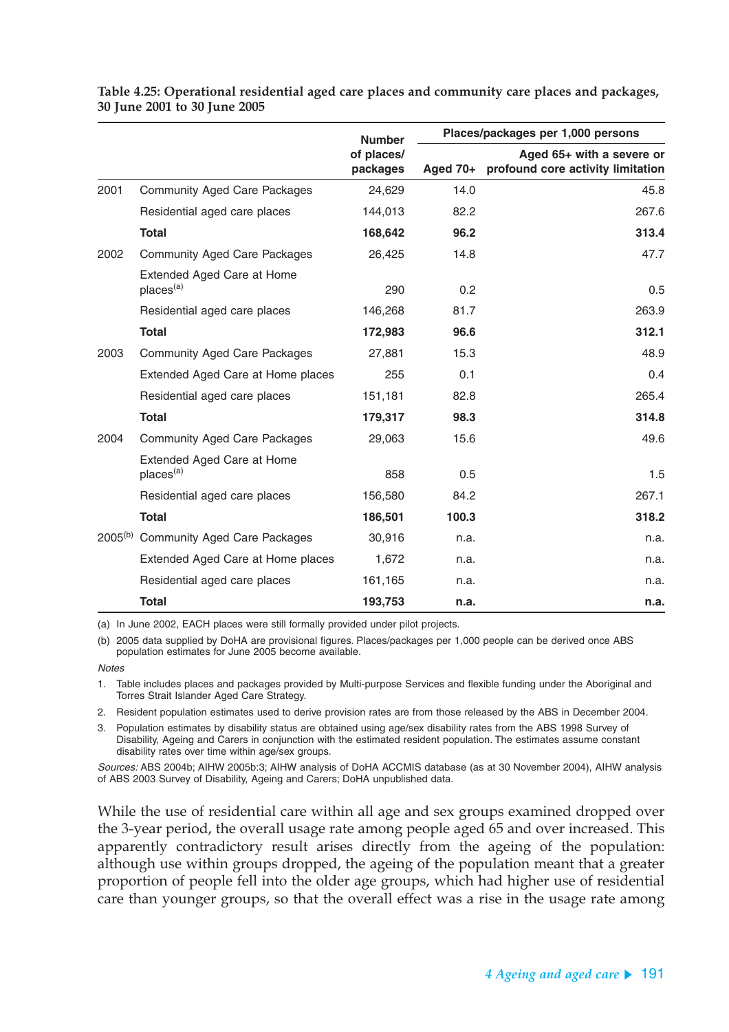**Table 4.25: Operational residential aged care places and community care places and packages, 30 June 2001 to 30 June 2005**

| | | Number of places/ packages | Places/packages per 1,000 persons | |
|---|---|---|---|---|
| | | | Aged 70+ | Aged 65+ with a severe or profound core activity limitation |
| 2001 | Community Aged Care Packages | 24,629 | 14.0 | 45.8 |
| | Residential aged care places | 144,013 | 82.2 | 267.6 |
| | **Total** | **168,642** | **96.2** | **313.4** |
| 2002 | Community Aged Care Packages | 26,425 | 14.8 | 47.7 |
| | Extended Aged Care at Home places[(a)] | 290 | 0.2 | 0.5 |
| | Residential aged care places | 146,268 | 81.7 | 263.9 |
| | **Total** | **172,983** | **96.6** | **312.1** |
| 2003 | Community Aged Care Packages | 27,881 | 15.3 | 48.9 |
| | Extended Aged Care at Home places | 255 | 0.1 | 0.4 |
| | Residential aged care places | 151,181 | 82.8 | 265.4 |
| | **Total** | **179,317** | **98.3** | **314.8** |
| 2004 | Community Aged Care Packages | 29,063 | 15.6 | 49.6 |
| | Extended Aged Care at Home places[(a)] | 858 | 0.5 | 1.5 |
| | Residential aged care places | 156,580 | 84.2 | 267.1 |
| | **Total** | **186,501** | **100.3** | **318.2** |
| 2005[(b)] | Community Aged Care Packages | 30,916 | n.a. | n.a. |
| | Extended Aged Care at Home places | 1,672 | n.a. | n.a. |
| | Residential aged care places | 161,165 | n.a. | n.a. |
| | **Total** | **193,753** | **n.a.** | **n.a.** |

(a) In June 2002, EACH places were still formally provided under pilot projects.

(b) 2005 data supplied by DoHA are provisional figures. Places/packages per 1,000 people can be derived once ABS population estimates for June 2005 become available.

*Notes*

1. Table includes places and packages provided by Multi-purpose Services and flexible funding under the Aboriginal and Torres Strait Islander Aged Care Strategy.
2. Resident population estimates used to derive provision rates are from those released by the ABS in December 2004.
3. Population estimates by disability status are obtained using age/sex disability rates from the ABS 1998 Survey of Disability, Ageing and Carers in conjunction with the estimated resident population. The estimates assume constant disability rates over time within age/sex groups.

*Sources:* ABS 2004b; AIHW 2005b:3; AIHW analysis of DoHA ACCMIS database (as at 30 November 2004), AIHW analysis of ABS 2003 Survey of Disability, Ageing and Carers; DoHA unpublished data.

While the use of residential care within all age and sex groups examined dropped over the 3-year period, the overall usage rate among people aged 65 and over increased. This apparently contradictory result arises directly from the ageing of the population: although use within groups dropped, the ageing of the population meant that a greater proportion of people fell into the older age groups, which had higher use of residential care than younger groups, so that the overall effect was a rise in the usage rate among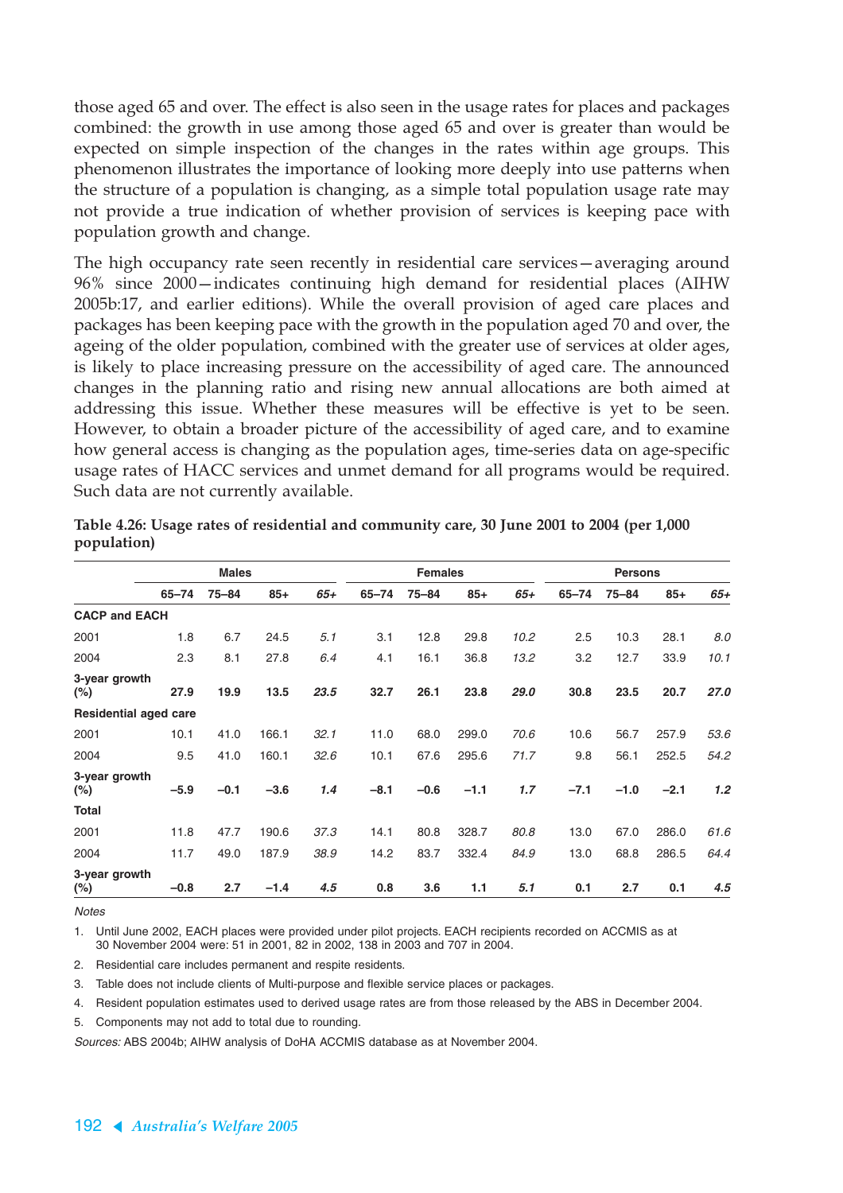those aged 65 and over. The effect is also seen in the usage rates for places and packages combined: the growth in use among those aged 65 and over is greater than would be expected on simple inspection of the changes in the rates within age groups. This phenomenon illustrates the importance of looking more deeply into use patterns when the structure of a population is changing, as a simple total population usage rate may not provide a true indication of whether provision of services is keeping pace with population growth and change.

The high occupancy rate seen recently in residential care services—averaging around 96% since 2000—indicates continuing high demand for residential places (AIHW 2005b:17, and earlier editions). While the overall provision of aged care places and packages has been keeping pace with the growth in the population aged 70 and over, the ageing of the older population, combined with the greater use of services at older ages, is likely to place increasing pressure on the accessibility of aged care. The announced changes in the planning ratio and rising new annual allocations are both aimed at addressing this issue. Whether these measures will be effective is yet to be seen. However, to obtain a broader picture of the accessibility of aged care, and to examine how general access is changing as the population ages, time-series data on age-specific usage rates of HACC services and unmet demand for all programs would be required. Such data are not currently available.

**Table 4.26: Usage rates of residential and community care, 30 June 2001 to 2004 (per 1,000 population)**

| | Males | | | | Females | | | | Persons | | | |
|---|---|---|---|---|---|---|---|---|---|---|---|---|
| | 65–74 | 75–84 | 85+ | *65+* | 65–74 | 75–84 | 85+ | *65+* | 65–74 | 75–84 | 85+ | *65+* |
| **CACP and EACH** | | | | | | | | | | | | |
| 2001 | 1.8 | 6.7 | 24.5 | *5.1* | 3.1 | 12.8 | 29.8 | *10.2* | 2.5 | 10.3 | 28.1 | *8.0* |
| 2004 | 2.3 | 8.1 | 27.8 | *6.4* | 4.1 | 16.1 | 36.8 | *13.2* | 3.2 | 12.7 | 33.9 | *10.1* |
| **3-year growth (%)** | **27.9** | **19.9** | **13.5** | ***23.5*** | **32.7** | **26.1** | **23.8** | ***29.0*** | **30.8** | **23.5** | **20.7** | ***27.0*** |
| **Residential aged care** | | | | | | | | | | | | |
| 2001 | 10.1 | 41.0 | 166.1 | *32.1* | 11.0 | 68.0 | 299.0 | *70.6* | 10.6 | 56.7 | 257.9 | *53.6* |
| 2004 | 9.5 | 41.0 | 160.1 | *32.6* | 10.1 | 67.6 | 295.6 | *71.7* | 9.8 | 56.1 | 252.5 | *54.2* |
| **3-year growth (%)** | **–5.9** | **–0.1** | **–3.6** | ***1.4*** | **–8.1** | **–0.6** | **–1.1** | ***1.7*** | **–7.1** | **–1.0** | **–2.1** | ***1.2*** |
| **Total** | | | | | | | | | | | | |
| 2001 | 11.8 | 47.7 | 190.6 | *37.3* | 14.1 | 80.8 | 328.7 | *80.8* | 13.0 | 67.0 | 286.0 | *61.6* |
| 2004 | 11.7 | 49.0 | 187.9 | *38.9* | 14.2 | 83.7 | 332.4 | *84.9* | 13.0 | 68.8 | 286.5 | *64.4* |
| **3-year growth (%)** | **–0.8** | **2.7** | **–1.4** | ***4.5*** | **0.8** | **3.6** | **1.1** | ***5.1*** | **0.1** | **2.7** | **0.1** | ***4.5*** |

*Notes*

1. Until June 2002, EACH places were provided under pilot projects. EACH recipients recorded on ACCMIS as at 30 November 2004 were: 51 in 2001, 82 in 2002, 138 in 2003 and 707 in 2004.
2. Residential care includes permanent and respite residents.
3. Table does not include clients of Multi-purpose and flexible service places or packages.
4. Resident population estimates used to derived usage rates are from those released by the ABS in December 2004.
5. Components may not add to total due to rounding.

*Sources:* ABS 2004b; AIHW analysis of DoHA ACCMIS database as at November 2004.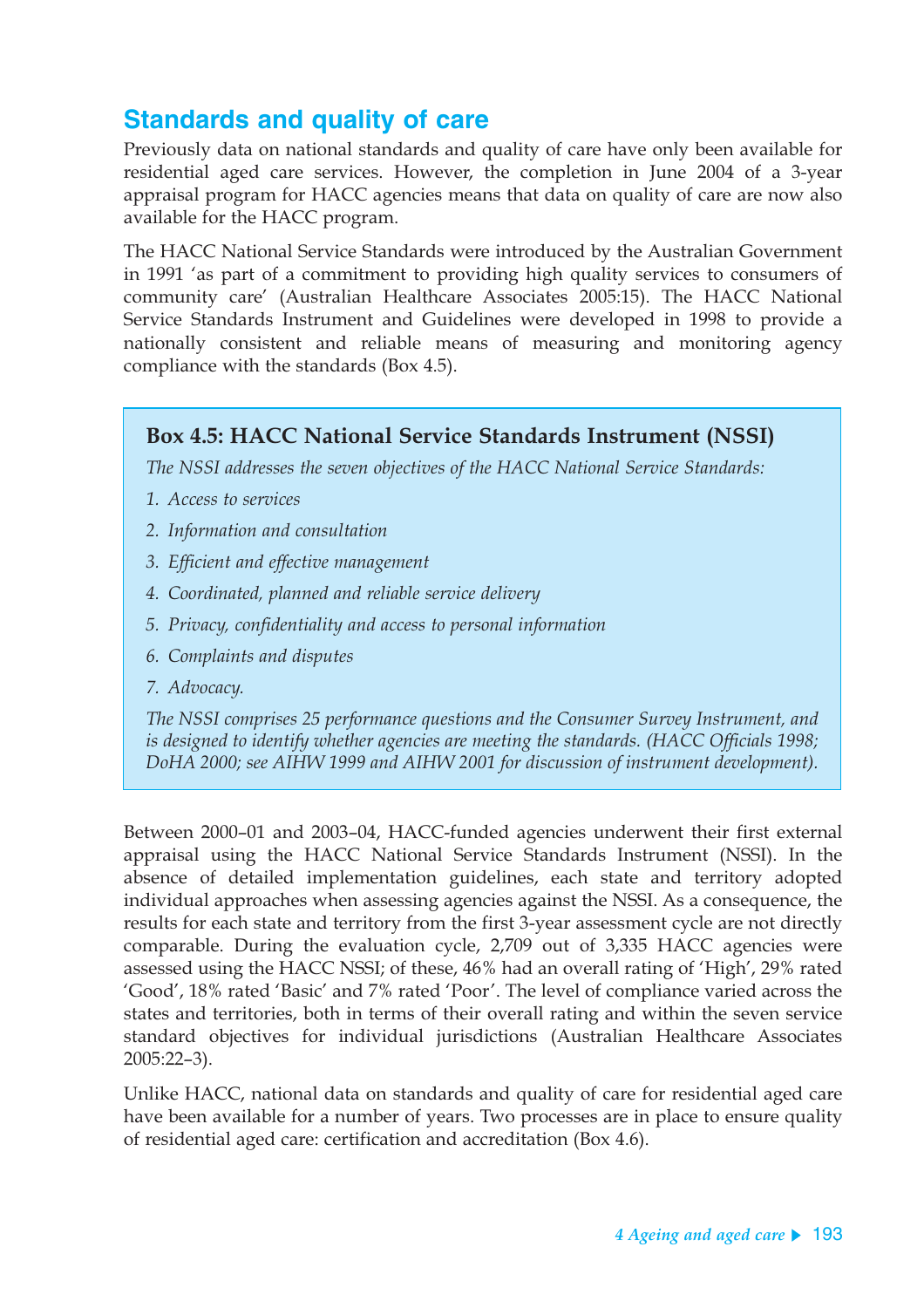## Standards and quality of care

Previously data on national standards and quality of care have only been available for residential aged care services. However, the completion in June 2004 of a 3-year appraisal program for HACC agencies means that data on quality of care are now also available for the HACC program.

The HACC National Service Standards were introduced by the Australian Government in 1991 'as part of a commitment to providing high quality services to consumers of community care' (Australian Healthcare Associates 2005:15). The HACC National Service Standards Instrument and Guidelines were developed in 1998 to provide a nationally consistent and reliable means of measuring and monitoring agency compliance with the standards (Box 4.5).

> **Box 4.5: HACC National Service Standards Instrument (NSSI)**
>
> *The NSSI addresses the seven objectives of the HACC National Service Standards:*
>
> 1. *Access to services*
> 2. *Information and consultation*
> 3. *Efficient and effective management*
> 4. *Coordinated, planned and reliable service delivery*
> 5. *Privacy, confidentiality and access to personal information*
> 6. *Complaints and disputes*
> 7. *Advocacy.*
>
> *The NSSI comprises 25 performance questions and the Consumer Survey Instrument, and is designed to identify whether agencies are meeting the standards. (HACC Officials 1998; DoHA 2000; see AIHW 1999 and AIHW 2001 for discussion of instrument development).*

Between 2000–01 and 2003–04, HACC-funded agencies underwent their first external appraisal using the HACC National Service Standards Instrument (NSSI). In the absence of detailed implementation guidelines, each state and territory adopted individual approaches when assessing agencies against the NSSI. As a consequence, the results for each state and territory from the first 3-year assessment cycle are not directly comparable. During the evaluation cycle, 2,709 out of 3,335 HACC agencies were assessed using the HACC NSSI; of these, 46% had an overall rating of 'High', 29% rated 'Good', 18% rated 'Basic' and 7% rated 'Poor'. The level of compliance varied across the states and territories, both in terms of their overall rating and within the seven service standard objectives for individual jurisdictions (Australian Healthcare Associates 2005:22–3).

Unlike HACC, national data on standards and quality of care for residential aged care have been available for a number of years. Two processes are in place to ensure quality of residential aged care: certification and accreditation (Box 4.6).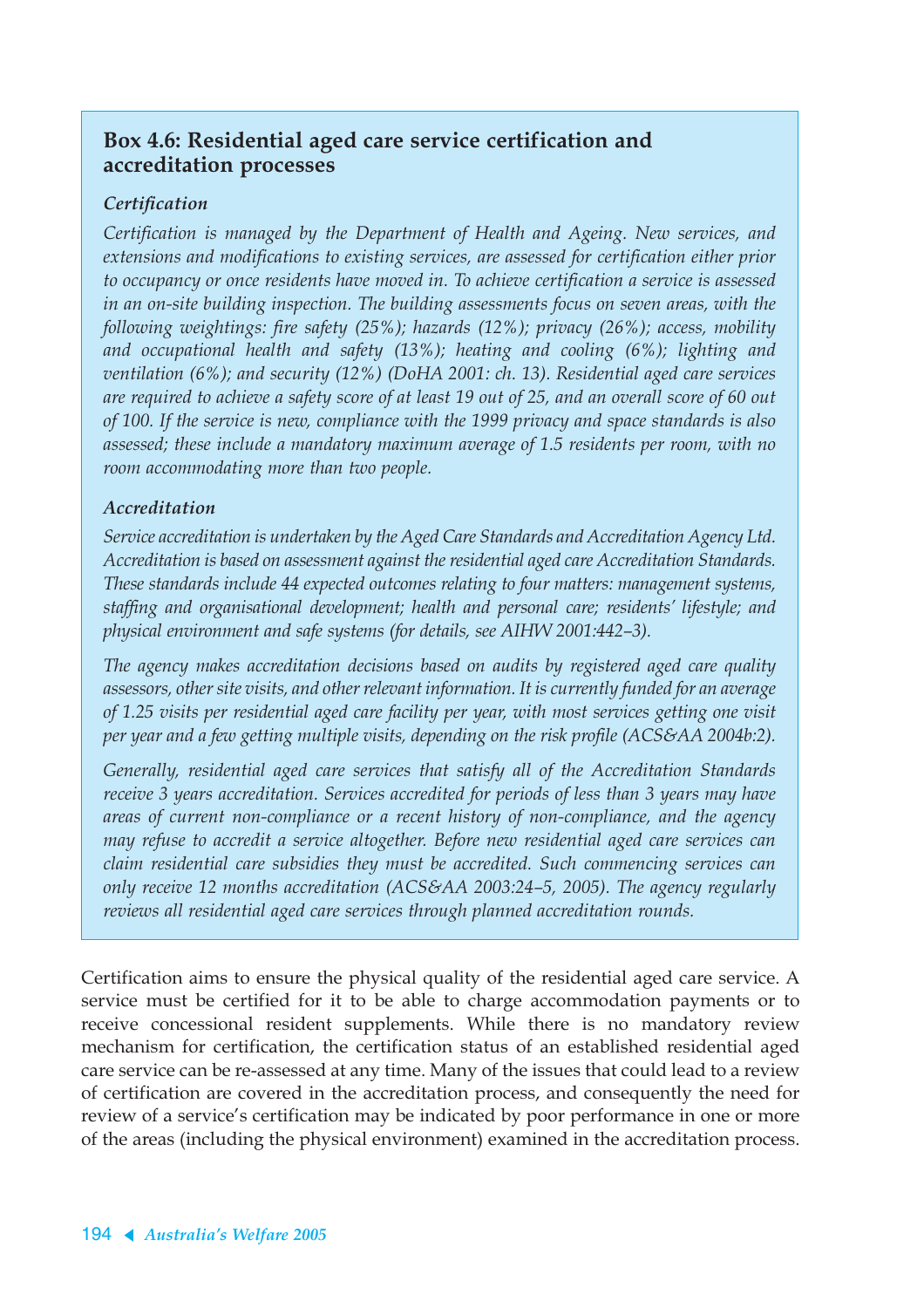### Box 4.6: Residential aged care service certification and accreditation processes

***Certification***

*Certification is managed by the Department of Health and Ageing. New services, and extensions and modifications to existing services, are assessed for certification either prior to occupancy or once residents have moved in. To achieve certification a service is assessed in an on-site building inspection. The building assessments focus on seven areas, with the following weightings: fire safety (25%); hazards (12%); privacy (26%); access, mobility and occupational health and safety (13%); heating and cooling (6%); lighting and ventilation (6%); and security (12%) (DoHA 2001: ch. 13). Residential aged care services are required to achieve a safety score of at least 19 out of 25, and an overall score of 60 out of 100. If the service is new, compliance with the 1999 privacy and space standards is also assessed; these include a mandatory maximum average of 1.5 residents per room, with no room accommodating more than two people.*

***Accreditation***

*Service accreditation is undertaken by the Aged Care Standards and Accreditation Agency Ltd. Accreditation is based on assessment against the residential aged care Accreditation Standards. These standards include 44 expected outcomes relating to four matters: management systems, staffing and organisational development; health and personal care; residents' lifestyle; and physical environment and safe systems (for details, see AIHW 2001:442–3).*

*The agency makes accreditation decisions based on audits by registered aged care quality assessors, other site visits, and other relevant information. It is currently funded for an average of 1.25 visits per residential aged care facility per year, with most services getting one visit per year and a few getting multiple visits, depending on the risk profile (ACS&AA 2004b:2).*

*Generally, residential aged care services that satisfy all of the Accreditation Standards receive 3 years accreditation. Services accredited for periods of less than 3 years may have areas of current non-compliance or a recent history of non-compliance, and the agency may refuse to accredit a service altogether. Before new residential aged care services can claim residential care subsidies they must be accredited. Such commencing services can only receive 12 months accreditation (ACS&AA 2003:24–5, 2005). The agency regularly reviews all residential aged care services through planned accreditation rounds.*

Certification aims to ensure the physical quality of the residential aged care service. A service must be certified for it to be able to charge accommodation payments or to receive concessional resident supplements. While there is no mandatory review mechanism for certification, the certification status of an established residential aged care service can be re-assessed at any time. Many of the issues that could lead to a review of certification are covered in the accreditation process, and consequently the need for review of a service's certification may be indicated by poor performance in one or more of the areas (including the physical environment) examined in the accreditation process.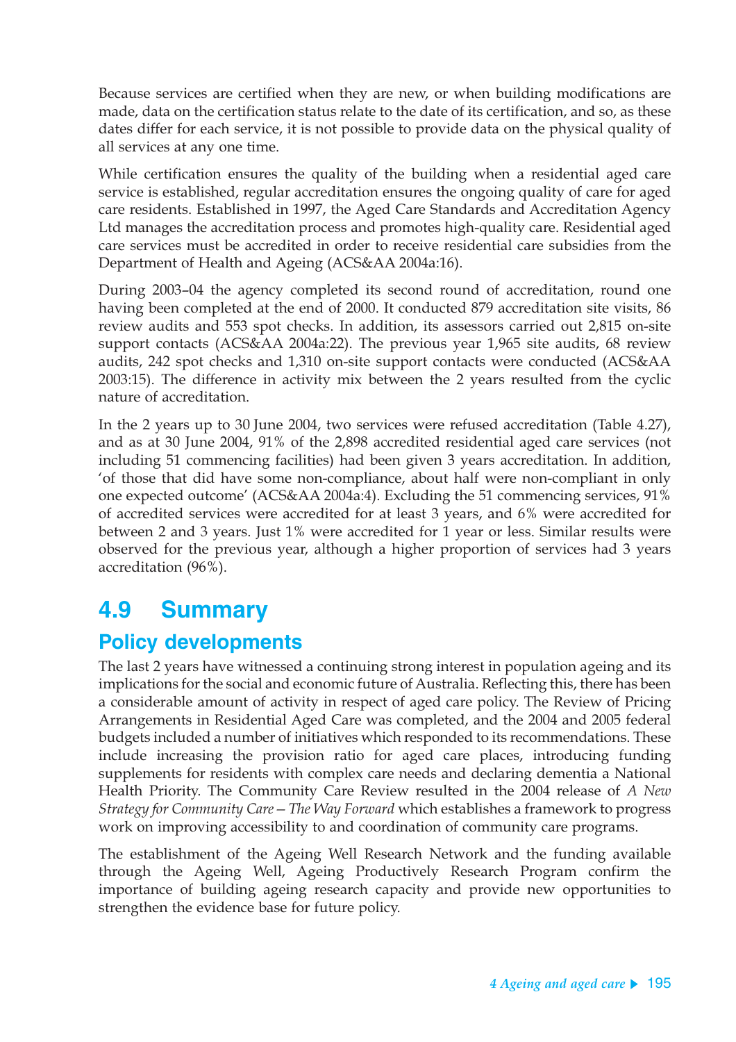Because services are certified when they are new, or when building modifications are made, data on the certification status relate to the date of its certification, and so, as these dates differ for each service, it is not possible to provide data on the physical quality of all services at any one time.

While certification ensures the quality of the building when a residential aged care service is established, regular accreditation ensures the ongoing quality of care for aged care residents. Established in 1997, the Aged Care Standards and Accreditation Agency Ltd manages the accreditation process and promotes high-quality care. Residential aged care services must be accredited in order to receive residential care subsidies from the Department of Health and Ageing (ACS&AA 2004a:16).

During 2003–04 the agency completed its second round of accreditation, round one having been completed at the end of 2000. It conducted 879 accreditation site visits, 86 review audits and 553 spot checks. In addition, its assessors carried out 2,815 on-site support contacts (ACS&AA 2004a:22). The previous year 1,965 site audits, 68 review audits, 242 spot checks and 1,310 on-site support contacts were conducted (ACS&AA 2003:15). The difference in activity mix between the 2 years resulted from the cyclic nature of accreditation.

In the 2 years up to 30 June 2004, two services were refused accreditation (Table 4.27), and as at 30 June 2004, 91% of the 2,898 accredited residential aged care services (not including 51 commencing facilities) had been given 3 years accreditation. In addition, 'of those that did have some non-compliance, about half were non-compliant in only one expected outcome' (ACS&AA 2004a:4). Excluding the 51 commencing services, 91% of accredited services were accredited for at least 3 years, and 6% were accredited for between 2 and 3 years. Just 1% were accredited for 1 year or less. Similar results were observed for the previous year, although a higher proportion of services had 3 years accreditation (96%).

## 4.9 Summary

### Policy developments

The last 2 years have witnessed a continuing strong interest in population ageing and its implications for the social and economic future of Australia. Reflecting this, there has been a considerable amount of activity in respect of aged care policy. The Review of Pricing Arrangements in Residential Aged Care was completed, and the 2004 and 2005 federal budgets included a number of initiatives which responded to its recommendations. These include increasing the provision ratio for aged care places, introducing funding supplements for residents with complex care needs and declaring dementia a National Health Priority. The Community Care Review resulted in the 2004 release of *A New Strategy for Community Care – The Way Forward* which establishes a framework to progress work on improving accessibility to and coordination of community care programs.

The establishment of the Ageing Well Research Network and the funding available through the Ageing Well, Ageing Productively Research Program confirm the importance of building ageing research capacity and provide new opportunities to strengthen the evidence base for future policy.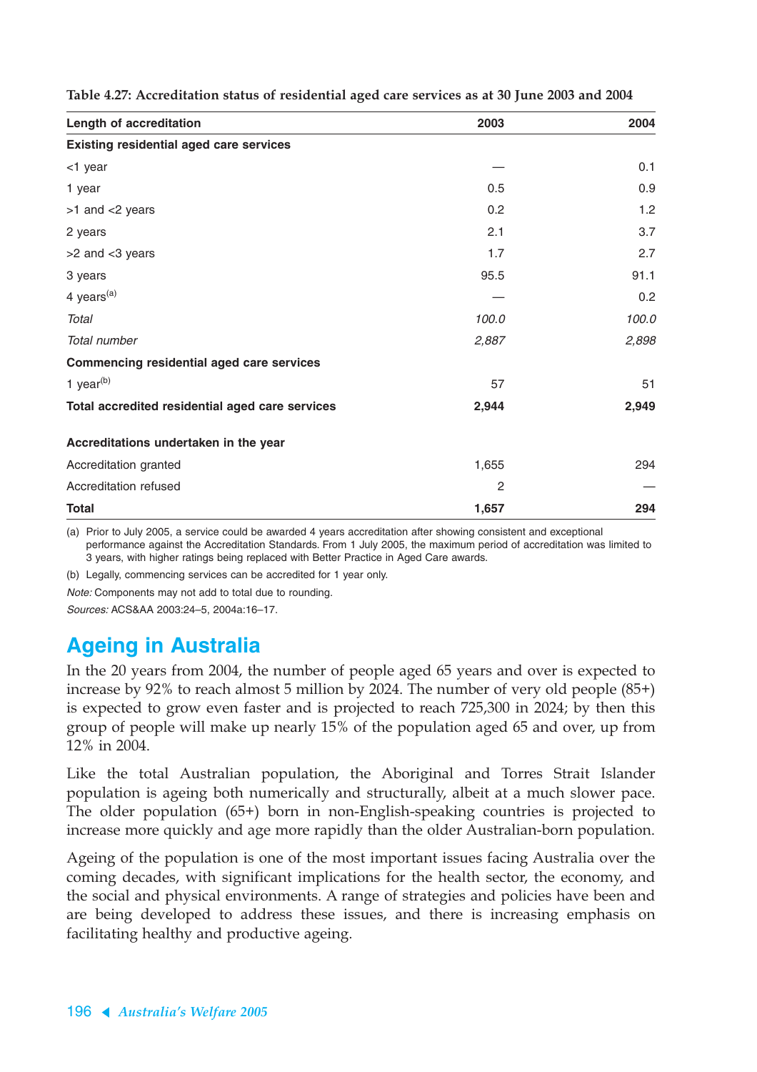**Table 4.27: Accreditation status of residential aged care services as at 30 June 2003 and 2004**

| Length of accreditation | 2003 | 2004 |
|---|---|---|
| **Existing residential aged care services** | | |
| <1 year | — | 0.1 |
| 1 year | 0.5 | 0.9 |
| >1 and <2 years | 0.2 | 1.2 |
| 2 years | 2.1 | 3.7 |
| >2 and <3 years | 1.7 | 2.7 |
| 3 years | 95.5 | 91.1 |
| 4 years[(a)] | — | 0.2 |
| *Total* | *100.0* | *100.0* |
| *Total number* | *2,887* | *2,898* |
| **Commencing residential aged care services** | | |
| 1 year[(b)] | 57 | 51 |
| **Total accredited residential aged care services** | **2,944** | **2,949** |
| **Accreditations undertaken in the year** | | |
| Accreditation granted | 1,655 | 294 |
| Accreditation refused | 2 | — |
| **Total** | **1,657** | **294** |

(a) Prior to July 2005, a service could be awarded 4 years accreditation after showing consistent and exceptional performance against the Accreditation Standards. From 1 July 2005, the maximum period of accreditation was limited to 3 years, with higher ratings being replaced with Better Practice in Aged Care awards.

(b) Legally, commencing services can be accredited for 1 year only.

*Note:* Components may not add to total due to rounding.

*Sources:* ACS&AA 2003:24–5, 2004a:16–17.

## Ageing in Australia

In the 20 years from 2004, the number of people aged 65 years and over is expected to increase by 92% to reach almost 5 million by 2024. The number of very old people (85+) is expected to grow even faster and is projected to reach 725,300 in 2024; by then this group of people will make up nearly 15% of the population aged 65 and over, up from 12% in 2004.

Like the total Australian population, the Aboriginal and Torres Strait Islander population is ageing both numerically and structurally, albeit at a much slower pace. The older population (65+) born in non-English-speaking countries is projected to increase more quickly and age more rapidly than the older Australian-born population.

Ageing of the population is one of the most important issues facing Australia over the coming decades, with significant implications for the health sector, the economy, and the social and physical environments. A range of strategies and policies have been and are being developed to address these issues, and there is increasing emphasis on facilitating healthy and productive ageing.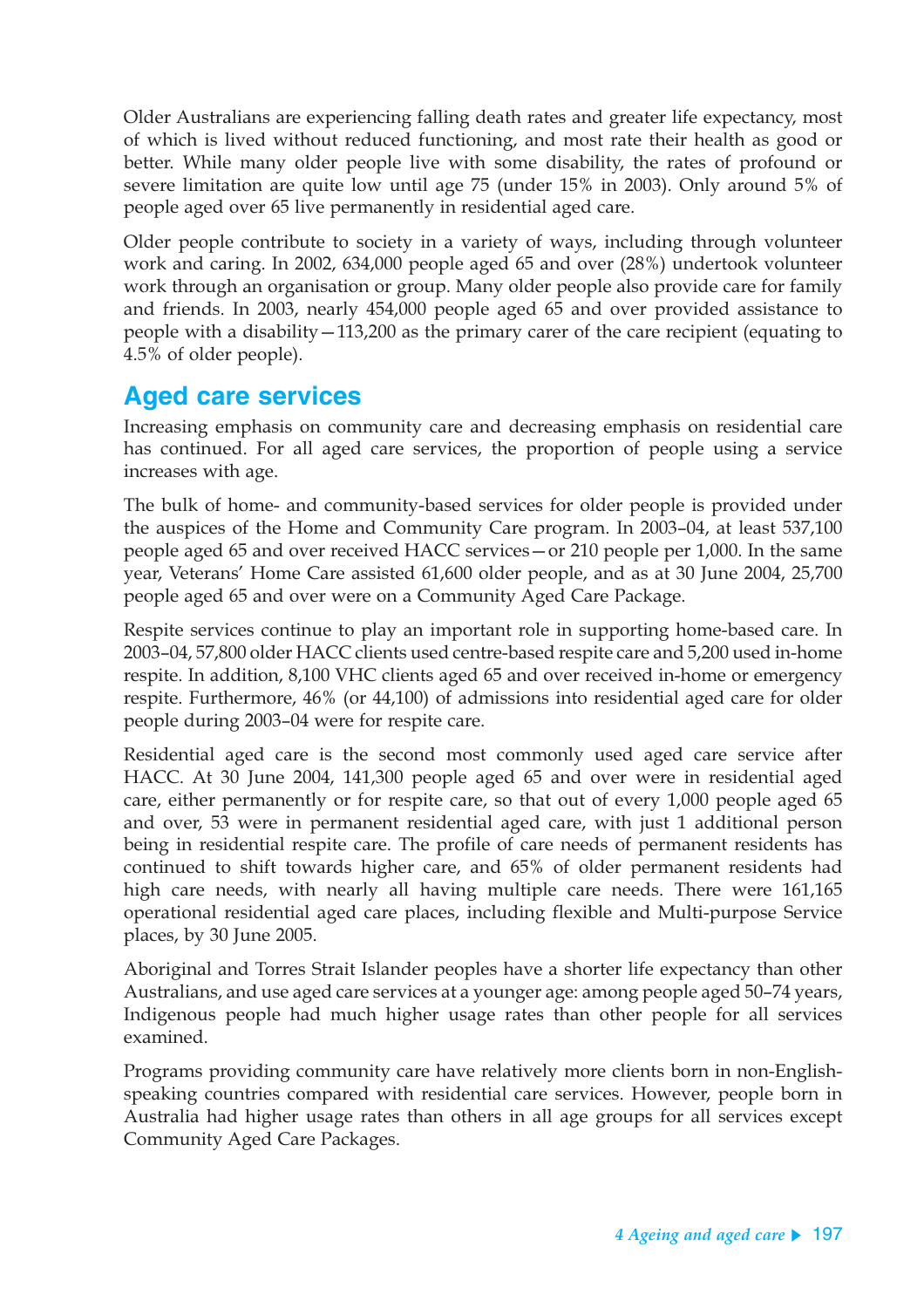Older Australians are experiencing falling death rates and greater life expectancy, most of which is lived without reduced functioning, and most rate their health as good or better. While many older people live with some disability, the rates of profound or severe limitation are quite low until age 75 (under 15% in 2003). Only around 5% of people aged over 65 live permanently in residential aged care.

Older people contribute to society in a variety of ways, including through volunteer work and caring. In 2002, 634,000 people aged 65 and over (28%) undertook volunteer work through an organisation or group. Many older people also provide care for family and friends. In 2003, nearly 454,000 people aged 65 and over provided assistance to people with a disability—113,200 as the primary carer of the care recipient (equating to 4.5% of older people).

## Aged care services

Increasing emphasis on community care and decreasing emphasis on residential care has continued. For all aged care services, the proportion of people using a service increases with age.

The bulk of home- and community-based services for older people is provided under the auspices of the Home and Community Care program. In 2003–04, at least 537,100 people aged 65 and over received HACC services—or 210 people per 1,000. In the same year, Veterans' Home Care assisted 61,600 older people, and as at 30 June 2004, 25,700 people aged 65 and over were on a Community Aged Care Package.

Respite services continue to play an important role in supporting home-based care. In 2003–04, 57,800 older HACC clients used centre-based respite care and 5,200 used in-home respite. In addition, 8,100 VHC clients aged 65 and over received in-home or emergency respite. Furthermore, 46% (or 44,100) of admissions into residential aged care for older people during 2003–04 were for respite care.

Residential aged care is the second most commonly used aged care service after HACC. At 30 June 2004, 141,300 people aged 65 and over were in residential aged care, either permanently or for respite care, so that out of every 1,000 people aged 65 and over, 53 were in permanent residential aged care, with just 1 additional person being in residential respite care. The profile of care needs of permanent residents has continued to shift towards higher care, and 65% of older permanent residents had high care needs, with nearly all having multiple care needs. There were 161,165 operational residential aged care places, including flexible and Multi-purpose Service places, by 30 June 2005.

Aboriginal and Torres Strait Islander peoples have a shorter life expectancy than other Australians, and use aged care services at a younger age: among people aged 50–74 years, Indigenous people had much higher usage rates than other people for all services examined.

Programs providing community care have relatively more clients born in non-English-speaking countries compared with residential care services. However, people born in Australia had higher usage rates than others in all age groups for all services except Community Aged Care Packages.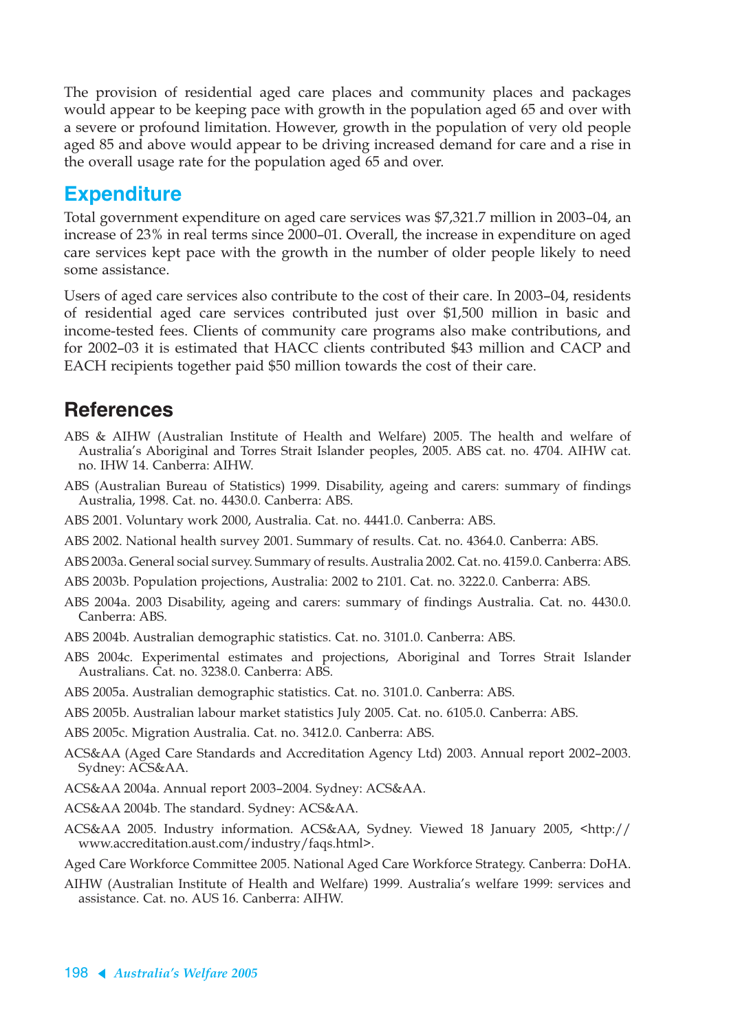The provision of residential aged care places and community places and packages would appear to be keeping pace with growth in the population aged 65 and over with a severe or profound limitation. However, growth in the population of very old people aged 85 and above would appear to be driving increased demand for care and a rise in the overall usage rate for the population aged 65 and over.

## Expenditure

Total government expenditure on aged care services was $7,321.7 million in 2003–04, an increase of 23% in real terms since 2000–01. Overall, the increase in expenditure on aged care services kept pace with the growth in the number of older people likely to need some assistance.

Users of aged care services also contribute to the cost of their care. In 2003–04, residents of residential aged care services contributed just over $1,500 million in basic and income-tested fees. Clients of community care programs also make contributions, and for 2002–03 it is estimated that HACC clients contributed $43 million and CACP and EACH recipients together paid $50 million towards the cost of their care.

## References

ABS & AIHW (Australian Institute of Health and Welfare) 2005. The health and welfare of Australia's Aboriginal and Torres Strait Islander peoples, 2005. ABS cat. no. 4704. AIHW cat. no. IHW 14. Canberra: AIHW.

ABS (Australian Bureau of Statistics) 1999. Disability, ageing and carers: summary of findings Australia, 1998. Cat. no. 4430.0. Canberra: ABS.

ABS 2001. Voluntary work 2000, Australia. Cat. no. 4441.0. Canberra: ABS.

ABS 2002. National health survey 2001. Summary of results. Cat. no. 4364.0. Canberra: ABS.

ABS 2003a. General social survey. Summary of results. Australia 2002. Cat. no. 4159.0. Canberra: ABS.

ABS 2003b. Population projections, Australia: 2002 to 2101. Cat. no. 3222.0. Canberra: ABS.

ABS 2004a. 2003 Disability, ageing and carers: summary of findings Australia. Cat. no. 4430.0. Canberra: ABS.

ABS 2004b. Australian demographic statistics. Cat. no. 3101.0. Canberra: ABS.

ABS 2004c. Experimental estimates and projections, Aboriginal and Torres Strait Islander Australians. Cat. no. 3238.0. Canberra: ABS.

ABS 2005a. Australian demographic statistics. Cat. no. 3101.0. Canberra: ABS.

ABS 2005b. Australian labour market statistics July 2005. Cat. no. 6105.0. Canberra: ABS.

ABS 2005c. Migration Australia. Cat. no. 3412.0. Canberra: ABS.

ACS&AA (Aged Care Standards and Accreditation Agency Ltd) 2003. Annual report 2002–2003. Sydney: ACS&AA.

ACS&AA 2004a. Annual report 2003–2004. Sydney: ACS&AA.

ACS&AA 2004b. The standard. Sydney: ACS&AA.

ACS&AA 2005. Industry information. ACS&AA, Sydney. Viewed 18 January 2005, <http://www.accreditation.aust.com/industry/faqs.html>.

Aged Care Workforce Committee 2005. National Aged Care Workforce Strategy. Canberra: DoHA.

AIHW (Australian Institute of Health and Welfare) 1999. Australia's welfare 1999: services and assistance. Cat. no. AUS 16. Canberra: AIHW.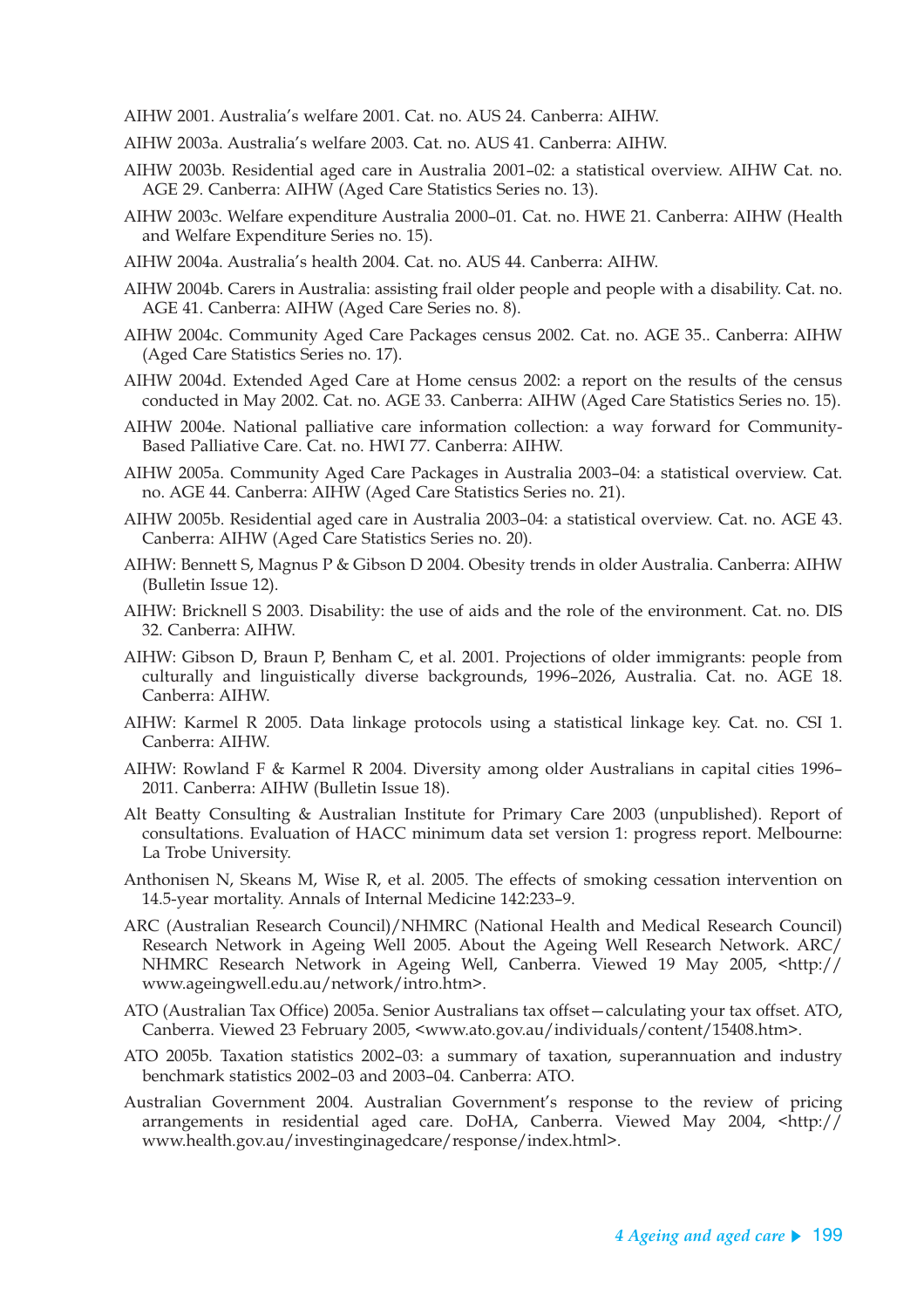AIHW 2001. Australia's welfare 2001. Cat. no. AUS 24. Canberra: AIHW.

AIHW 2003a. Australia's welfare 2003. Cat. no. AUS 41. Canberra: AIHW.

AIHW 2003b. Residential aged care in Australia 2001–02: a statistical overview. AIHW Cat. no. AGE 29. Canberra: AIHW (Aged Care Statistics Series no. 13).

AIHW 2003c. Welfare expenditure Australia 2000–01. Cat. no. HWE 21. Canberra: AIHW (Health and Welfare Expenditure Series no. 15).

AIHW 2004a. Australia's health 2004. Cat. no. AUS 44. Canberra: AIHW.

AIHW 2004b. Carers in Australia: assisting frail older people and people with a disability. Cat. no. AGE 41. Canberra: AIHW (Aged Care Series no. 8).

AIHW 2004c. Community Aged Care Packages census 2002. Cat. no. AGE 35.. Canberra: AIHW (Aged Care Statistics Series no. 17).

AIHW 2004d. Extended Aged Care at Home census 2002: a report on the results of the census conducted in May 2002. Cat. no. AGE 33. Canberra: AIHW (Aged Care Statistics Series no. 15).

AIHW 2004e. National palliative care information collection: a way forward for Community-Based Palliative Care. Cat. no. HWI 77. Canberra: AIHW.

AIHW 2005a. Community Aged Care Packages in Australia 2003–04: a statistical overview. Cat. no. AGE 44. Canberra: AIHW (Aged Care Statistics Series no. 21).

AIHW 2005b. Residential aged care in Australia 2003–04: a statistical overview. Cat. no. AGE 43. Canberra: AIHW (Aged Care Statistics Series no. 20).

AIHW: Bennett S, Magnus P & Gibson D 2004. Obesity trends in older Australia. Canberra: AIHW (Bulletin Issue 12).

AIHW: Bricknell S 2003. Disability: the use of aids and the role of the environment. Cat. no. DIS 32. Canberra: AIHW.

AIHW: Gibson D, Braun P, Benham C, et al. 2001. Projections of older immigrants: people from culturally and linguistically diverse backgrounds, 1996–2026, Australia. Cat. no. AGE 18. Canberra: AIHW.

AIHW: Karmel R 2005. Data linkage protocols using a statistical linkage key. Cat. no. CSI 1. Canberra: AIHW.

AIHW: Rowland F & Karmel R 2004. Diversity among older Australians in capital cities 1996–2011. Canberra: AIHW (Bulletin Issue 18).

Alt Beatty Consulting & Australian Institute for Primary Care 2003 (unpublished). Report of consultations. Evaluation of HACC minimum data set version 1: progress report. Melbourne: La Trobe University.

Anthonisen N, Skeans M, Wise R, et al. 2005. The effects of smoking cessation intervention on 14.5-year mortality. Annals of Internal Medicine 142:233–9.

ARC (Australian Research Council)/NHMRC (National Health and Medical Research Council) Research Network in Ageing Well 2005. About the Ageing Well Research Network. ARC/NHMRC Research Network in Ageing Well, Canberra. Viewed 19 May 2005, <http://www.ageingwell.edu.au/network/intro.htm>.

ATO (Australian Tax Office) 2005a. Senior Australians tax offset—calculating your tax offset. ATO, Canberra. Viewed 23 February 2005, <www.ato.gov.au/individuals/content/15408.htm>.

ATO 2005b. Taxation statistics 2002–03: a summary of taxation, superannuation and industry benchmark statistics 2002–03 and 2003–04. Canberra: ATO.

Australian Government 2004. Australian Government's response to the review of pricing arrangements in residential aged care. DoHA, Canberra. Viewed May 2004, <http://www.health.gov.au/investinginagedcare/response/index.html>.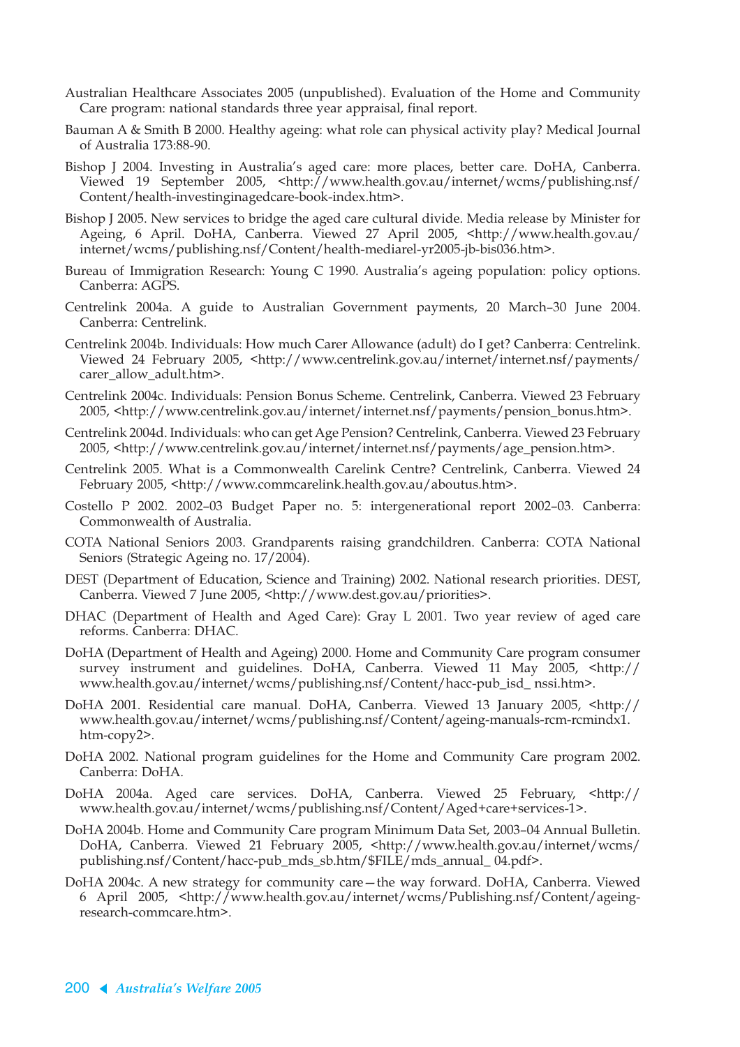Australian Healthcare Associates 2005 (unpublished). Evaluation of the Home and Community Care program: national standards three year appraisal, final report.

Bauman A & Smith B 2000. Healthy ageing: what role can physical activity play? Medical Journal of Australia 173:88-90.

Bishop J 2004. Investing in Australia's aged care: more places, better care. DoHA, Canberra. Viewed 19 September 2005, <http://www.health.gov.au/internet/wcms/publishing.nsf/Content/health-investinginagedcare-book-index.htm>.

Bishop J 2005. New services to bridge the aged care cultural divide. Media release by Minister for Ageing, 6 April. DoHA, Canberra. Viewed 27 April 2005, <http://www.health.gov.au/internet/wcms/publishing.nsf/Content/health-mediarel-yr2005-jb-bis036.htm>.

Bureau of Immigration Research: Young C 1990. Australia's ageing population: policy options. Canberra: AGPS.

Centrelink 2004a. A guide to Australian Government payments, 20 March–30 June 2004. Canberra: Centrelink.

Centrelink 2004b. Individuals: How much Carer Allowance (adult) do I get? Canberra: Centrelink. Viewed 24 February 2005, <http://www.centrelink.gov.au/internet/internet.nsf/payments/carer_allow_adult.htm>.

Centrelink 2004c. Individuals: Pension Bonus Scheme. Centrelink, Canberra. Viewed 23 February 2005, <http://www.centrelink.gov.au/internet/internet.nsf/payments/pension_bonus.htm>.

Centrelink 2004d. Individuals: who can get Age Pension? Centrelink, Canberra. Viewed 23 February 2005, <http://www.centrelink.gov.au/internet/internet.nsf/payments/age_pension.htm>.

Centrelink 2005. What is a Commonwealth Carelink Centre? Centrelink, Canberra. Viewed 24 February 2005, <http://www.commcarelink.health.gov.au/aboutus.htm>.

Costello P 2002. 2002–03 Budget Paper no. 5: intergenerational report 2002–03. Canberra: Commonwealth of Australia.

COTA National Seniors 2003. Grandparents raising grandchildren. Canberra: COTA National Seniors (Strategic Ageing no. 17/2004).

DEST (Department of Education, Science and Training) 2002. National research priorities. DEST, Canberra. Viewed 7 June 2005, <http://www.dest.gov.au/priorities>.

DHAC (Department of Health and Aged Care): Gray L 2001. Two year review of aged care reforms. Canberra: DHAC.

DoHA (Department of Health and Ageing) 2000. Home and Community Care program consumer survey instrument and guidelines. DoHA, Canberra. Viewed 11 May 2005, <http://www.health.gov.au/internet/wcms/publishing.nsf/Content/hacc-pub_isd_ nssi.htm>.

DoHA 2001. Residential care manual. DoHA, Canberra. Viewed 13 January 2005, <http://www.health.gov.au/internet/wcms/publishing.nsf/Content/ageing-manuals-rcm-rcmindx1.htm-copy2>.

DoHA 2002. National program guidelines for the Home and Community Care program 2002. Canberra: DoHA.

DoHA 2004a. Aged care services. DoHA, Canberra. Viewed 25 February, <http://www.health.gov.au/internet/wcms/publishing.nsf/Content/Aged+care+services-1>.

DoHA 2004b. Home and Community Care program Minimum Data Set, 2003–04 Annual Bulletin. DoHA, Canberra. Viewed 21 February 2005, <http://www.health.gov.au/internet/wcms/publishing.nsf/Content/hacc-pub_mds_sb.htm/$FILE/mds_annual_ 04.pdf>.

DoHA 2004c. A new strategy for community care—the way forward. DoHA, Canberra. Viewed 6 April 2005, <http://www.health.gov.au/internet/wcms/Publishing.nsf/Content/ageing-research-commcare.htm>.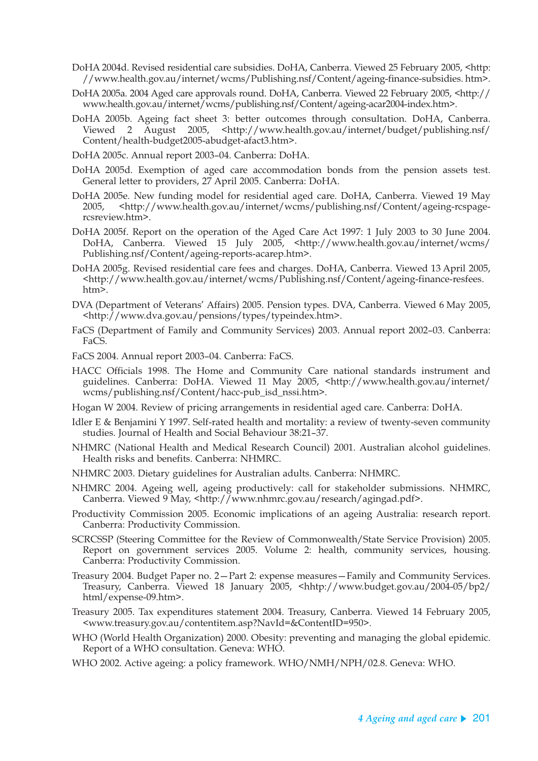DoHA 2004d. Revised residential care subsidies. DoHA, Canberra. Viewed 25 February 2005, <http://www.health.gov.au/internet/wcms/Publishing.nsf/Content/ageing-finance-subsidies. htm>.

DoHA 2005a. 2004 Aged care approvals round. DoHA, Canberra. Viewed 22 February 2005, <http://www.health.gov.au/internet/wcms/publishing.nsf/Content/ageing-acar2004-index.htm>.

DoHA 2005b. Ageing fact sheet 3: better outcomes through consultation. DoHA, Canberra. Viewed 2 August 2005, <http://www.health.gov.au/internet/budget/publishing.nsf/Content/health-budget2005-abudget-afact3.htm>.

DoHA 2005c. Annual report 2003–04. Canberra: DoHA.

DoHA 2005d. Exemption of aged care accommodation bonds from the pension assets test. General letter to providers, 27 April 2005. Canberra: DoHA.

DoHA 2005e. New funding model for residential aged care. DoHA, Canberra. Viewed 19 May 2005, <http://www.health.gov.au/internet/wcms/publishing.nsf/Content/ageing-rcspage-rcsreview.htm>.

DoHA 2005f. Report on the operation of the Aged Care Act 1997: 1 July 2003 to 30 June 2004. DoHA, Canberra. Viewed 15 July 2005, <http://www.health.gov.au/internet/wcms/Publishing.nsf/Content/ageing-reports-acarep.htm>.

DoHA 2005g. Revised residential care fees and charges. DoHA, Canberra. Viewed 13 April 2005, <http://www.health.gov.au/internet/wcms/Publishing.nsf/Content/ageing-finance-resfees. htm>.

DVA (Department of Veterans' Affairs) 2005. Pension types. DVA, Canberra. Viewed 6 May 2005, <http://www.dva.gov.au/pensions/types/typeindex.htm>.

FaCS (Department of Family and Community Services) 2003. Annual report 2002–03. Canberra: FaCS.

FaCS 2004. Annual report 2003–04. Canberra: FaCS.

HACC Officials 1998. The Home and Community Care national standards instrument and guidelines. Canberra: DoHA. Viewed 11 May 2005, <http://www.health.gov.au/internet/wcms/publishing.nsf/Content/hacc-pub_isd_nssi.htm>.

Hogan W 2004. Review of pricing arrangements in residential aged care. Canberra: DoHA.

Idler E & Benjamini Y 1997. Self-rated health and mortality: a review of twenty-seven community studies. Journal of Health and Social Behaviour 38:21–37.

NHMRC (National Health and Medical Research Council) 2001. Australian alcohol guidelines. Health risks and benefits. Canberra: NHMRC.

NHMRC 2003. Dietary guidelines for Australian adults. Canberra: NHMRC.

NHMRC 2004. Ageing well, ageing productively: call for stakeholder submissions. NHMRC, Canberra. Viewed 9 May, <http://www.nhmrc.gov.au/research/agingad.pdf>.

Productivity Commission 2005. Economic implications of an ageing Australia: research report. Canberra: Productivity Commission.

SCRCSSP (Steering Committee for the Review of Commonwealth/State Service Provision) 2005. Report on government services 2005. Volume 2: health, community services, housing. Canberra: Productivity Commission.

Treasury 2004. Budget Paper no. 2—Part 2: expense measures—Family and Community Services. Treasury, Canberra. Viewed 18 January 2005, <hhtp://www.budget.gov.au/2004-05/bp2/html/expense-09.htm>.

Treasury 2005. Tax expenditures statement 2004. Treasury, Canberra. Viewed 14 February 2005, <www.treasury.gov.au/contentitem.asp?NavId=&ContentID=950>.

WHO (World Health Organization) 2000. Obesity: preventing and managing the global epidemic. Report of a WHO consultation. Geneva: WHO.

WHO 2002. Active ageing: a policy framework. WHO/NMH/NPH/02.8. Geneva: WHO.